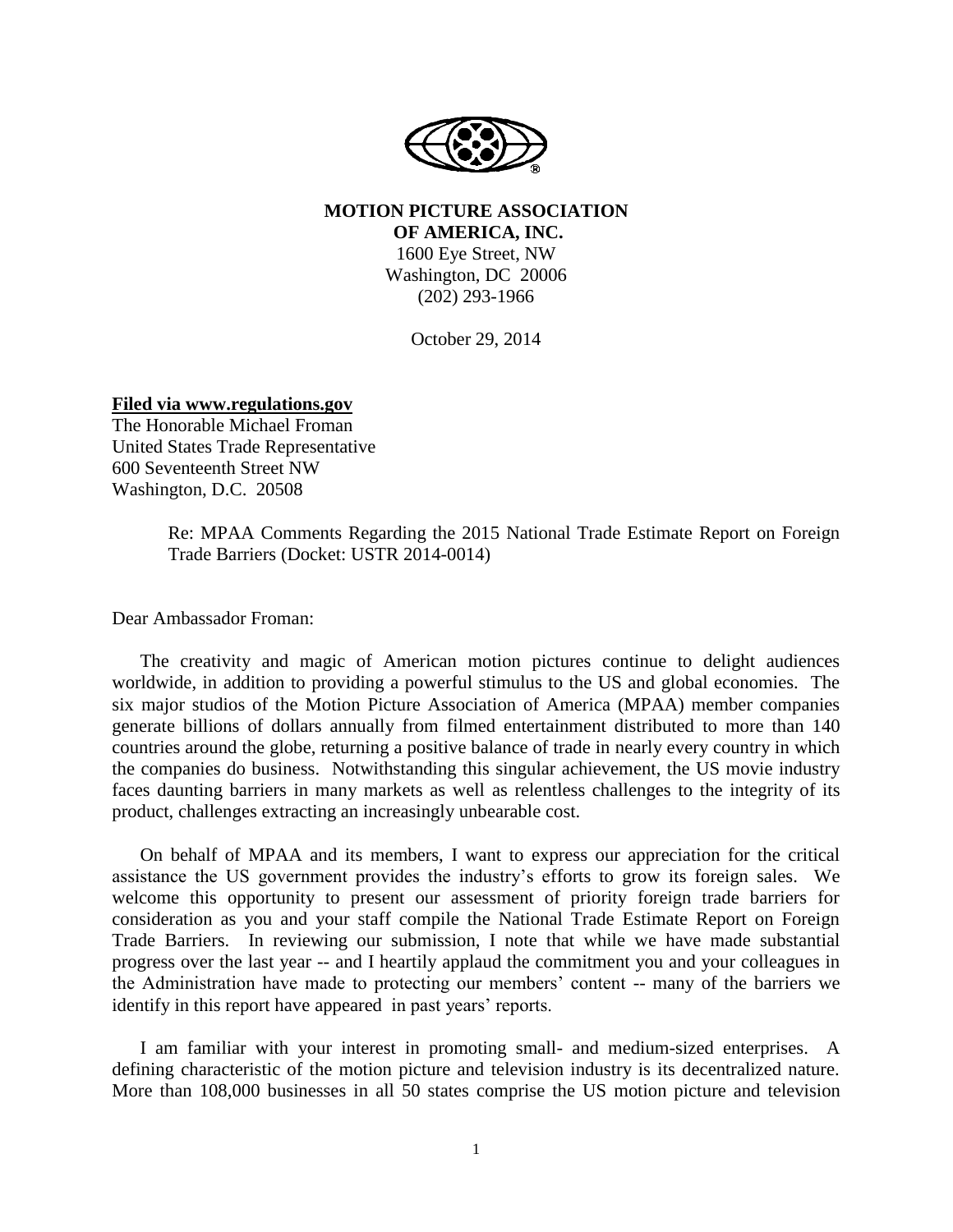**MOTION PICTURE ASSOCIATION OF AMERICA, INC.**

1600 Eye Street, NW
Washington, DC 20006
(202) 293-1966

October 29, 2014

**Filed via www.regulations.gov**
The Honorable Michael Froman
United States Trade Representative
600 Seventeenth Street NW
Washington, D.C. 20508

Re: MPAA Comments Regarding the 2015 National Trade Estimate Report on Foreign Trade Barriers (Docket: USTR 2014-0014)

Dear Ambassador Froman:

The creativity and magic of American motion pictures continue to delight audiences worldwide, in addition to providing a powerful stimulus to the US and global economies. The six major studios of the Motion Picture Association of America (MPAA) member companies generate billions of dollars annually from filmed entertainment distributed to more than 140 countries around the globe, returning a positive balance of trade in nearly every country in which the companies do business. Notwithstanding this singular achievement, the US movie industry faces daunting barriers in many markets as well as relentless challenges to the integrity of its product, challenges extracting an increasingly unbearable cost.

On behalf of MPAA and its members, I want to express our appreciation for the critical assistance the US government provides the industry's efforts to grow its foreign sales. We welcome this opportunity to present our assessment of priority foreign trade barriers for consideration as you and your staff compile the National Trade Estimate Report on Foreign Trade Barriers. In reviewing our submission, I note that while we have made substantial progress over the last year -- and I heartily applaud the commitment you and your colleagues in the Administration have made to protecting our members' content -- many of the barriers we identify in this report have appeared in past years' reports.

I am familiar with your interest in promoting small- and medium-sized enterprises. A defining characteristic of the motion picture and television industry is its decentralized nature. More than 108,000 businesses in all 50 states comprise the US motion picture and television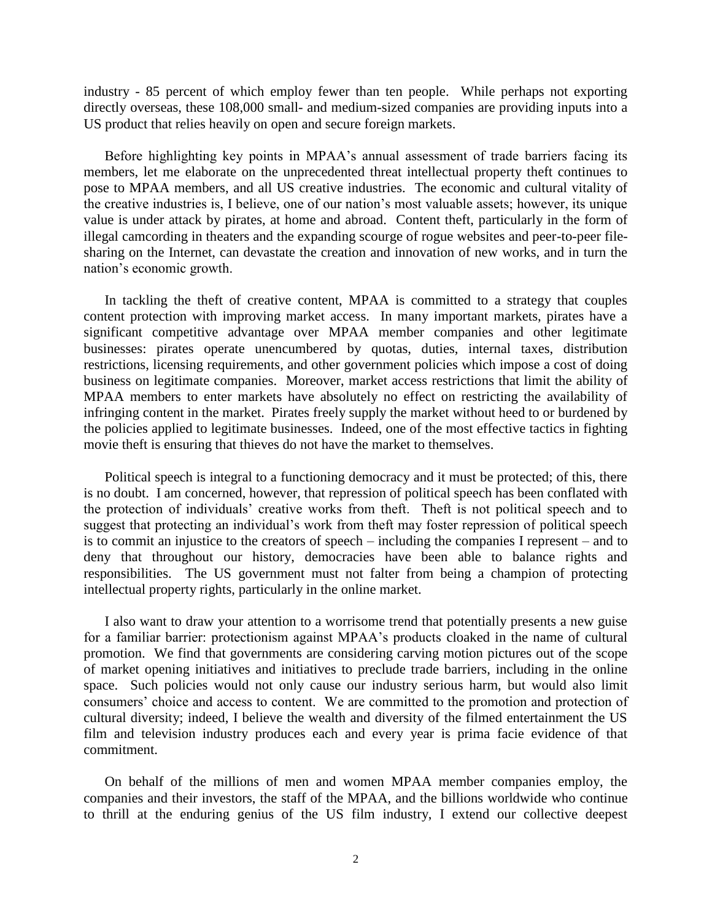industry - 85 percent of which employ fewer than ten people. While perhaps not exporting directly overseas, these 108,000 small- and medium-sized companies are providing inputs into a US product that relies heavily on open and secure foreign markets.

Before highlighting key points in MPAA's annual assessment of trade barriers facing its members, let me elaborate on the unprecedented threat intellectual property theft continues to pose to MPAA members, and all US creative industries. The economic and cultural vitality of the creative industries is, I believe, one of our nation's most valuable assets; however, its unique value is under attack by pirates, at home and abroad. Content theft, particularly in the form of illegal camcording in theaters and the expanding scourge of rogue websites and peer-to-peer file-sharing on the Internet, can devastate the creation and innovation of new works, and in turn the nation's economic growth.

In tackling the theft of creative content, MPAA is committed to a strategy that couples content protection with improving market access. In many important markets, pirates have a significant competitive advantage over MPAA member companies and other legitimate businesses: pirates operate unencumbered by quotas, duties, internal taxes, distribution restrictions, licensing requirements, and other government policies which impose a cost of doing business on legitimate companies. Moreover, market access restrictions that limit the ability of MPAA members to enter markets have absolutely no effect on restricting the availability of infringing content in the market. Pirates freely supply the market without heed to or burdened by the policies applied to legitimate businesses. Indeed, one of the most effective tactics in fighting movie theft is ensuring that thieves do not have the market to themselves.

Political speech is integral to a functioning democracy and it must be protected; of this, there is no doubt. I am concerned, however, that repression of political speech has been conflated with the protection of individuals' creative works from theft. Theft is not political speech and to suggest that protecting an individual's work from theft may foster repression of political speech is to commit an injustice to the creators of speech – including the companies I represent – and to deny that throughout our history, democracies have been able to balance rights and responsibilities. The US government must not falter from being a champion of protecting intellectual property rights, particularly in the online market.

I also want to draw your attention to a worrisome trend that potentially presents a new guise for a familiar barrier: protectionism against MPAA's products cloaked in the name of cultural promotion. We find that governments are considering carving motion pictures out of the scope of market opening initiatives and initiatives to preclude trade barriers, including in the online space. Such policies would not only cause our industry serious harm, but would also limit consumers' choice and access to content. We are committed to the promotion and protection of cultural diversity; indeed, I believe the wealth and diversity of the filmed entertainment the US film and television industry produces each and every year is prima facie evidence of that commitment.

On behalf of the millions of men and women MPAA member companies employ, the companies and their investors, the staff of the MPAA, and the billions worldwide who continue to thrill at the enduring genius of the US film industry, I extend our collective deepest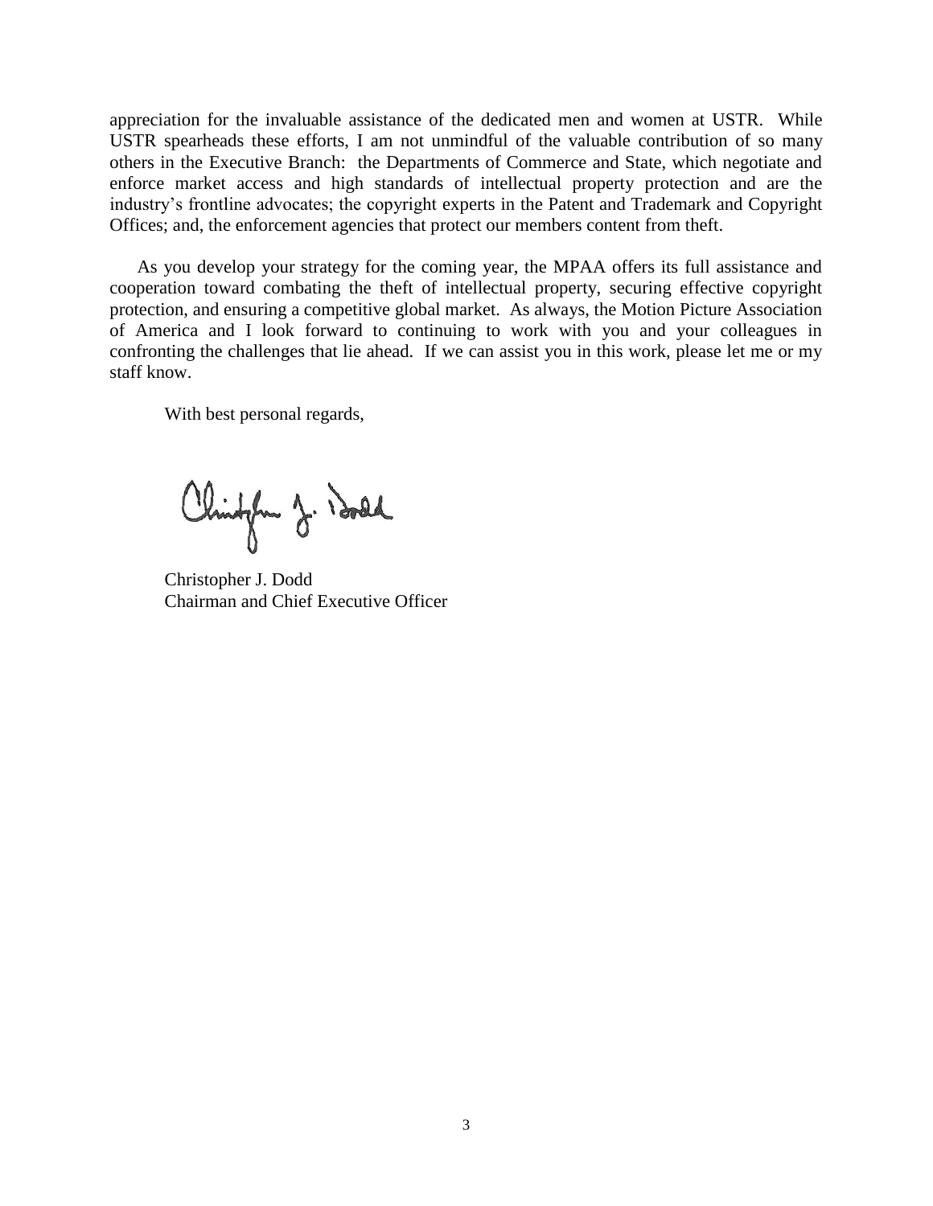appreciation for the invaluable assistance of the dedicated men and women at USTR. While USTR spearheads these efforts, I am not unmindful of the valuable contribution of so many others in the Executive Branch: the Departments of Commerce and State, which negotiate and enforce market access and high standards of intellectual property protection and are the industry's frontline advocates; the copyright experts in the Patent and Trademark and Copyright Offices; and, the enforcement agencies that protect our members content from theft.

As you develop your strategy for the coming year, the MPAA offers its full assistance and cooperation toward combating the theft of intellectual property, securing effective copyright protection, and ensuring a competitive global market. As always, the Motion Picture Association of America and I look forward to continuing to work with you and your colleagues in confronting the challenges that lie ahead. If we can assist you in this work, please let me or my staff know.

With best personal regards,

Christopher J. Dodd
Chairman and Chief Executive Officer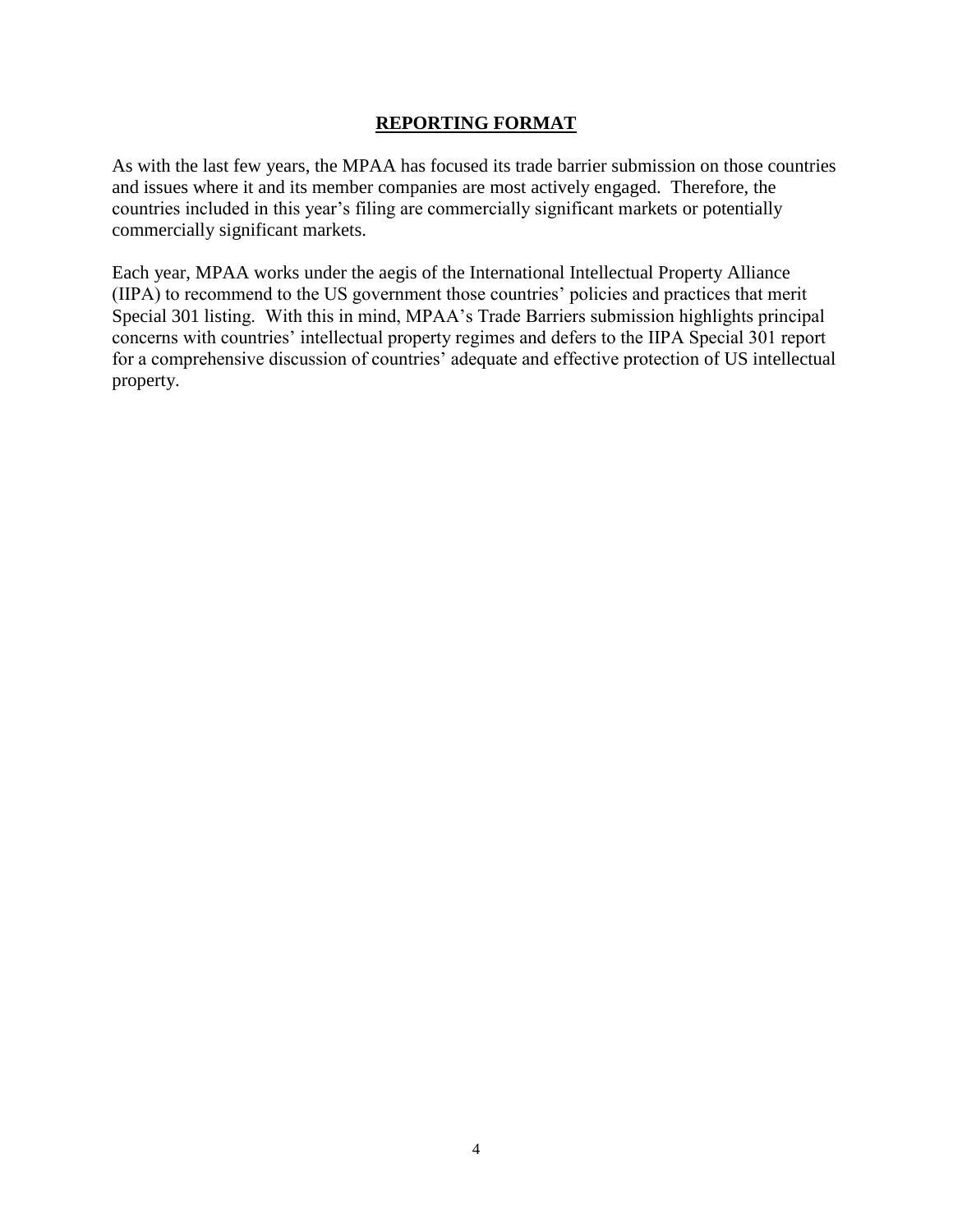## **REPORTING FORMAT**

As with the last few years, the MPAA has focused its trade barrier submission on those countries and issues where it and its member companies are most actively engaged. Therefore, the countries included in this year's filing are commercially significant markets or potentially commercially significant markets.

Each year, MPAA works under the aegis of the International Intellectual Property Alliance (IIPA) to recommend to the US government those countries' policies and practices that merit Special 301 listing. With this in mind, MPAA's Trade Barriers submission highlights principal concerns with countries' intellectual property regimes and defers to the IIPA Special 301 report for a comprehensive discussion of countries' adequate and effective protection of US intellectual property.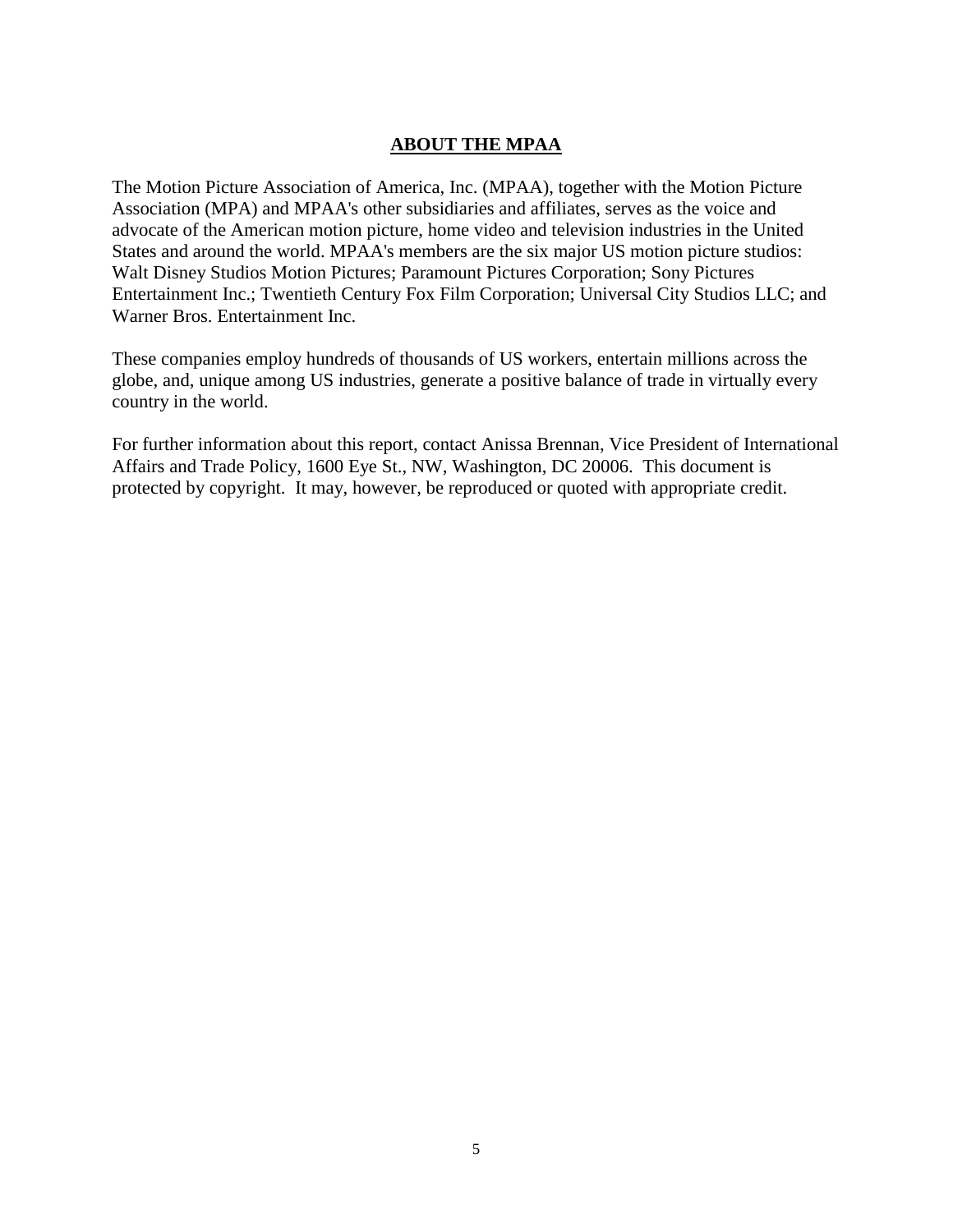## ABOUT THE MPAA

The Motion Picture Association of America, Inc. (MPAA), together with the Motion Picture Association (MPA) and MPAA's other subsidiaries and affiliates, serves as the voice and advocate of the American motion picture, home video and television industries in the United States and around the world. MPAA's members are the six major US motion picture studios: Walt Disney Studios Motion Pictures; Paramount Pictures Corporation; Sony Pictures Entertainment Inc.; Twentieth Century Fox Film Corporation; Universal City Studios LLC; and Warner Bros. Entertainment Inc.

These companies employ hundreds of thousands of US workers, entertain millions across the globe, and, unique among US industries, generate a positive balance of trade in virtually every country in the world.

For further information about this report, contact Anissa Brennan, Vice President of International Affairs and Trade Policy, 1600 Eye St., NW, Washington, DC 20006. This document is protected by copyright. It may, however, be reproduced or quoted with appropriate credit.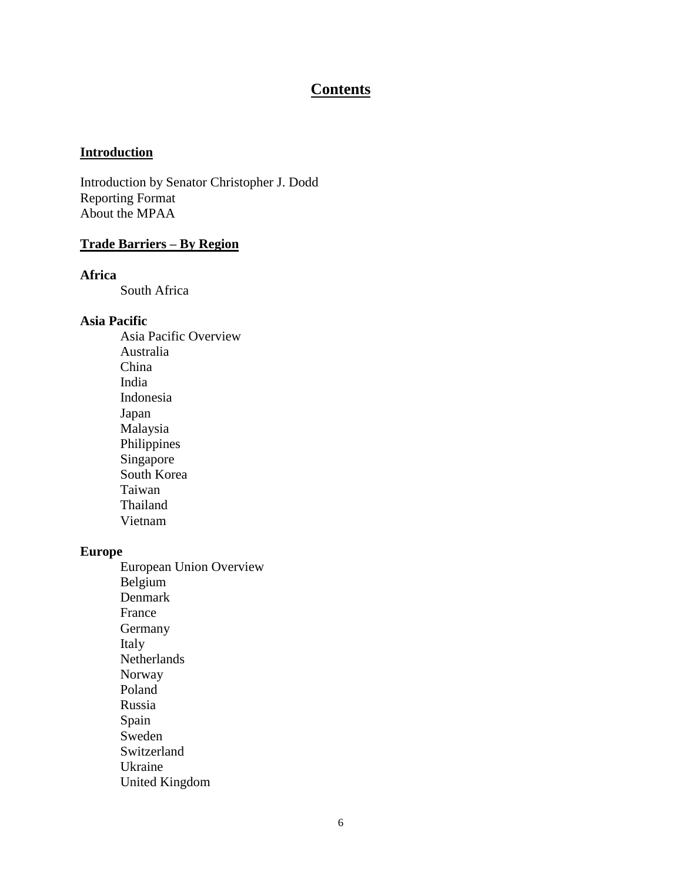# Contents

## Introduction

Introduction by Senator Christopher J. Dodd
Reporting Format
About the MPAA

## Trade Barriers – By Region

**Africa**

- South Africa

**Asia Pacific**

- Asia Pacific Overview
- Australia
- China
- India
- Indonesia
- Japan
- Malaysia
- Philippines
- Singapore
- South Korea
- Taiwan
- Thailand
- Vietnam

**Europe**

- European Union Overview
- Belgium
- Denmark
- France
- Germany
- Italy
- Netherlands
- Norway
- Poland
- Russia
- Spain
- Sweden
- Switzerland
- Ukraine
- United Kingdom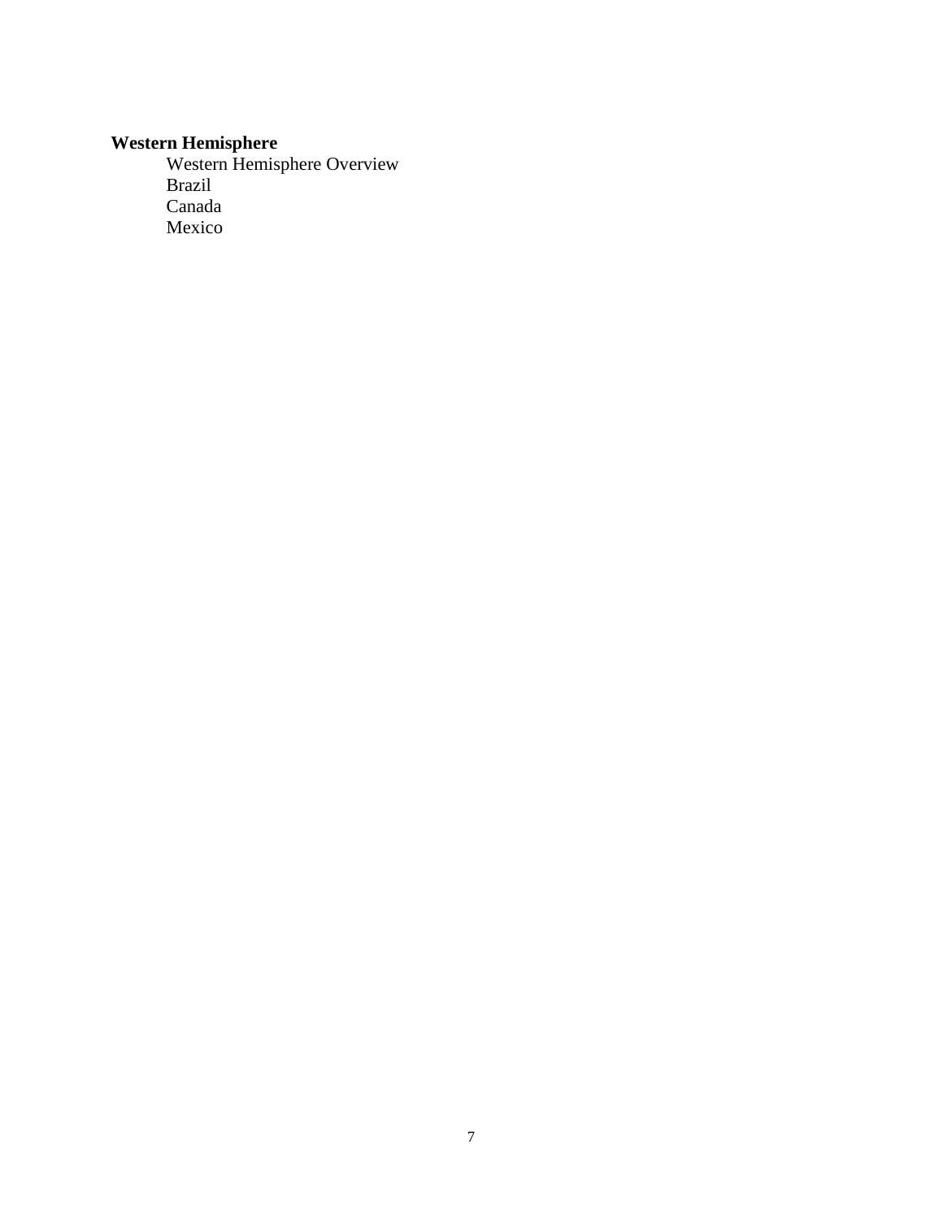**Western Hemisphere**

- Western Hemisphere Overview
- Brazil
- Canada
- Mexico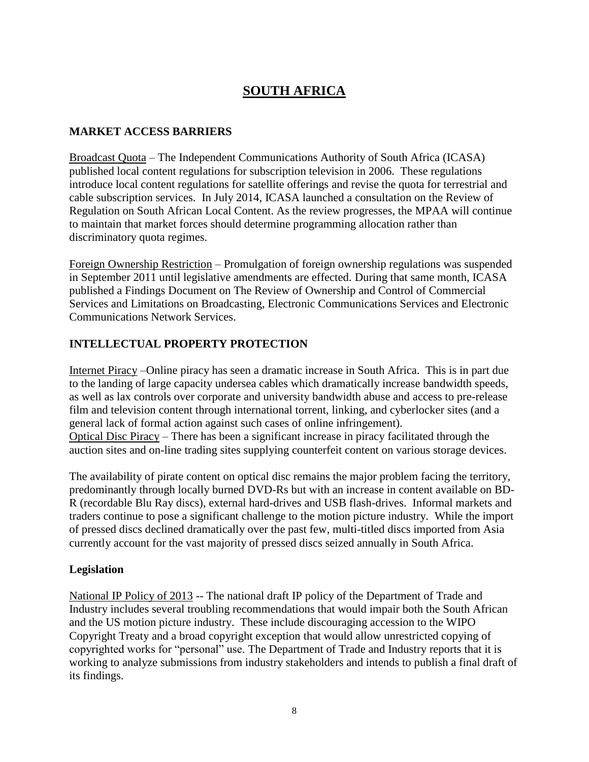# SOUTH AFRICA

## MARKET ACCESS BARRIERS

Broadcast Quota – The Independent Communications Authority of South Africa (ICASA) published local content regulations for subscription television in 2006. These regulations introduce local content regulations for satellite offerings and revise the quota for terrestrial and cable subscription services. In July 2014, ICASA launched a consultation on the Review of Regulation on South African Local Content. As the review progresses, the MPAA will continue to maintain that market forces should determine programming allocation rather than discriminatory quota regimes.

Foreign Ownership Restriction – Promulgation of foreign ownership regulations was suspended in September 2011 until legislative amendments are effected. During that same month, ICASA published a Findings Document on The Review of Ownership and Control of Commercial Services and Limitations on Broadcasting, Electronic Communications Services and Electronic Communications Network Services.

## INTELLECTUAL PROPERTY PROTECTION

Internet Piracy –Online piracy has seen a dramatic increase in South Africa. This is in part due to the landing of large capacity undersea cables which dramatically increase bandwidth speeds, as well as lax controls over corporate and university bandwidth abuse and access to pre-release film and television content through international torrent, linking, and cyberlocker sites (and a general lack of formal action against such cases of online infringement).

Optical Disc Piracy – There has been a significant increase in piracy facilitated through the auction sites and on-line trading sites supplying counterfeit content on various storage devices.

The availability of pirate content on optical disc remains the major problem facing the territory, predominantly through locally burned DVD-Rs but with an increase in content available on BD-R (recordable Blu Ray discs), external hard-drives and USB flash-drives. Informal markets and traders continue to pose a significant challenge to the motion picture industry. While the import of pressed discs declined dramatically over the past few, multi-titled discs imported from Asia currently account for the vast majority of pressed discs seized annually in South Africa.

### Legislation

National IP Policy of 2013 -- The national draft IP policy of the Department of Trade and Industry includes several troubling recommendations that would impair both the South African and the US motion picture industry. These include discouraging accession to the WIPO Copyright Treaty and a broad copyright exception that would allow unrestricted copying of copyrighted works for "personal" use. The Department of Trade and Industry reports that it is working to analyze submissions from industry stakeholders and intends to publish a final draft of its findings.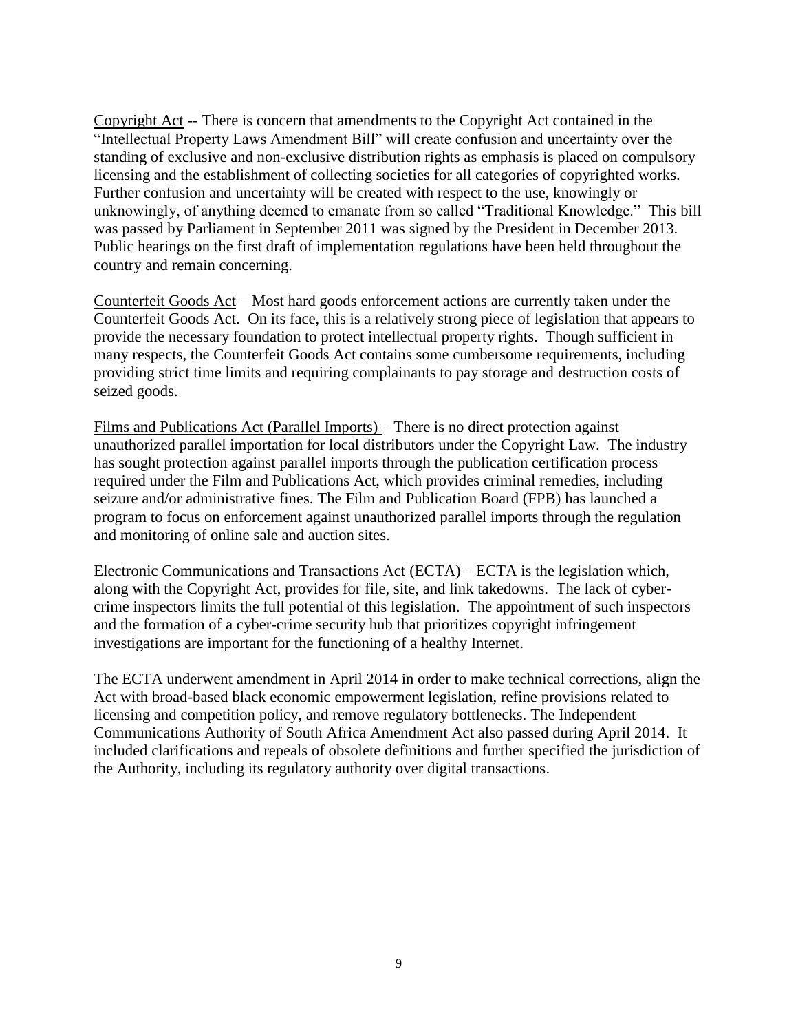Copyright Act -- There is concern that amendments to the Copyright Act contained in the "Intellectual Property Laws Amendment Bill" will create confusion and uncertainty over the standing of exclusive and non-exclusive distribution rights as emphasis is placed on compulsory licensing and the establishment of collecting societies for all categories of copyrighted works. Further confusion and uncertainty will be created with respect to the use, knowingly or unknowingly, of anything deemed to emanate from so called "Traditional Knowledge." This bill was passed by Parliament in September 2011 was signed by the President in December 2013. Public hearings on the first draft of implementation regulations have been held throughout the country and remain concerning.

Counterfeit Goods Act – Most hard goods enforcement actions are currently taken under the Counterfeit Goods Act. On its face, this is a relatively strong piece of legislation that appears to provide the necessary foundation to protect intellectual property rights. Though sufficient in many respects, the Counterfeit Goods Act contains some cumbersome requirements, including providing strict time limits and requiring complainants to pay storage and destruction costs of seized goods.

Films and Publications Act (Parallel Imports) – There is no direct protection against unauthorized parallel importation for local distributors under the Copyright Law. The industry has sought protection against parallel imports through the publication certification process required under the Film and Publications Act, which provides criminal remedies, including seizure and/or administrative fines. The Film and Publication Board (FPB) has launched a program to focus on enforcement against unauthorized parallel imports through the regulation and monitoring of online sale and auction sites.

Electronic Communications and Transactions Act (ECTA) – ECTA is the legislation which, along with the Copyright Act, provides for file, site, and link takedowns. The lack of cyber-crime inspectors limits the full potential of this legislation. The appointment of such inspectors and the formation of a cyber-crime security hub that prioritizes copyright infringement investigations are important for the functioning of a healthy Internet.

The ECTA underwent amendment in April 2014 in order to make technical corrections, align the Act with broad-based black economic empowerment legislation, refine provisions related to licensing and competition policy, and remove regulatory bottlenecks. The Independent Communications Authority of South Africa Amendment Act also passed during April 2014. It included clarifications and repeals of obsolete definitions and further specified the jurisdiction of the Authority, including its regulatory authority over digital transactions.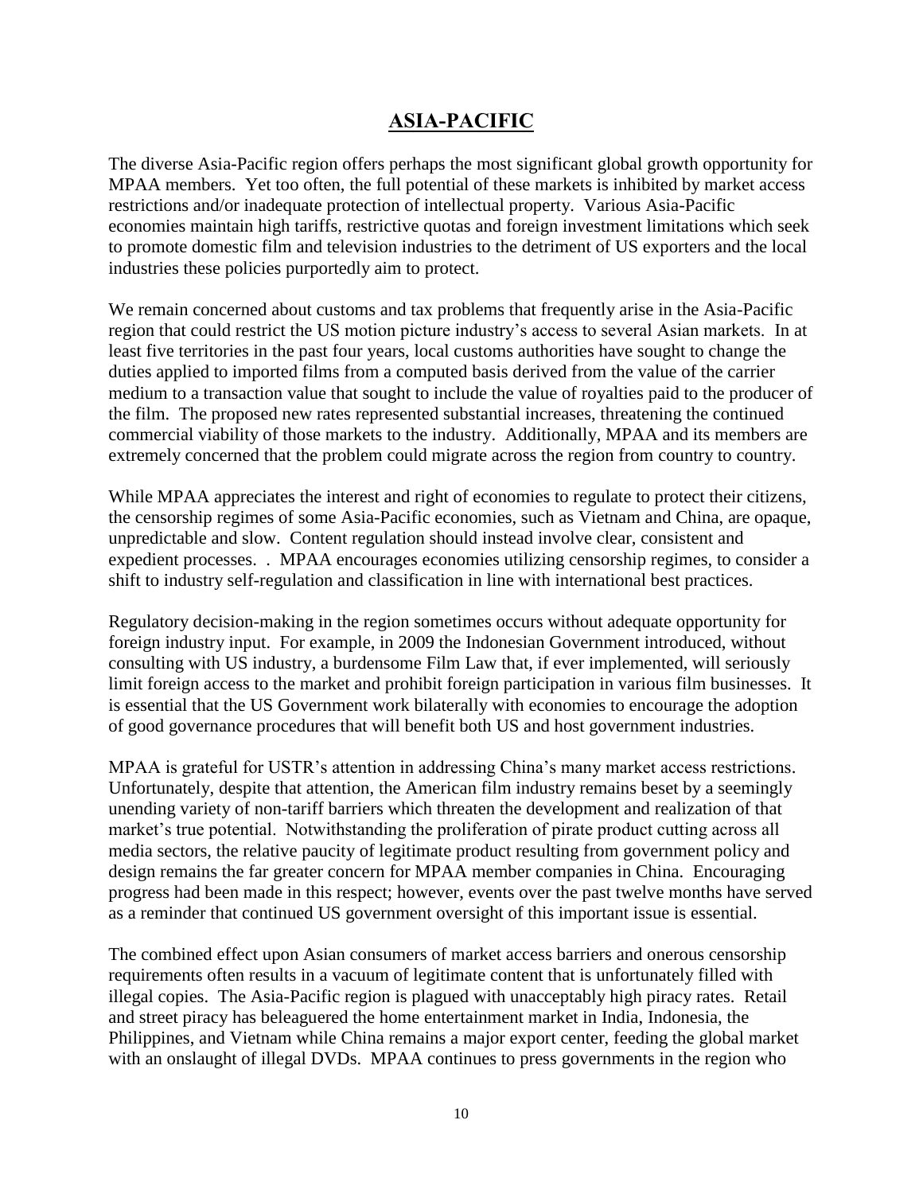## ASIA-PACIFIC

The diverse Asia-Pacific region offers perhaps the most significant global growth opportunity for MPAA members. Yet too often, the full potential of these markets is inhibited by market access restrictions and/or inadequate protection of intellectual property. Various Asia-Pacific economies maintain high tariffs, restrictive quotas and foreign investment limitations which seek to promote domestic film and television industries to the detriment of US exporters and the local industries these policies purportedly aim to protect.

We remain concerned about customs and tax problems that frequently arise in the Asia-Pacific region that could restrict the US motion picture industry's access to several Asian markets. In at least five territories in the past four years, local customs authorities have sought to change the duties applied to imported films from a computed basis derived from the value of the carrier medium to a transaction value that sought to include the value of royalties paid to the producer of the film. The proposed new rates represented substantial increases, threatening the continued commercial viability of those markets to the industry. Additionally, MPAA and its members are extremely concerned that the problem could migrate across the region from country to country.

While MPAA appreciates the interest and right of economies to regulate to protect their citizens, the censorship regimes of some Asia-Pacific economies, such as Vietnam and China, are opaque, unpredictable and slow. Content regulation should instead involve clear, consistent and expedient processes. . MPAA encourages economies utilizing censorship regimes, to consider a shift to industry self-regulation and classification in line with international best practices.

Regulatory decision-making in the region sometimes occurs without adequate opportunity for foreign industry input. For example, in 2009 the Indonesian Government introduced, without consulting with US industry, a burdensome Film Law that, if ever implemented, will seriously limit foreign access to the market and prohibit foreign participation in various film businesses. It is essential that the US Government work bilaterally with economies to encourage the adoption of good governance procedures that will benefit both US and host government industries.

MPAA is grateful for USTR's attention in addressing China's many market access restrictions. Unfortunately, despite that attention, the American film industry remains beset by a seemingly unending variety of non-tariff barriers which threaten the development and realization of that market's true potential. Notwithstanding the proliferation of pirate product cutting across all media sectors, the relative paucity of legitimate product resulting from government policy and design remains the far greater concern for MPAA member companies in China. Encouraging progress had been made in this respect; however, events over the past twelve months have served as a reminder that continued US government oversight of this important issue is essential.

The combined effect upon Asian consumers of market access barriers and onerous censorship requirements often results in a vacuum of legitimate content that is unfortunately filled with illegal copies. The Asia-Pacific region is plagued with unacceptably high piracy rates. Retail and street piracy has beleaguered the home entertainment market in India, Indonesia, the Philippines, and Vietnam while China remains a major export center, feeding the global market with an onslaught of illegal DVDs. MPAA continues to press governments in the region who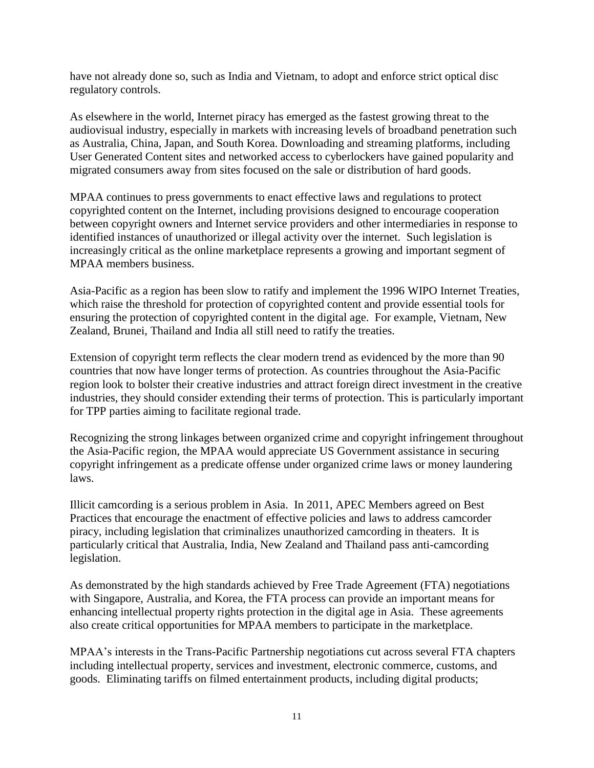have not already done so, such as India and Vietnam, to adopt and enforce strict optical disc regulatory controls.

As elsewhere in the world, Internet piracy has emerged as the fastest growing threat to the audiovisual industry, especially in markets with increasing levels of broadband penetration such as Australia, China, Japan, and South Korea. Downloading and streaming platforms, including User Generated Content sites and networked access to cyberlockers have gained popularity and migrated consumers away from sites focused on the sale or distribution of hard goods.

MPAA continues to press governments to enact effective laws and regulations to protect copyrighted content on the Internet, including provisions designed to encourage cooperation between copyright owners and Internet service providers and other intermediaries in response to identified instances of unauthorized or illegal activity over the internet. Such legislation is increasingly critical as the online marketplace represents a growing and important segment of MPAA members business.

Asia-Pacific as a region has been slow to ratify and implement the 1996 WIPO Internet Treaties, which raise the threshold for protection of copyrighted content and provide essential tools for ensuring the protection of copyrighted content in the digital age. For example, Vietnam, New Zealand, Brunei, Thailand and India all still need to ratify the treaties.

Extension of copyright term reflects the clear modern trend as evidenced by the more than 90 countries that now have longer terms of protection. As countries throughout the Asia-Pacific region look to bolster their creative industries and attract foreign direct investment in the creative industries, they should consider extending their terms of protection. This is particularly important for TPP parties aiming to facilitate regional trade.

Recognizing the strong linkages between organized crime and copyright infringement throughout the Asia-Pacific region, the MPAA would appreciate US Government assistance in securing copyright infringement as a predicate offense under organized crime laws or money laundering laws.

Illicit camcording is a serious problem in Asia. In 2011, APEC Members agreed on Best Practices that encourage the enactment of effective policies and laws to address camcorder piracy, including legislation that criminalizes unauthorized camcording in theaters. It is particularly critical that Australia, India, New Zealand and Thailand pass anti-camcording legislation.

As demonstrated by the high standards achieved by Free Trade Agreement (FTA) negotiations with Singapore, Australia, and Korea, the FTA process can provide an important means for enhancing intellectual property rights protection in the digital age in Asia. These agreements also create critical opportunities for MPAA members to participate in the marketplace.

MPAA's interests in the Trans-Pacific Partnership negotiations cut across several FTA chapters including intellectual property, services and investment, electronic commerce, customs, and goods. Eliminating tariffs on filmed entertainment products, including digital products;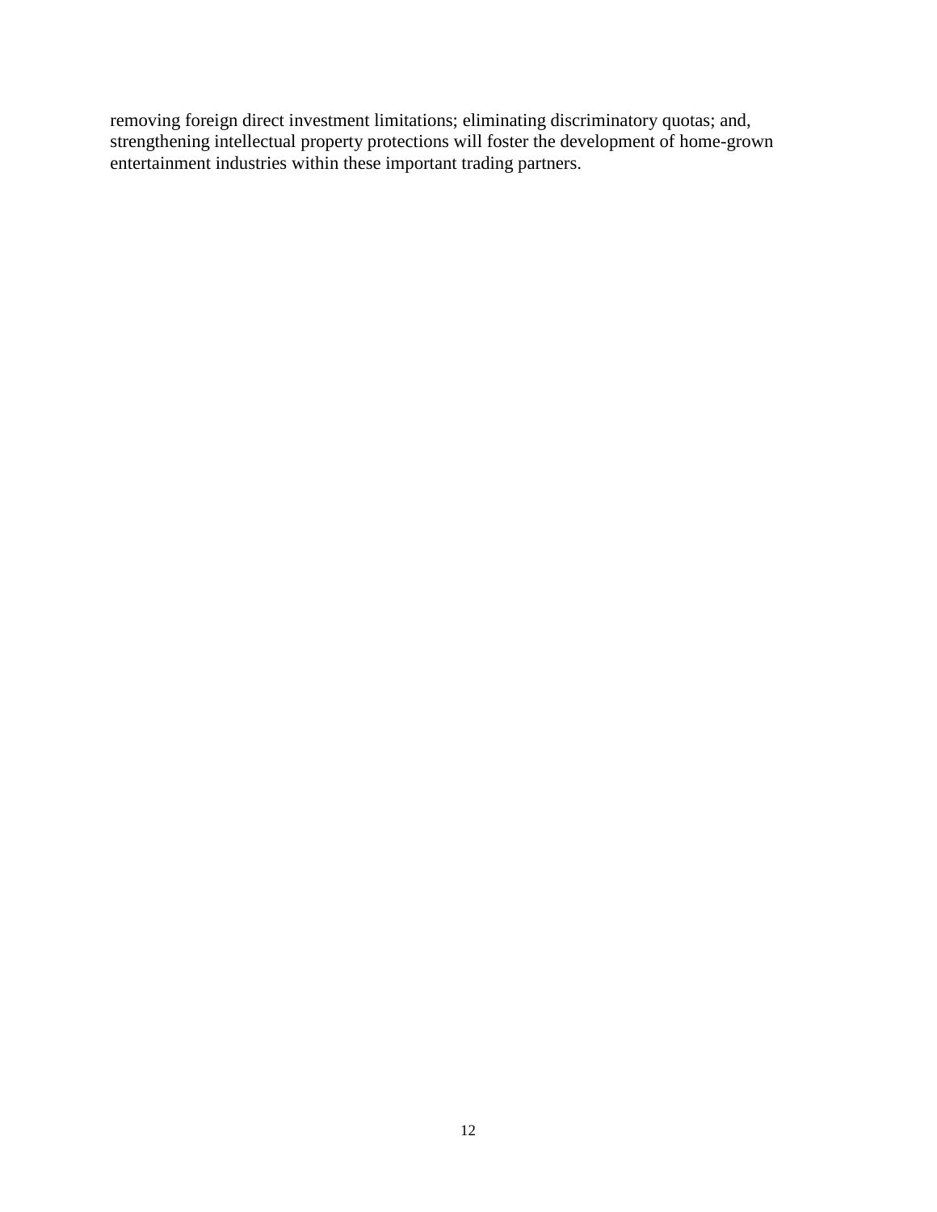removing foreign direct investment limitations; eliminating discriminatory quotas; and, strengthening intellectual property protections will foster the development of home-grown entertainment industries within these important trading partners.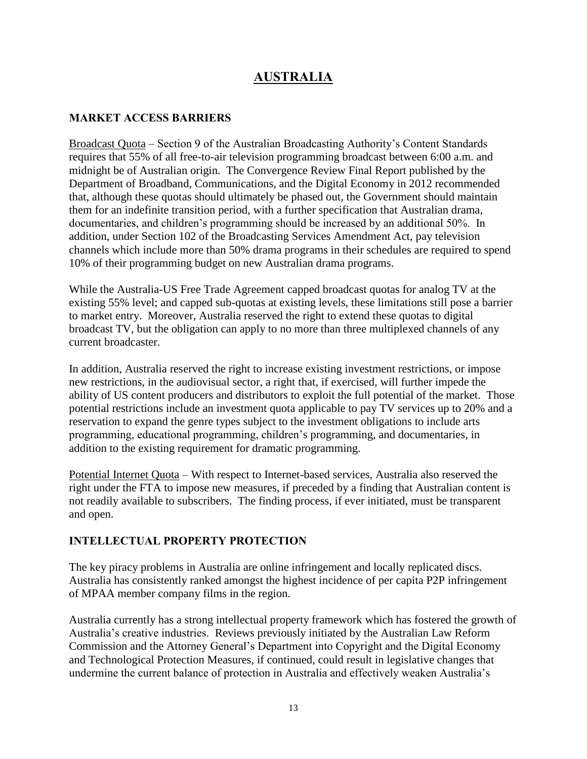# AUSTRALIA

## MARKET ACCESS BARRIERS

Broadcast Quota – Section 9 of the Australian Broadcasting Authority's Content Standards requires that 55% of all free-to-air television programming broadcast between 6:00 a.m. and midnight be of Australian origin. The Convergence Review Final Report published by the Department of Broadband, Communications, and the Digital Economy in 2012 recommended that, although these quotas should ultimately be phased out, the Government should maintain them for an indefinite transition period, with a further specification that Australian drama, documentaries, and children's programming should be increased by an additional 50%. In addition, under Section 102 of the Broadcasting Services Amendment Act, pay television channels which include more than 50% drama programs in their schedules are required to spend 10% of their programming budget on new Australian drama programs.

While the Australia-US Free Trade Agreement capped broadcast quotas for analog TV at the existing 55% level; and capped sub-quotas at existing levels, these limitations still pose a barrier to market entry. Moreover, Australia reserved the right to extend these quotas to digital broadcast TV, but the obligation can apply to no more than three multiplexed channels of any current broadcaster.

In addition, Australia reserved the right to increase existing investment restrictions, or impose new restrictions, in the audiovisual sector, a right that, if exercised, will further impede the ability of US content producers and distributors to exploit the full potential of the market. Those potential restrictions include an investment quota applicable to pay TV services up to 20% and a reservation to expand the genre types subject to the investment obligations to include arts programming, educational programming, children's programming, and documentaries, in addition to the existing requirement for dramatic programming.

Potential Internet Quota – With respect to Internet-based services, Australia also reserved the right under the FTA to impose new measures, if preceded by a finding that Australian content is not readily available to subscribers. The finding process, if ever initiated, must be transparent and open.

## INTELLECTUAL PROPERTY PROTECTION

The key piracy problems in Australia are online infringement and locally replicated discs. Australia has consistently ranked amongst the highest incidence of per capita P2P infringement of MPAA member company films in the region.

Australia currently has a strong intellectual property framework which has fostered the growth of Australia's creative industries. Reviews previously initiated by the Australian Law Reform Commission and the Attorney General's Department into Copyright and the Digital Economy and Technological Protection Measures, if continued, could result in legislative changes that undermine the current balance of protection in Australia and effectively weaken Australia's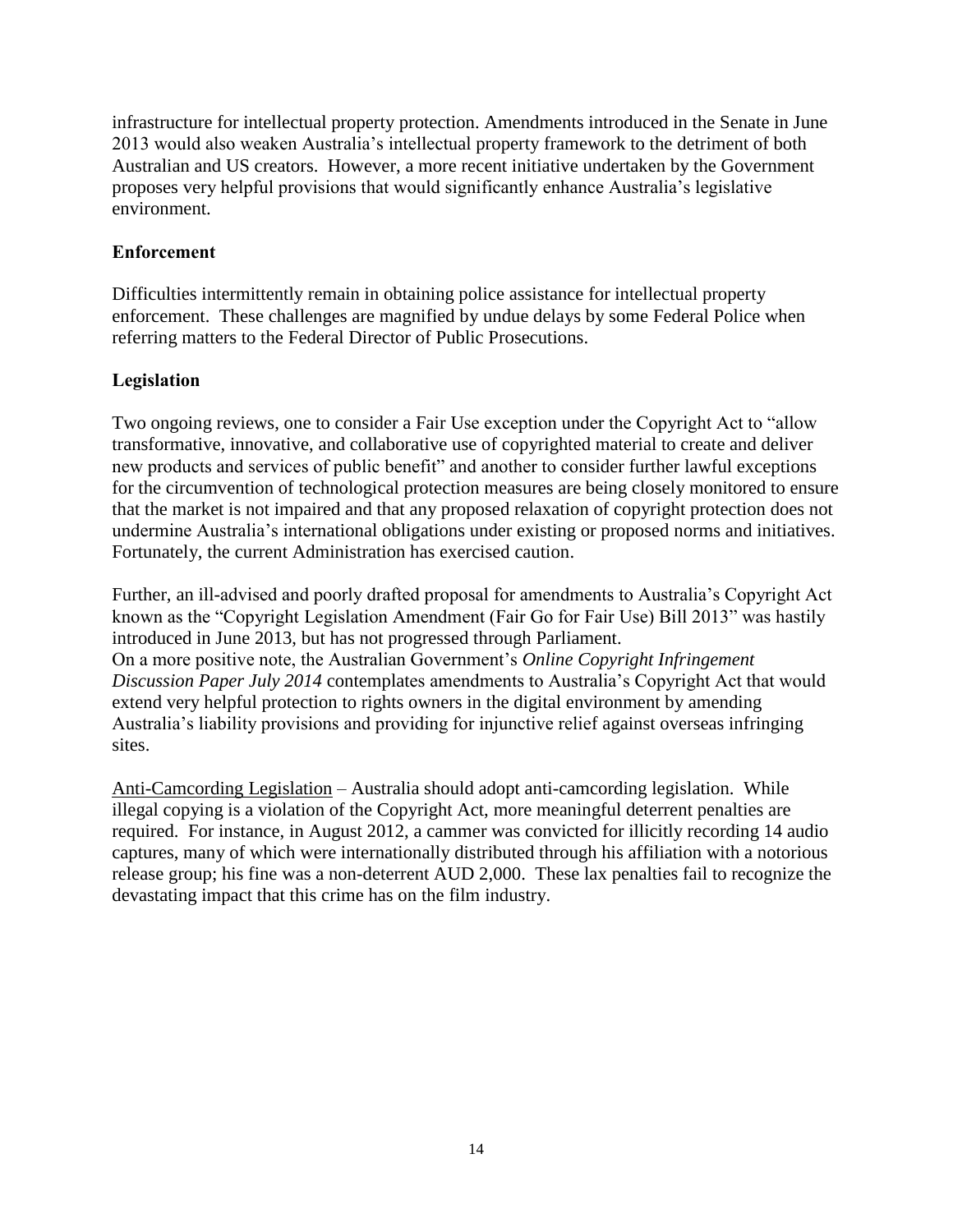infrastructure for intellectual property protection. Amendments introduced in the Senate in June 2013 would also weaken Australia's intellectual property framework to the detriment of both Australian and US creators. However, a more recent initiative undertaken by the Government proposes very helpful provisions that would significantly enhance Australia's legislative environment.

**Enforcement**

Difficulties intermittently remain in obtaining police assistance for intellectual property enforcement. These challenges are magnified by undue delays by some Federal Police when referring matters to the Federal Director of Public Prosecutions.

**Legislation**

Two ongoing reviews, one to consider a Fair Use exception under the Copyright Act to "allow transformative, innovative, and collaborative use of copyrighted material to create and deliver new products and services of public benefit" and another to consider further lawful exceptions for the circumvention of technological protection measures are being closely monitored to ensure that the market is not impaired and that any proposed relaxation of copyright protection does not undermine Australia's international obligations under existing or proposed norms and initiatives. Fortunately, the current Administration has exercised caution.

Further, an ill-advised and poorly drafted proposal for amendments to Australia's Copyright Act known as the "Copyright Legislation Amendment (Fair Go for Fair Use) Bill 2013" was hastily introduced in June 2013, but has not progressed through Parliament.
On a more positive note, the Australian Government's *Online Copyright Infringement Discussion Paper July 2014* contemplates amendments to Australia's Copyright Act that would extend very helpful protection to rights owners in the digital environment by amending Australia's liability provisions and providing for injunctive relief against overseas infringing sites.

Anti-Camcording Legislation – Australia should adopt anti-camcording legislation. While illegal copying is a violation of the Copyright Act, more meaningful deterrent penalties are required. For instance, in August 2012, a cammer was convicted for illicitly recording 14 audio captures, many of which were internationally distributed through his affiliation with a notorious release group; his fine was a non-deterrent AUD 2,000. These lax penalties fail to recognize the devastating impact that this crime has on the film industry.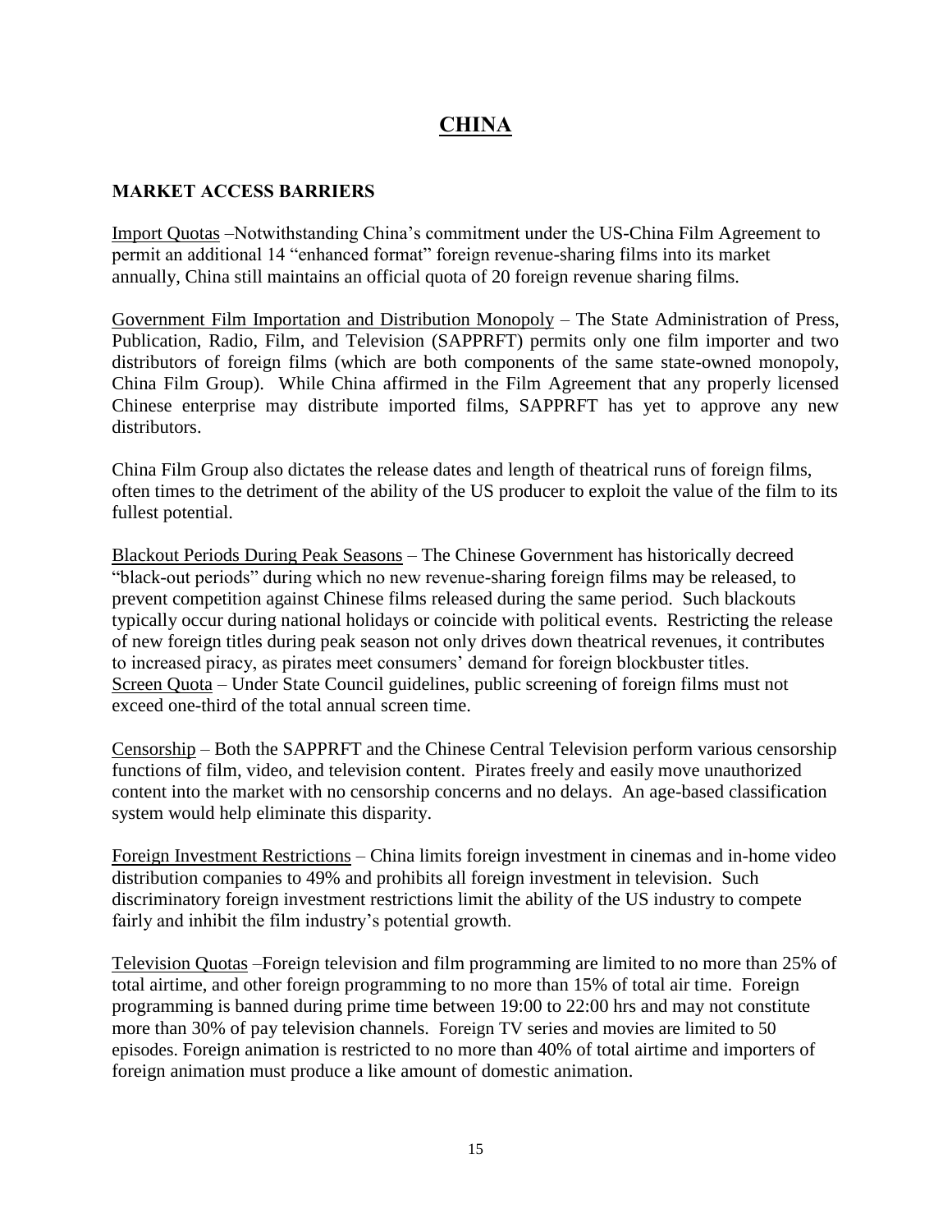# CHINA

## MARKET ACCESS BARRIERS

Import Quotas –Notwithstanding China's commitment under the US-China Film Agreement to permit an additional 14 "enhanced format" foreign revenue-sharing films into its market annually, China still maintains an official quota of 20 foreign revenue sharing films.

Government Film Importation and Distribution Monopoly – The State Administration of Press, Publication, Radio, Film, and Television (SAPPRFT) permits only one film importer and two distributors of foreign films (which are both components of the same state-owned monopoly, China Film Group). While China affirmed in the Film Agreement that any properly licensed Chinese enterprise may distribute imported films, SAPPRFT has yet to approve any new distributors.

China Film Group also dictates the release dates and length of theatrical runs of foreign films, often times to the detriment of the ability of the US producer to exploit the value of the film to its fullest potential.

Blackout Periods During Peak Seasons – The Chinese Government has historically decreed "black-out periods" during which no new revenue-sharing foreign films may be released, to prevent competition against Chinese films released during the same period. Such blackouts typically occur during national holidays or coincide with political events. Restricting the release of new foreign titles during peak season not only drives down theatrical revenues, it contributes to increased piracy, as pirates meet consumers' demand for foreign blockbuster titles.

Screen Quota – Under State Council guidelines, public screening of foreign films must not exceed one-third of the total annual screen time.

Censorship – Both the SAPPRFT and the Chinese Central Television perform various censorship functions of film, video, and television content. Pirates freely and easily move unauthorized content into the market with no censorship concerns and no delays. An age-based classification system would help eliminate this disparity.

Foreign Investment Restrictions – China limits foreign investment in cinemas and in-home video distribution companies to 49% and prohibits all foreign investment in television. Such discriminatory foreign investment restrictions limit the ability of the US industry to compete fairly and inhibit the film industry's potential growth.

Television Quotas –Foreign television and film programming are limited to no more than 25% of total airtime, and other foreign programming to no more than 15% of total air time. Foreign programming is banned during prime time between 19:00 to 22:00 hrs and may not constitute more than 30% of pay television channels. Foreign TV series and movies are limited to 50 episodes. Foreign animation is restricted to no more than 40% of total airtime and importers of foreign animation must produce a like amount of domestic animation.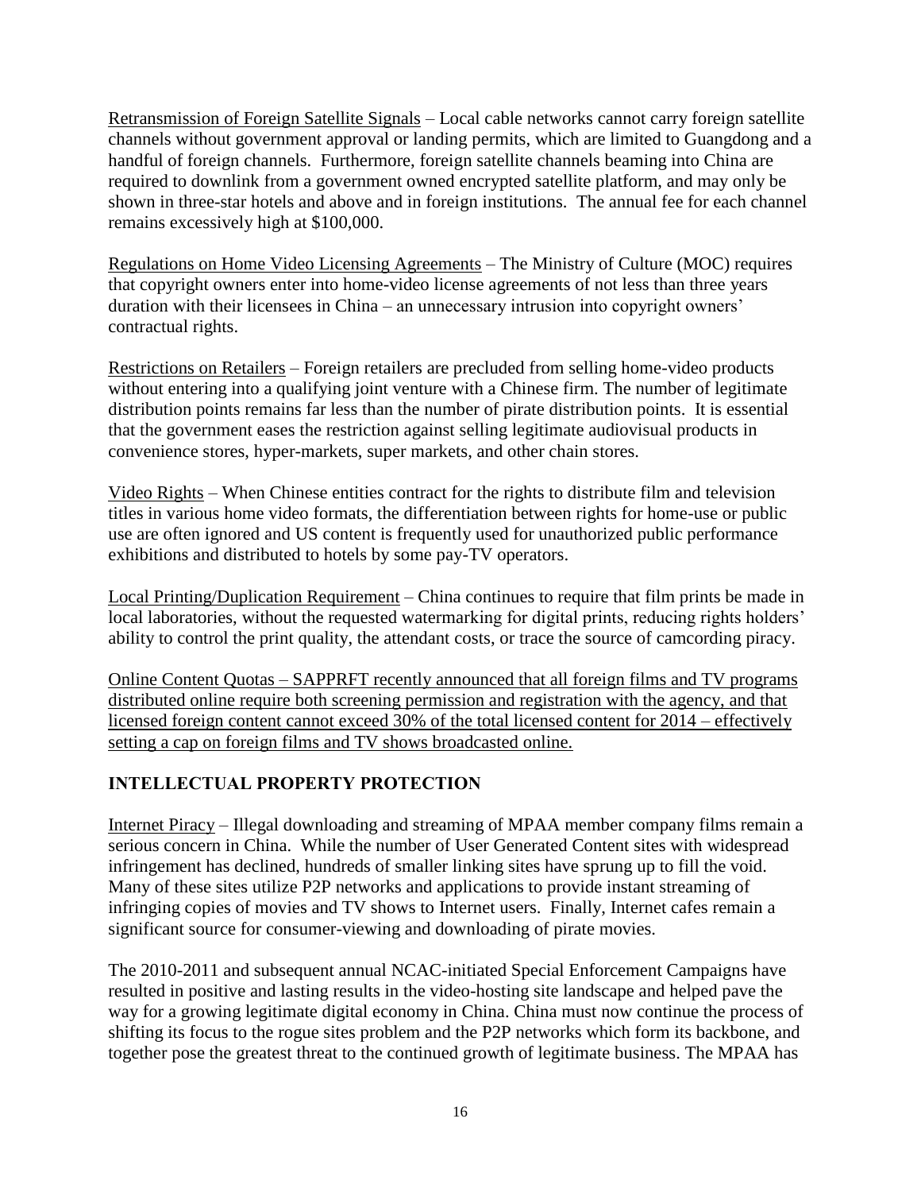Retransmission of Foreign Satellite Signals – Local cable networks cannot carry foreign satellite channels without government approval or landing permits, which are limited to Guangdong and a handful of foreign channels. Furthermore, foreign satellite channels beaming into China are required to downlink from a government owned encrypted satellite platform, and may only be shown in three-star hotels and above and in foreign institutions. The annual fee for each channel remains excessively high at $100,000.

Regulations on Home Video Licensing Agreements – The Ministry of Culture (MOC) requires that copyright owners enter into home-video license agreements of not less than three years duration with their licensees in China – an unnecessary intrusion into copyright owners' contractual rights.

Restrictions on Retailers – Foreign retailers are precluded from selling home-video products without entering into a qualifying joint venture with a Chinese firm. The number of legitimate distribution points remains far less than the number of pirate distribution points. It is essential that the government eases the restriction against selling legitimate audiovisual products in convenience stores, hyper-markets, super markets, and other chain stores.

Video Rights – When Chinese entities contract for the rights to distribute film and television titles in various home video formats, the differentiation between rights for home-use or public use are often ignored and US content is frequently used for unauthorized public performance exhibitions and distributed to hotels by some pay-TV operators.

Local Printing/Duplication Requirement – China continues to require that film prints be made in local laboratories, without the requested watermarking for digital prints, reducing rights holders' ability to control the print quality, the attendant costs, or trace the source of camcording piracy.

Online Content Quotas – SAPPRFT recently announced that all foreign films and TV programs distributed online require both screening permission and registration with the agency, and that licensed foreign content cannot exceed 30% of the total licensed content for 2014 – effectively setting a cap on foreign films and TV shows broadcasted online.

## INTELLECTUAL PROPERTY PROTECTION

Internet Piracy – Illegal downloading and streaming of MPAA member company films remain a serious concern in China. While the number of User Generated Content sites with widespread infringement has declined, hundreds of smaller linking sites have sprung up to fill the void. Many of these sites utilize P2P networks and applications to provide instant streaming of infringing copies of movies and TV shows to Internet users. Finally, Internet cafes remain a significant source for consumer-viewing and downloading of pirate movies.

The 2010-2011 and subsequent annual NCAC-initiated Special Enforcement Campaigns have resulted in positive and lasting results in the video-hosting site landscape and helped pave the way for a growing legitimate digital economy in China. China must now continue the process of shifting its focus to the rogue sites problem and the P2P networks which form its backbone, and together pose the greatest threat to the continued growth of legitimate business. The MPAA has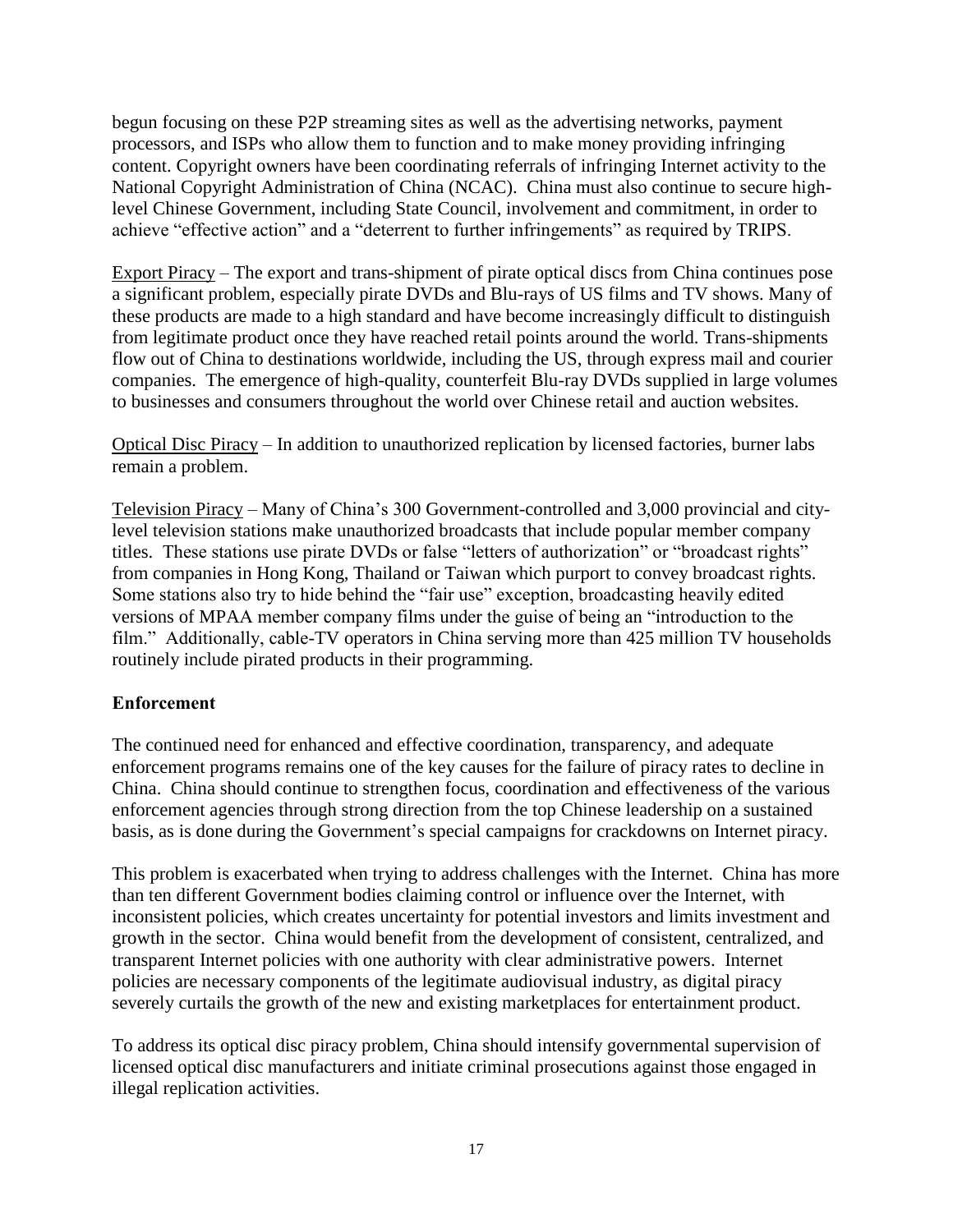begun focusing on these P2P streaming sites as well as the advertising networks, payment processors, and ISPs who allow them to function and to make money providing infringing content. Copyright owners have been coordinating referrals of infringing Internet activity to the National Copyright Administration of China (NCAC). China must also continue to secure high-level Chinese Government, including State Council, involvement and commitment, in order to achieve "effective action" and a "deterrent to further infringements" as required by TRIPS.

<u>Export Piracy</u> – The export and trans-shipment of pirate optical discs from China continues pose a significant problem, especially pirate DVDs and Blu-rays of US films and TV shows. Many of these products are made to a high standard and have become increasingly difficult to distinguish from legitimate product once they have reached retail points around the world. Trans-shipments flow out of China to destinations worldwide, including the US, through express mail and courier companies. The emergence of high-quality, counterfeit Blu-ray DVDs supplied in large volumes to businesses and consumers throughout the world over Chinese retail and auction websites.

<u>Optical Disc Piracy</u> – In addition to unauthorized replication by licensed factories, burner labs remain a problem.

<u>Television Piracy</u> – Many of China's 300 Government-controlled and 3,000 provincial and city-level television stations make unauthorized broadcasts that include popular member company titles. These stations use pirate DVDs or false "letters of authorization" or "broadcast rights" from companies in Hong Kong, Thailand or Taiwan which purport to convey broadcast rights. Some stations also try to hide behind the "fair use" exception, broadcasting heavily edited versions of MPAA member company films under the guise of being an "introduction to the film." Additionally, cable-TV operators in China serving more than 425 million TV households routinely include pirated products in their programming.

**Enforcement**

The continued need for enhanced and effective coordination, transparency, and adequate enforcement programs remains one of the key causes for the failure of piracy rates to decline in China. China should continue to strengthen focus, coordination and effectiveness of the various enforcement agencies through strong direction from the top Chinese leadership on a sustained basis, as is done during the Government's special campaigns for crackdowns on Internet piracy.

This problem is exacerbated when trying to address challenges with the Internet. China has more than ten different Government bodies claiming control or influence over the Internet, with inconsistent policies, which creates uncertainty for potential investors and limits investment and growth in the sector. China would benefit from the development of consistent, centralized, and transparent Internet policies with one authority with clear administrative powers. Internet policies are necessary components of the legitimate audiovisual industry, as digital piracy severely curtails the growth of the new and existing marketplaces for entertainment product.

To address its optical disc piracy problem, China should intensify governmental supervision of licensed optical disc manufacturers and initiate criminal prosecutions against those engaged in illegal replication activities.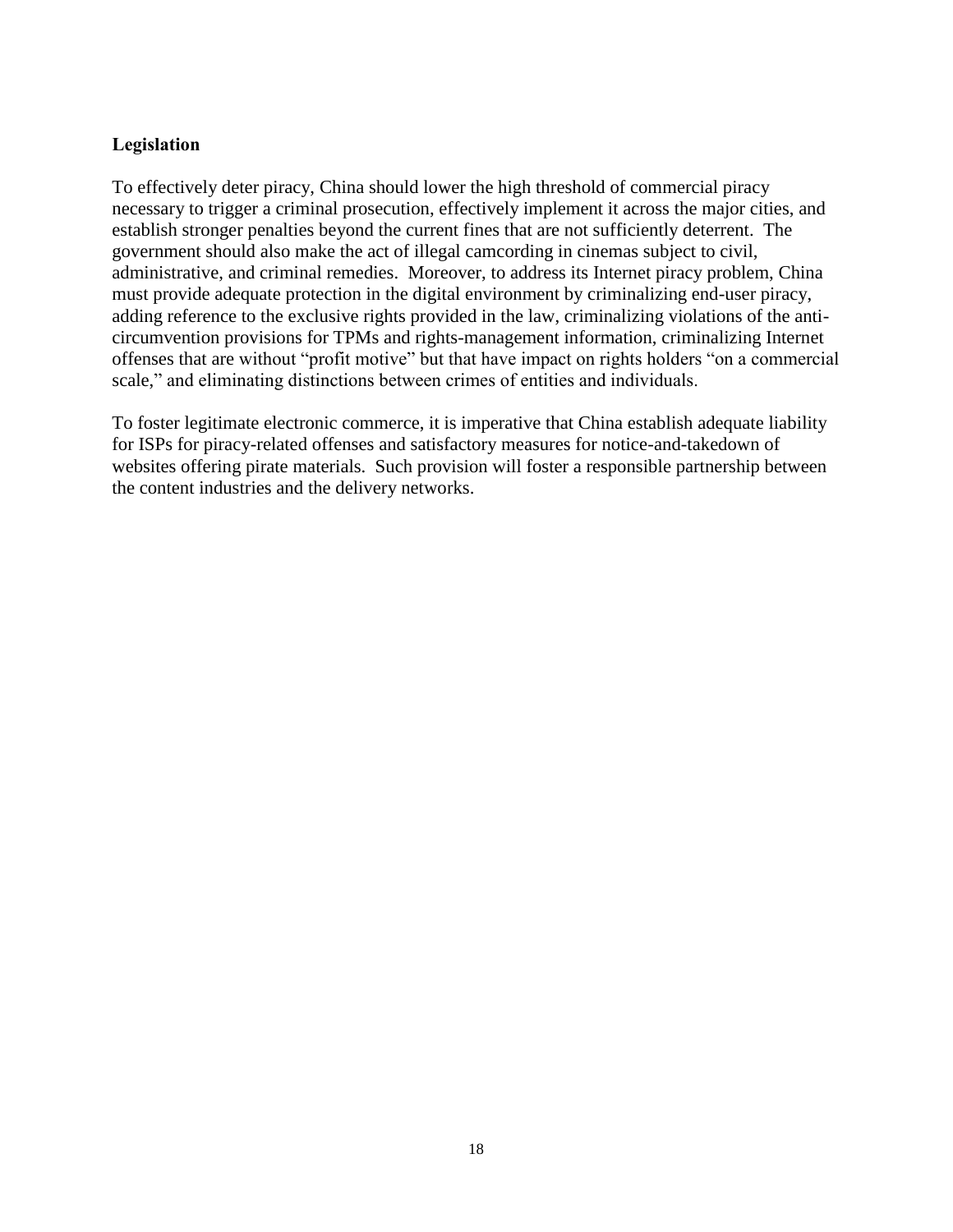**Legislation**

To effectively deter piracy, China should lower the high threshold of commercial piracy necessary to trigger a criminal prosecution, effectively implement it across the major cities, and establish stronger penalties beyond the current fines that are not sufficiently deterrent. The government should also make the act of illegal camcording in cinemas subject to civil, administrative, and criminal remedies. Moreover, to address its Internet piracy problem, China must provide adequate protection in the digital environment by criminalizing end-user piracy, adding reference to the exclusive rights provided in the law, criminalizing violations of the anti-circumvention provisions for TPMs and rights-management information, criminalizing Internet offenses that are without "profit motive" but that have impact on rights holders "on a commercial scale," and eliminating distinctions between crimes of entities and individuals.

To foster legitimate electronic commerce, it is imperative that China establish adequate liability for ISPs for piracy-related offenses and satisfactory measures for notice-and-takedown of websites offering pirate materials. Such provision will foster a responsible partnership between the content industries and the delivery networks.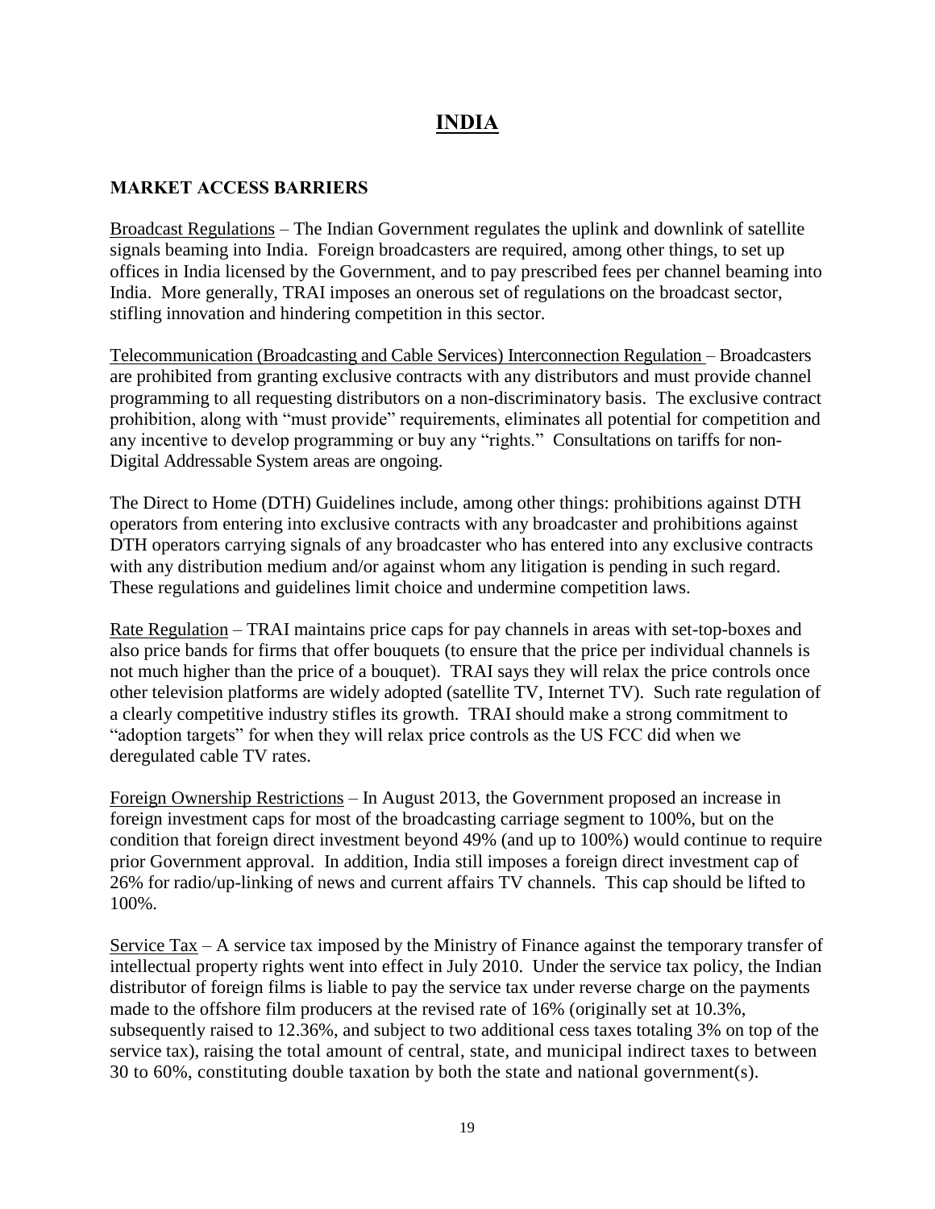# INDIA

## MARKET ACCESS BARRIERS

Broadcast Regulations – The Indian Government regulates the uplink and downlink of satellite signals beaming into India. Foreign broadcasters are required, among other things, to set up offices in India licensed by the Government, and to pay prescribed fees per channel beaming into India. More generally, TRAI imposes an onerous set of regulations on the broadcast sector, stifling innovation and hindering competition in this sector.

Telecommunication (Broadcasting and Cable Services) Interconnection Regulation – Broadcasters are prohibited from granting exclusive contracts with any distributors and must provide channel programming to all requesting distributors on a non-discriminatory basis. The exclusive contract prohibition, along with "must provide" requirements, eliminates all potential for competition and any incentive to develop programming or buy any "rights." Consultations on tariffs for non-Digital Addressable System areas are ongoing.

The Direct to Home (DTH) Guidelines include, among other things: prohibitions against DTH operators from entering into exclusive contracts with any broadcaster and prohibitions against DTH operators carrying signals of any broadcaster who has entered into any exclusive contracts with any distribution medium and/or against whom any litigation is pending in such regard. These regulations and guidelines limit choice and undermine competition laws.

Rate Regulation – TRAI maintains price caps for pay channels in areas with set-top-boxes and also price bands for firms that offer bouquets (to ensure that the price per individual channels is not much higher than the price of a bouquet). TRAI says they will relax the price controls once other television platforms are widely adopted (satellite TV, Internet TV). Such rate regulation of a clearly competitive industry stifles its growth. TRAI should make a strong commitment to "adoption targets" for when they will relax price controls as the US FCC did when we deregulated cable TV rates.

Foreign Ownership Restrictions – In August 2013, the Government proposed an increase in foreign investment caps for most of the broadcasting carriage segment to 100%, but on the condition that foreign direct investment beyond 49% (and up to 100%) would continue to require prior Government approval. In addition, India still imposes a foreign direct investment cap of 26% for radio/up-linking of news and current affairs TV channels. This cap should be lifted to 100%.

Service Tax – A service tax imposed by the Ministry of Finance against the temporary transfer of intellectual property rights went into effect in July 2010. Under the service tax policy, the Indian distributor of foreign films is liable to pay the service tax under reverse charge on the payments made to the offshore film producers at the revised rate of 16% (originally set at 10.3%, subsequently raised to 12.36%, and subject to two additional cess taxes totaling 3% on top of the service tax), raising the total amount of central, state, and municipal indirect taxes to between 30 to 60%, constituting double taxation by both the state and national government(s).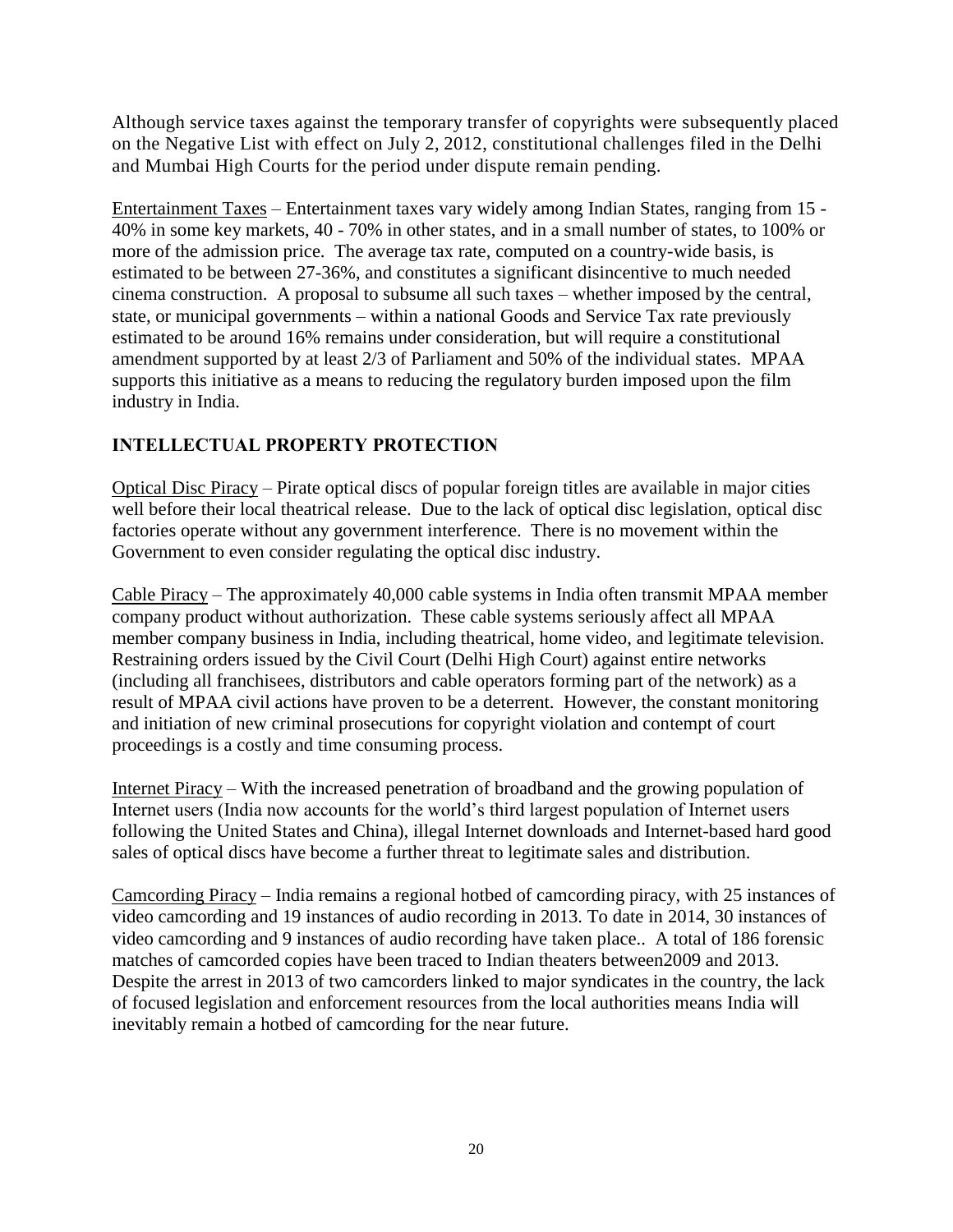Although service taxes against the temporary transfer of copyrights were subsequently placed on the Negative List with effect on July 2, 2012, constitutional challenges filed in the Delhi and Mumbai High Courts for the period under dispute remain pending.

Entertainment Taxes – Entertainment taxes vary widely among Indian States, ranging from 15 - 40% in some key markets, 40 - 70% in other states, and in a small number of states, to 100% or more of the admission price. The average tax rate, computed on a country-wide basis, is estimated to be between 27-36%, and constitutes a significant disincentive to much needed cinema construction. A proposal to subsume all such taxes – whether imposed by the central, state, or municipal governments – within a national Goods and Service Tax rate previously estimated to be around 16% remains under consideration, but will require a constitutional amendment supported by at least 2/3 of Parliament and 50% of the individual states. MPAA supports this initiative as a means to reducing the regulatory burden imposed upon the film industry in India.

## INTELLECTUAL PROPERTY PROTECTION

Optical Disc Piracy – Pirate optical discs of popular foreign titles are available in major cities well before their local theatrical release. Due to the lack of optical disc legislation, optical disc factories operate without any government interference. There is no movement within the Government to even consider regulating the optical disc industry.

Cable Piracy – The approximately 40,000 cable systems in India often transmit MPAA member company product without authorization. These cable systems seriously affect all MPAA member company business in India, including theatrical, home video, and legitimate television. Restraining orders issued by the Civil Court (Delhi High Court) against entire networks (including all franchisees, distributors and cable operators forming part of the network) as a result of MPAA civil actions have proven to be a deterrent. However, the constant monitoring and initiation of new criminal prosecutions for copyright violation and contempt of court proceedings is a costly and time consuming process.

Internet Piracy – With the increased penetration of broadband and the growing population of Internet users (India now accounts for the world's third largest population of Internet users following the United States and China), illegal Internet downloads and Internet-based hard good sales of optical discs have become a further threat to legitimate sales and distribution.

Camcording Piracy – India remains a regional hotbed of camcording piracy, with 25 instances of video camcording and 19 instances of audio recording in 2013. To date in 2014, 30 instances of video camcording and 9 instances of audio recording have taken place.. A total of 186 forensic matches of camcorded copies have been traced to Indian theaters between2009 and 2013. Despite the arrest in 2013 of two camcorders linked to major syndicates in the country, the lack of focused legislation and enforcement resources from the local authorities means India will inevitably remain a hotbed of camcording for the near future.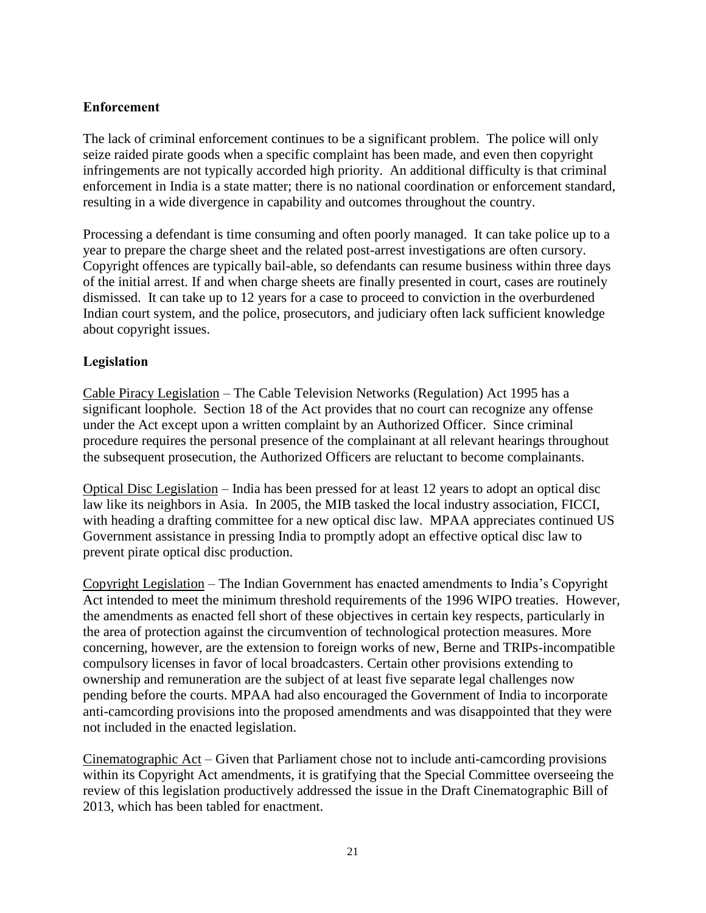**Enforcement**

The lack of criminal enforcement continues to be a significant problem. The police will only seize raided pirate goods when a specific complaint has been made, and even then copyright infringements are not typically accorded high priority. An additional difficulty is that criminal enforcement in India is a state matter; there is no national coordination or enforcement standard, resulting in a wide divergence in capability and outcomes throughout the country.

Processing a defendant is time consuming and often poorly managed. It can take police up to a year to prepare the charge sheet and the related post-arrest investigations are often cursory. Copyright offences are typically bail-able, so defendants can resume business within three days of the initial arrest. If and when charge sheets are finally presented in court, cases are routinely dismissed. It can take up to 12 years for a case to proceed to conviction in the overburdened Indian court system, and the police, prosecutors, and judiciary often lack sufficient knowledge about copyright issues.

**Legislation**

Cable Piracy Legislation – The Cable Television Networks (Regulation) Act 1995 has a significant loophole. Section 18 of the Act provides that no court can recognize any offense under the Act except upon a written complaint by an Authorized Officer. Since criminal procedure requires the personal presence of the complainant at all relevant hearings throughout the subsequent prosecution, the Authorized Officers are reluctant to become complainants.

Optical Disc Legislation – India has been pressed for at least 12 years to adopt an optical disc law like its neighbors in Asia. In 2005, the MIB tasked the local industry association, FICCI, with heading a drafting committee for a new optical disc law. MPAA appreciates continued US Government assistance in pressing India to promptly adopt an effective optical disc law to prevent pirate optical disc production.

Copyright Legislation – The Indian Government has enacted amendments to India's Copyright Act intended to meet the minimum threshold requirements of the 1996 WIPO treaties. However, the amendments as enacted fell short of these objectives in certain key respects, particularly in the area of protection against the circumvention of technological protection measures. More concerning, however, are the extension to foreign works of new, Berne and TRIPs-incompatible compulsory licenses in favor of local broadcasters. Certain other provisions extending to ownership and remuneration are the subject of at least five separate legal challenges now pending before the courts. MPAA had also encouraged the Government of India to incorporate anti-camcording provisions into the proposed amendments and was disappointed that they were not included in the enacted legislation.

Cinematographic Act – Given that Parliament chose not to include anti-camcording provisions within its Copyright Act amendments, it is gratifying that the Special Committee overseeing the review of this legislation productively addressed the issue in the Draft Cinematographic Bill of 2013, which has been tabled for enactment.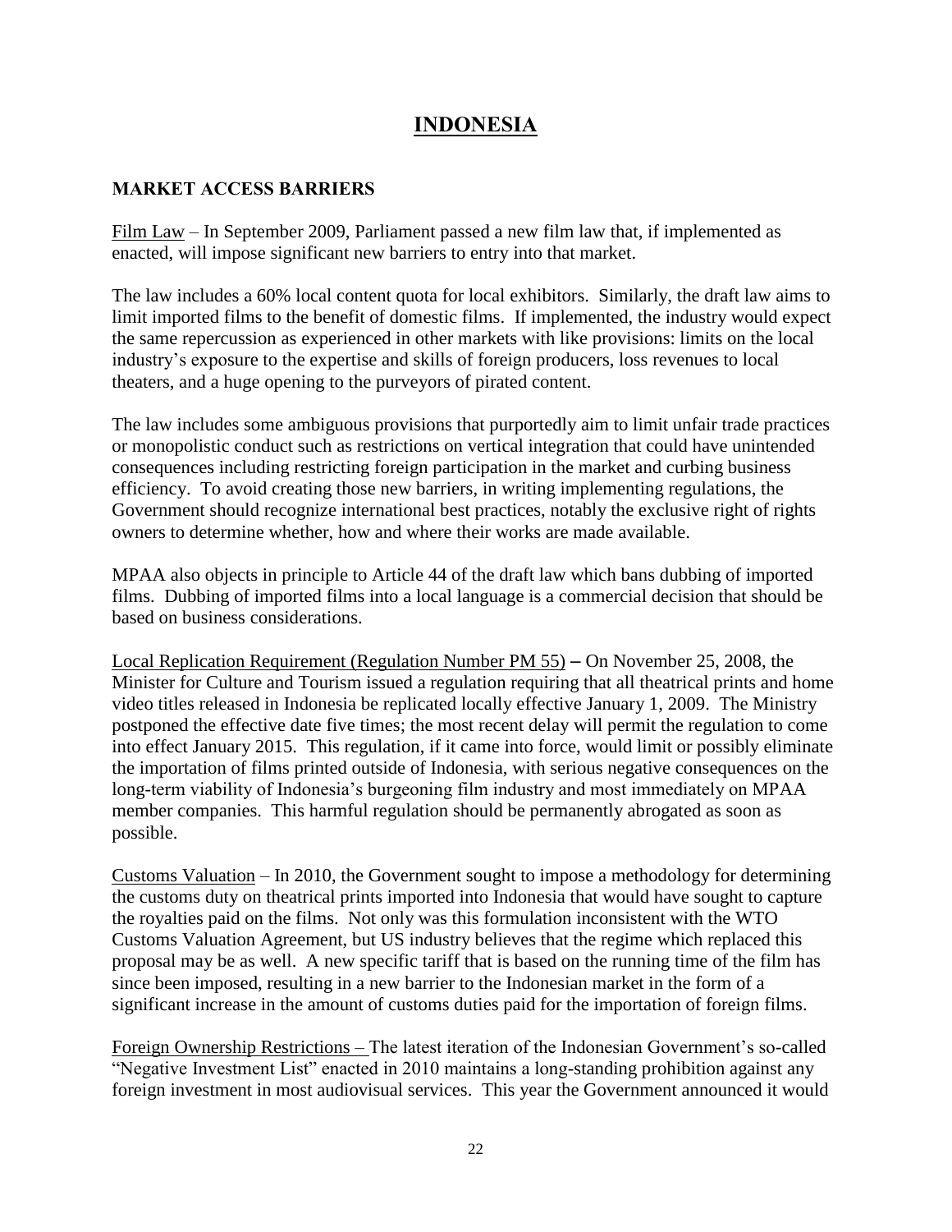# INDONESIA

## MARKET ACCESS BARRIERS

Film Law – In September 2009, Parliament passed a new film law that, if implemented as enacted, will impose significant new barriers to entry into that market.

The law includes a 60% local content quota for local exhibitors. Similarly, the draft law aims to limit imported films to the benefit of domestic films. If implemented, the industry would expect the same repercussion as experienced in other markets with like provisions: limits on the local industry's exposure to the expertise and skills of foreign producers, loss revenues to local theaters, and a huge opening to the purveyors of pirated content.

The law includes some ambiguous provisions that purportedly aim to limit unfair trade practices or monopolistic conduct such as restrictions on vertical integration that could have unintended consequences including restricting foreign participation in the market and curbing business efficiency. To avoid creating those new barriers, in writing implementing regulations, the Government should recognize international best practices, notably the exclusive right of rights owners to determine whether, how and where their works are made available.

MPAA also objects in principle to Article 44 of the draft law which bans dubbing of imported films. Dubbing of imported films into a local language is a commercial decision that should be based on business considerations.

Local Replication Requirement (Regulation Number PM 55) – On November 25, 2008, the Minister for Culture and Tourism issued a regulation requiring that all theatrical prints and home video titles released in Indonesia be replicated locally effective January 1, 2009. The Ministry postponed the effective date five times; the most recent delay will permit the regulation to come into effect January 2015. This regulation, if it came into force, would limit or possibly eliminate the importation of films printed outside of Indonesia, with serious negative consequences on the long-term viability of Indonesia's burgeoning film industry and most immediately on MPAA member companies. This harmful regulation should be permanently abrogated as soon as possible.

Customs Valuation – In 2010, the Government sought to impose a methodology for determining the customs duty on theatrical prints imported into Indonesia that would have sought to capture the royalties paid on the films. Not only was this formulation inconsistent with the WTO Customs Valuation Agreement, but US industry believes that the regime which replaced this proposal may be as well. A new specific tariff that is based on the running time of the film has since been imposed, resulting in a new barrier to the Indonesian market in the form of a significant increase in the amount of customs duties paid for the importation of foreign films.

Foreign Ownership Restrictions – The latest iteration of the Indonesian Government's so-called "Negative Investment List" enacted in 2010 maintains a long-standing prohibition against any foreign investment in most audiovisual services. This year the Government announced it would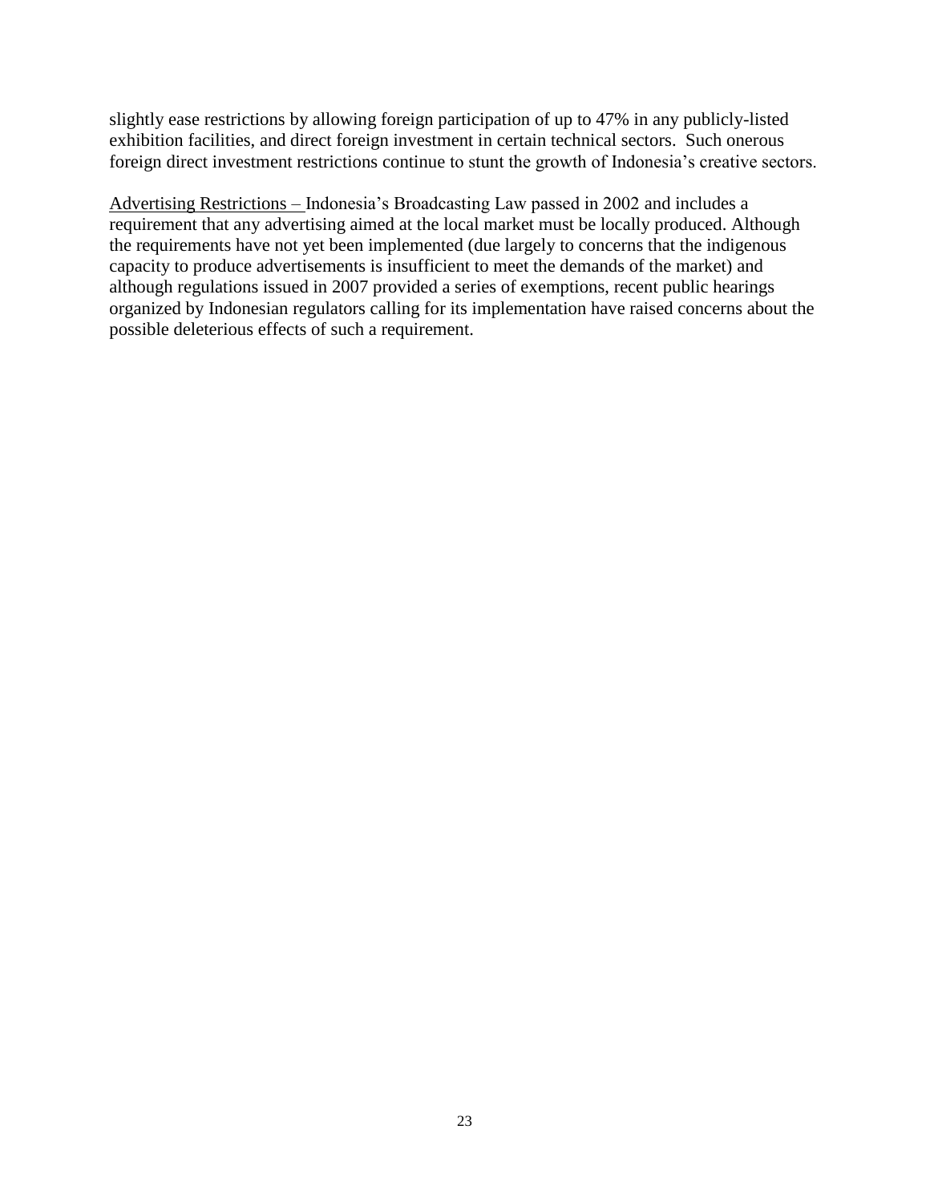slightly ease restrictions by allowing foreign participation of up to 47% in any publicly-listed exhibition facilities, and direct foreign investment in certain technical sectors. Such onerous foreign direct investment restrictions continue to stunt the growth of Indonesia's creative sectors.

Advertising Restrictions – Indonesia's Broadcasting Law passed in 2002 and includes a requirement that any advertising aimed at the local market must be locally produced. Although the requirements have not yet been implemented (due largely to concerns that the indigenous capacity to produce advertisements is insufficient to meet the demands of the market) and although regulations issued in 2007 provided a series of exemptions, recent public hearings organized by Indonesian regulators calling for its implementation have raised concerns about the possible deleterious effects of such a requirement.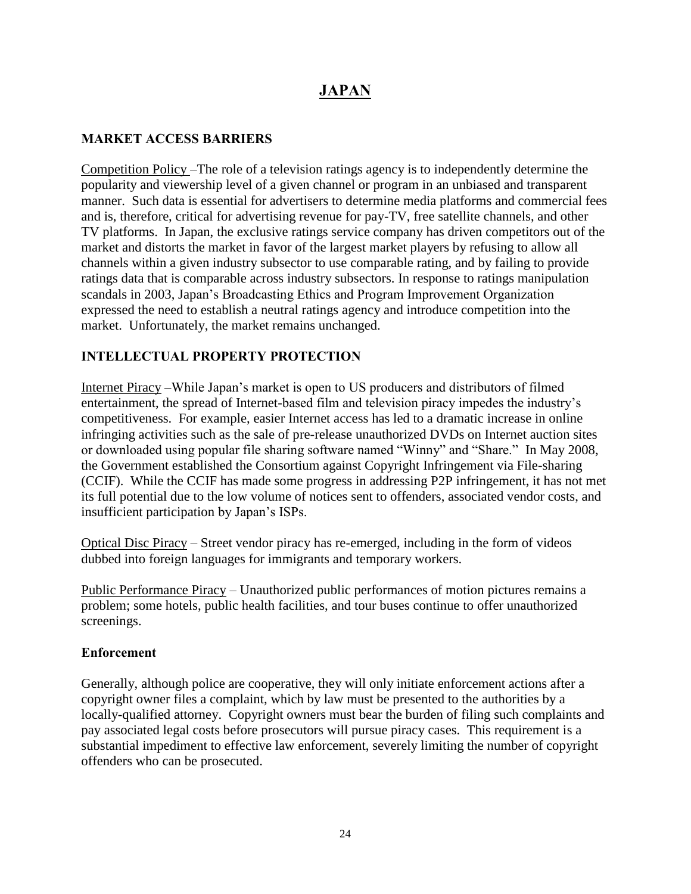# JAPAN

## MARKET ACCESS BARRIERS

Competition Policy –The role of a television ratings agency is to independently determine the popularity and viewership level of a given channel or program in an unbiased and transparent manner. Such data is essential for advertisers to determine media platforms and commercial fees and is, therefore, critical for advertising revenue for pay-TV, free satellite channels, and other TV platforms. In Japan, the exclusive ratings service company has driven competitors out of the market and distorts the market in favor of the largest market players by refusing to allow all channels within a given industry subsector to use comparable rating, and by failing to provide ratings data that is comparable across industry subsectors. In response to ratings manipulation scandals in 2003, Japan's Broadcasting Ethics and Program Improvement Organization expressed the need to establish a neutral ratings agency and introduce competition into the market. Unfortunately, the market remains unchanged.

## INTELLECTUAL PROPERTY PROTECTION

Internet Piracy –While Japan's market is open to US producers and distributors of filmed entertainment, the spread of Internet-based film and television piracy impedes the industry's competitiveness. For example, easier Internet access has led to a dramatic increase in online infringing activities such as the sale of pre-release unauthorized DVDs on Internet auction sites or downloaded using popular file sharing software named "Winny" and "Share." In May 2008, the Government established the Consortium against Copyright Infringement via File-sharing (CCIF). While the CCIF has made some progress in addressing P2P infringement, it has not met its full potential due to the low volume of notices sent to offenders, associated vendor costs, and insufficient participation by Japan's ISPs.

Optical Disc Piracy – Street vendor piracy has re-emerged, including in the form of videos dubbed into foreign languages for immigrants and temporary workers.

Public Performance Piracy – Unauthorized public performances of motion pictures remains a problem; some hotels, public health facilities, and tour buses continue to offer unauthorized screenings.

### Enforcement

Generally, although police are cooperative, they will only initiate enforcement actions after a copyright owner files a complaint, which by law must be presented to the authorities by a locally-qualified attorney. Copyright owners must bear the burden of filing such complaints and pay associated legal costs before prosecutors will pursue piracy cases. This requirement is a substantial impediment to effective law enforcement, severely limiting the number of copyright offenders who can be prosecuted.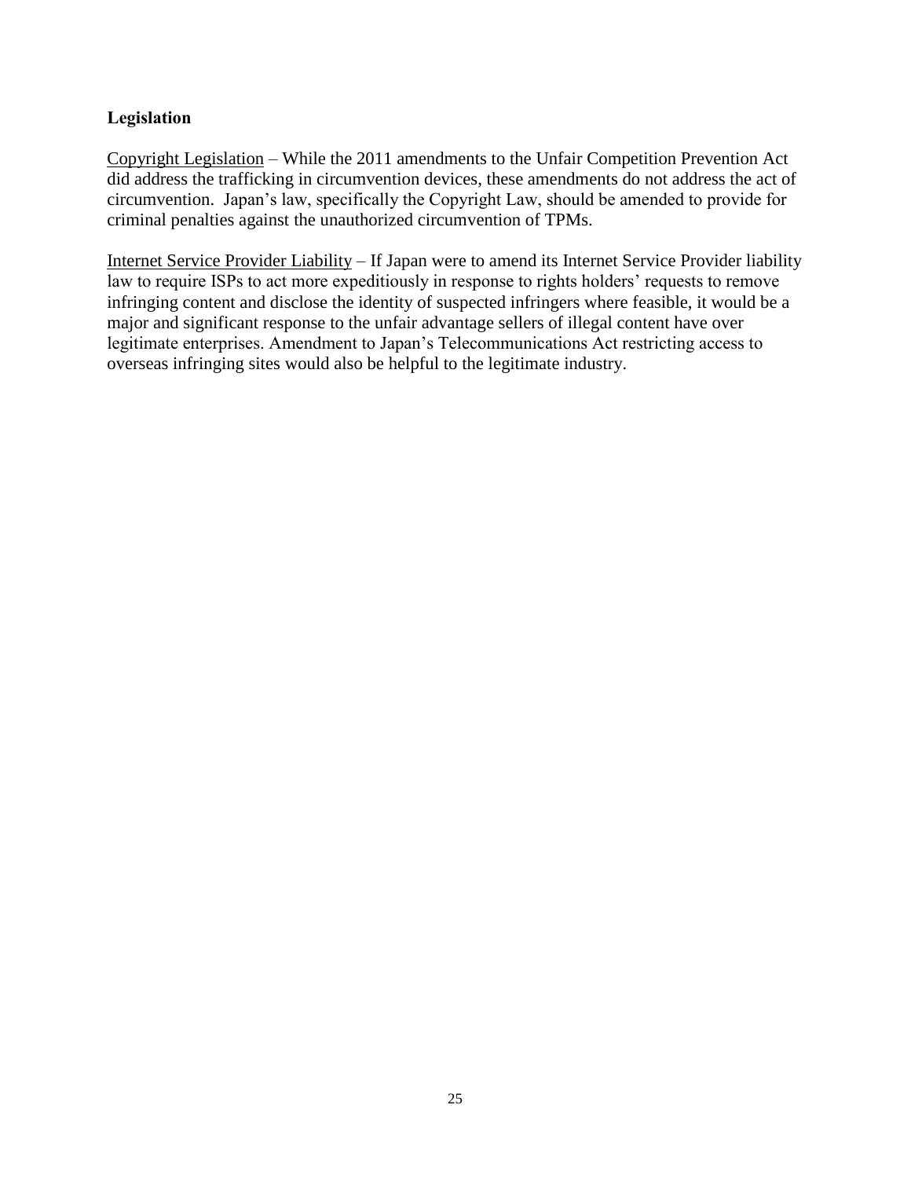**Legislation**

Copyright Legislation – While the 2011 amendments to the Unfair Competition Prevention Act did address the trafficking in circumvention devices, these amendments do not address the act of circumvention. Japan's law, specifically the Copyright Law, should be amended to provide for criminal penalties against the unauthorized circumvention of TPMs.

Internet Service Provider Liability – If Japan were to amend its Internet Service Provider liability law to require ISPs to act more expeditiously in response to rights holders' requests to remove infringing content and disclose the identity of suspected infringers where feasible, it would be a major and significant response to the unfair advantage sellers of illegal content have over legitimate enterprises. Amendment to Japan's Telecommunications Act restricting access to overseas infringing sites would also be helpful to the legitimate industry.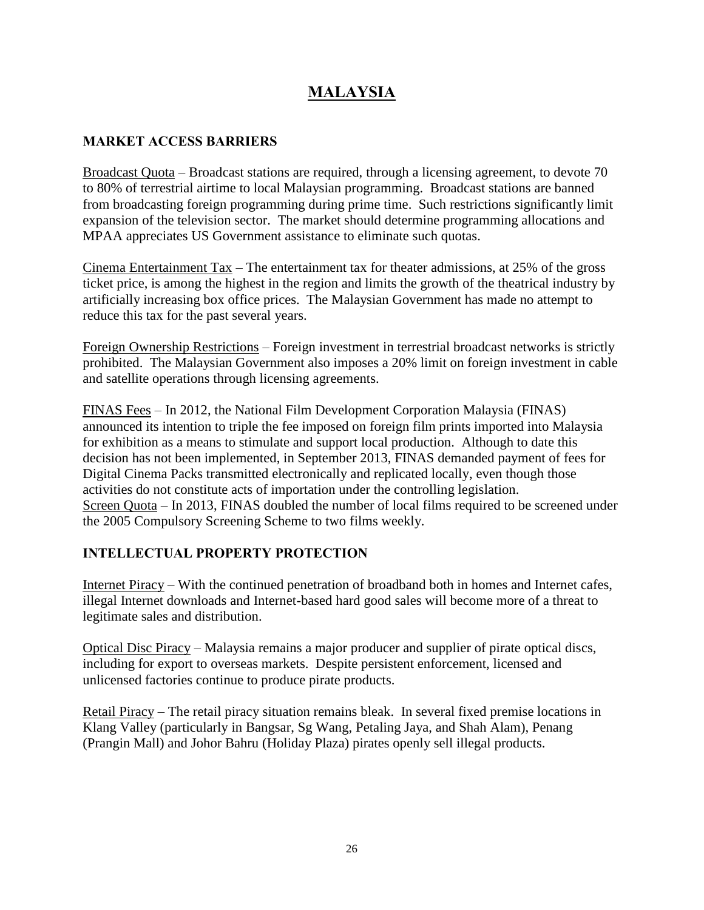# MALAYSIA

## MARKET ACCESS BARRIERS

Broadcast Quota – Broadcast stations are required, through a licensing agreement, to devote 70 to 80% of terrestrial airtime to local Malaysian programming. Broadcast stations are banned from broadcasting foreign programming during prime time. Such restrictions significantly limit expansion of the television sector. The market should determine programming allocations and MPAA appreciates US Government assistance to eliminate such quotas.

Cinema Entertainment Tax – The entertainment tax for theater admissions, at 25% of the gross ticket price, is among the highest in the region and limits the growth of the theatrical industry by artificially increasing box office prices. The Malaysian Government has made no attempt to reduce this tax for the past several years.

Foreign Ownership Restrictions – Foreign investment in terrestrial broadcast networks is strictly prohibited. The Malaysian Government also imposes a 20% limit on foreign investment in cable and satellite operations through licensing agreements.

FINAS Fees – In 2012, the National Film Development Corporation Malaysia (FINAS) announced its intention to triple the fee imposed on foreign film prints imported into Malaysia for exhibition as a means to stimulate and support local production. Although to date this decision has not been implemented, in September 2013, FINAS demanded payment of fees for Digital Cinema Packs transmitted electronically and replicated locally, even though those activities do not constitute acts of importation under the controlling legislation.

Screen Quota – In 2013, FINAS doubled the number of local films required to be screened under the 2005 Compulsory Screening Scheme to two films weekly.

## INTELLECTUAL PROPERTY PROTECTION

Internet Piracy – With the continued penetration of broadband both in homes and Internet cafes, illegal Internet downloads and Internet-based hard good sales will become more of a threat to legitimate sales and distribution.

Optical Disc Piracy – Malaysia remains a major producer and supplier of pirate optical discs, including for export to overseas markets. Despite persistent enforcement, licensed and unlicensed factories continue to produce pirate products.

Retail Piracy – The retail piracy situation remains bleak. In several fixed premise locations in Klang Valley (particularly in Bangsar, Sg Wang, Petaling Jaya, and Shah Alam), Penang (Prangin Mall) and Johor Bahru (Holiday Plaza) pirates openly sell illegal products.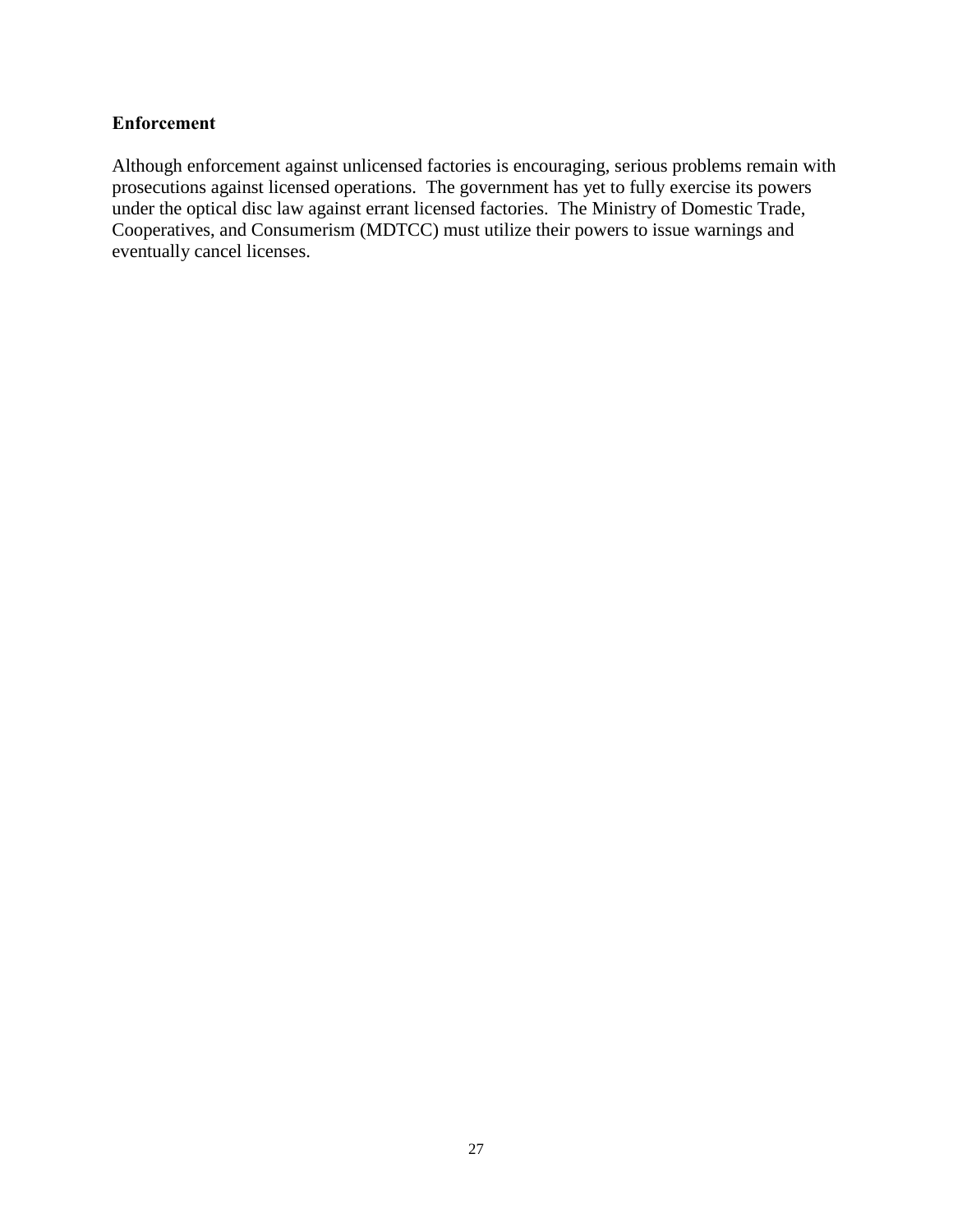**Enforcement**

Although enforcement against unlicensed factories is encouraging, serious problems remain with prosecutions against licensed operations. The government has yet to fully exercise its powers under the optical disc law against errant licensed factories. The Ministry of Domestic Trade, Cooperatives, and Consumerism (MDTCC) must utilize their powers to issue warnings and eventually cancel licenses.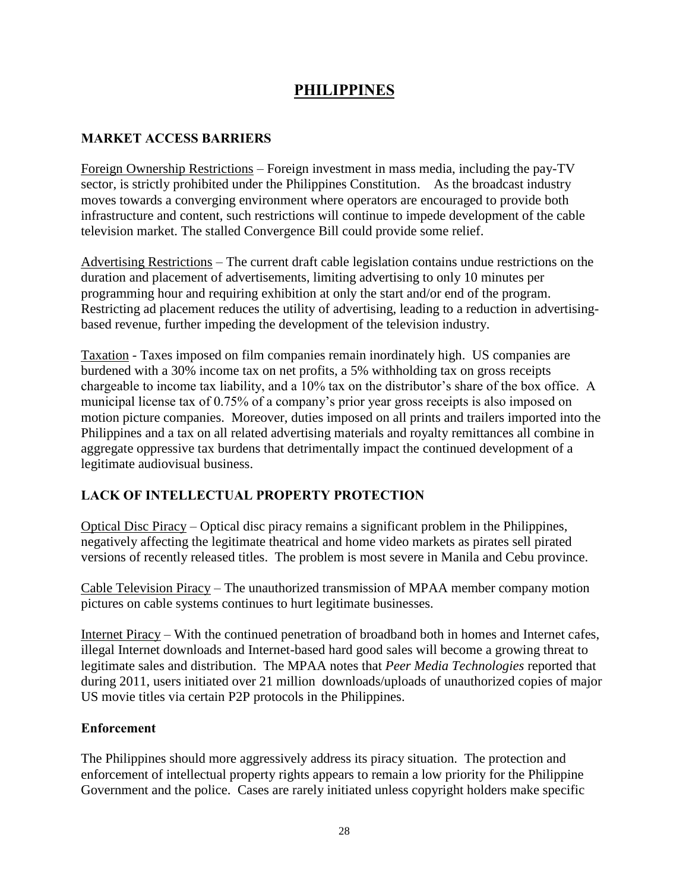# PHILIPPINES

## MARKET ACCESS BARRIERS

Foreign Ownership Restrictions – Foreign investment in mass media, including the pay-TV sector, is strictly prohibited under the Philippines Constitution. As the broadcast industry moves towards a converging environment where operators are encouraged to provide both infrastructure and content, such restrictions will continue to impede development of the cable television market. The stalled Convergence Bill could provide some relief.

Advertising Restrictions – The current draft cable legislation contains undue restrictions on the duration and placement of advertisements, limiting advertising to only 10 minutes per programming hour and requiring exhibition at only the start and/or end of the program. Restricting ad placement reduces the utility of advertising, leading to a reduction in advertising-based revenue, further impeding the development of the television industry.

Taxation - Taxes imposed on film companies remain inordinately high. US companies are burdened with a 30% income tax on net profits, a 5% withholding tax on gross receipts chargeable to income tax liability, and a 10% tax on the distributor's share of the box office. A municipal license tax of 0.75% of a company's prior year gross receipts is also imposed on motion picture companies. Moreover, duties imposed on all prints and trailers imported into the Philippines and a tax on all related advertising materials and royalty remittances all combine in aggregate oppressive tax burdens that detrimentally impact the continued development of a legitimate audiovisual business.

## LACK OF INTELLECTUAL PROPERTY PROTECTION

Optical Disc Piracy – Optical disc piracy remains a significant problem in the Philippines, negatively affecting the legitimate theatrical and home video markets as pirates sell pirated versions of recently released titles. The problem is most severe in Manila and Cebu province.

Cable Television Piracy – The unauthorized transmission of MPAA member company motion pictures on cable systems continues to hurt legitimate businesses.

Internet Piracy – With the continued penetration of broadband both in homes and Internet cafes, illegal Internet downloads and Internet-based hard good sales will become a growing threat to legitimate sales and distribution. The MPAA notes that *Peer Media Technologies* reported that during 2011, users initiated over 21 million downloads/uploads of unauthorized copies of major US movie titles via certain P2P protocols in the Philippines.

### Enforcement

The Philippines should more aggressively address its piracy situation. The protection and enforcement of intellectual property rights appears to remain a low priority for the Philippine Government and the police. Cases are rarely initiated unless copyright holders make specific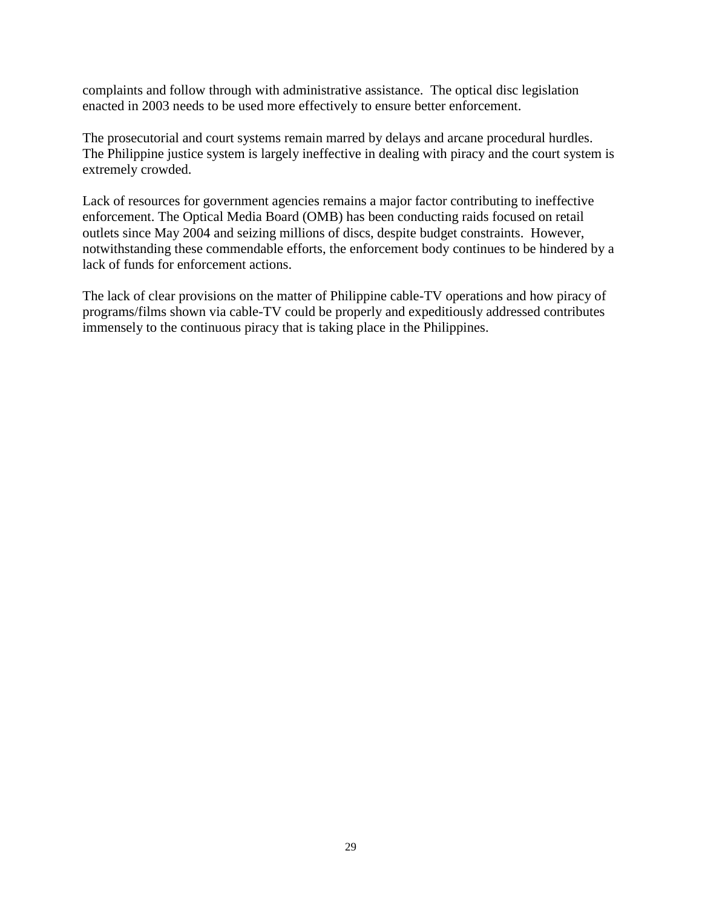complaints and follow through with administrative assistance. The optical disc legislation enacted in 2003 needs to be used more effectively to ensure better enforcement.

The prosecutorial and court systems remain marred by delays and arcane procedural hurdles. The Philippine justice system is largely ineffective in dealing with piracy and the court system is extremely crowded.

Lack of resources for government agencies remains a major factor contributing to ineffective enforcement. The Optical Media Board (OMB) has been conducting raids focused on retail outlets since May 2004 and seizing millions of discs, despite budget constraints. However, notwithstanding these commendable efforts, the enforcement body continues to be hindered by a lack of funds for enforcement actions.

The lack of clear provisions on the matter of Philippine cable-TV operations and how piracy of programs/films shown via cable-TV could be properly and expeditiously addressed contributes immensely to the continuous piracy that is taking place in the Philippines.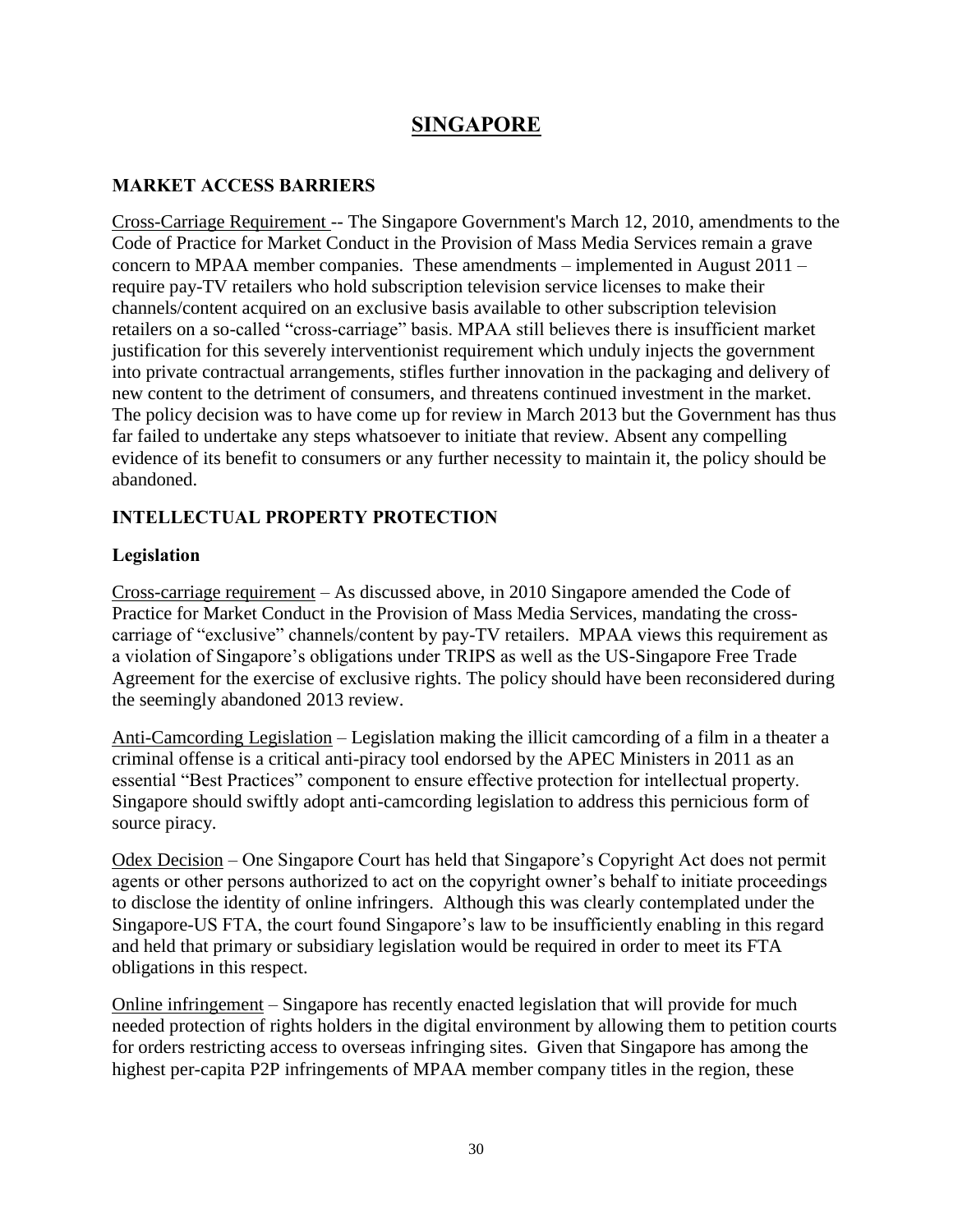# SINGAPORE

## MARKET ACCESS BARRIERS

Cross-Carriage Requirement -- The Singapore Government's March 12, 2010, amendments to the Code of Practice for Market Conduct in the Provision of Mass Media Services remain a grave concern to MPAA member companies. These amendments – implemented in August 2011 – require pay-TV retailers who hold subscription television service licenses to make their channels/content acquired on an exclusive basis available to other subscription television retailers on a so-called "cross-carriage" basis. MPAA still believes there is insufficient market justification for this severely interventionist requirement which unduly injects the government into private contractual arrangements, stifles further innovation in the packaging and delivery of new content to the detriment of consumers, and threatens continued investment in the market. The policy decision was to have come up for review in March 2013 but the Government has thus far failed to undertake any steps whatsoever to initiate that review. Absent any compelling evidence of its benefit to consumers or any further necessity to maintain it, the policy should be abandoned.

## INTELLECTUAL PROPERTY PROTECTION

### Legislation

Cross-carriage requirement – As discussed above, in 2010 Singapore amended the Code of Practice for Market Conduct in the Provision of Mass Media Services, mandating the cross-carriage of "exclusive" channels/content by pay-TV retailers. MPAA views this requirement as a violation of Singapore's obligations under TRIPS as well as the US-Singapore Free Trade Agreement for the exercise of exclusive rights. The policy should have been reconsidered during the seemingly abandoned 2013 review.

Anti-Camcording Legislation – Legislation making the illicit camcording of a film in a theater a criminal offense is a critical anti-piracy tool endorsed by the APEC Ministers in 2011 as an essential "Best Practices" component to ensure effective protection for intellectual property. Singapore should swiftly adopt anti-camcording legislation to address this pernicious form of source piracy.

Odex Decision – One Singapore Court has held that Singapore's Copyright Act does not permit agents or other persons authorized to act on the copyright owner's behalf to initiate proceedings to disclose the identity of online infringers. Although this was clearly contemplated under the Singapore-US FTA, the court found Singapore's law to be insufficiently enabling in this regard and held that primary or subsidiary legislation would be required in order to meet its FTA obligations in this respect.

Online infringement – Singapore has recently enacted legislation that will provide for much needed protection of rights holders in the digital environment by allowing them to petition courts for orders restricting access to overseas infringing sites. Given that Singapore has among the highest per-capita P2P infringements of MPAA member company titles in the region, these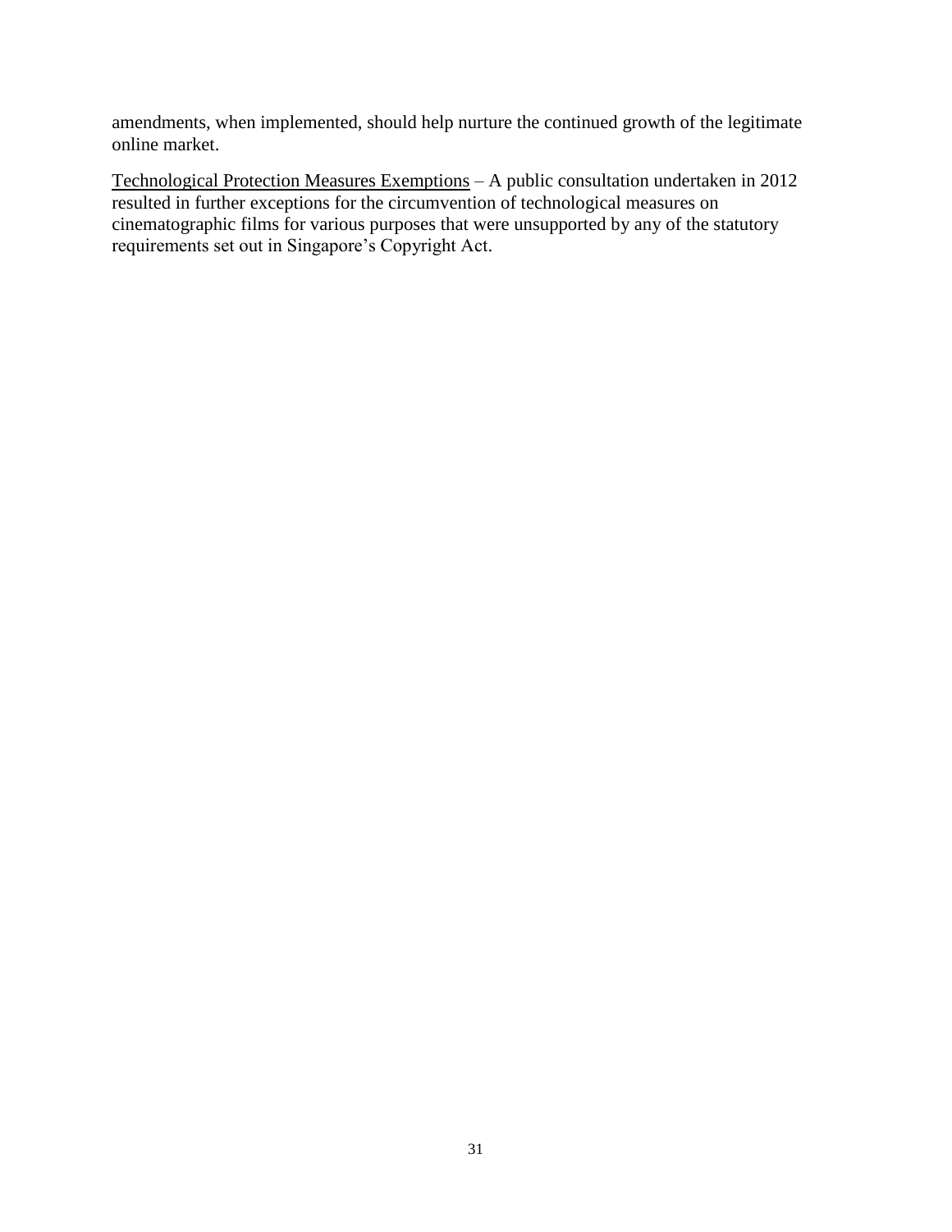amendments, when implemented, should help nurture the continued growth of the legitimate online market.

<u>Technological Protection Measures Exemptions</u> – A public consultation undertaken in 2012 resulted in further exceptions for the circumvention of technological measures on cinematographic films for various purposes that were unsupported by any of the statutory requirements set out in Singapore's Copyright Act.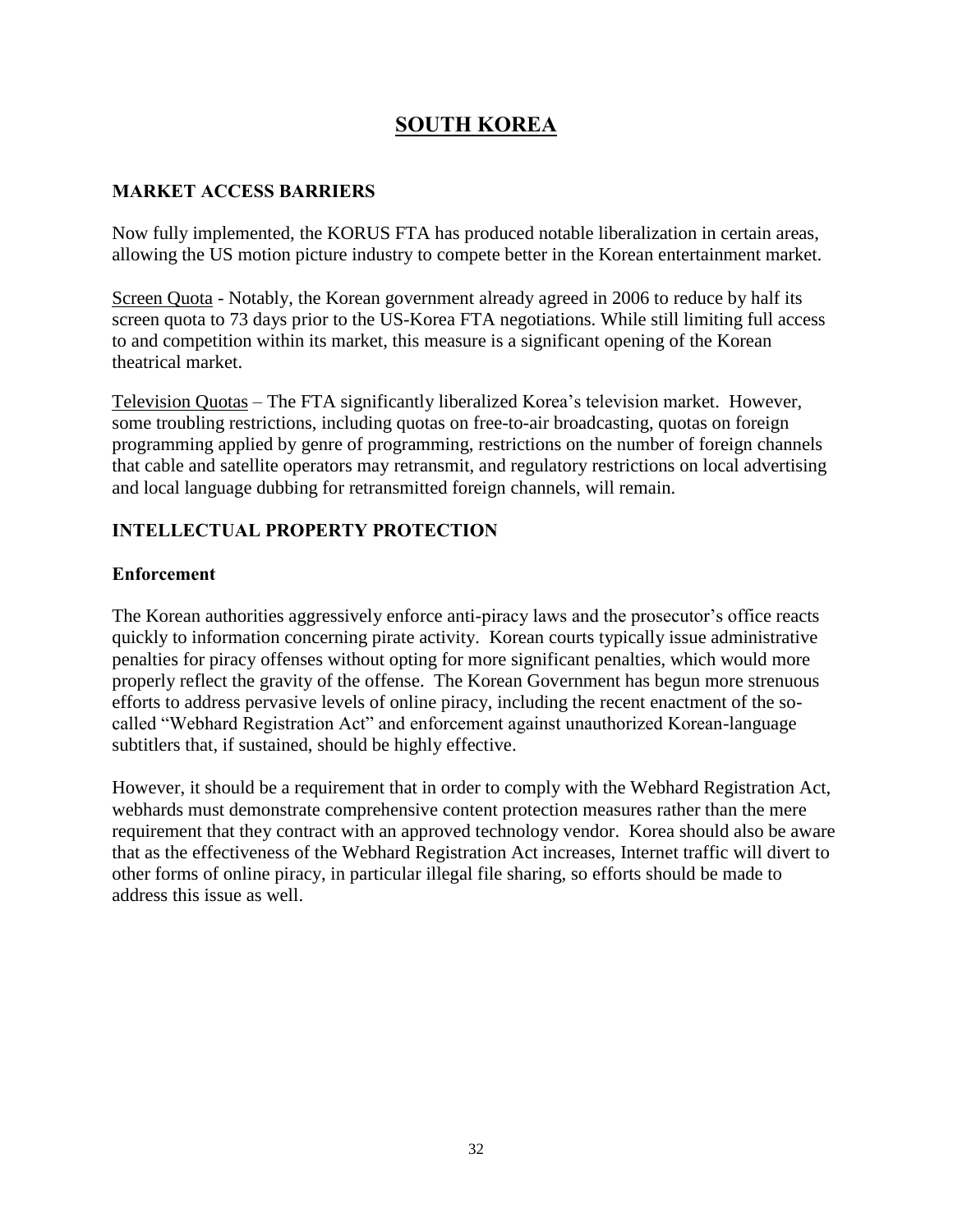# SOUTH KOREA

## MARKET ACCESS BARRIERS

Now fully implemented, the KORUS FTA has produced notable liberalization in certain areas, allowing the US motion picture industry to compete better in the Korean entertainment market.

Screen Quota - Notably, the Korean government already agreed in 2006 to reduce by half its screen quota to 73 days prior to the US-Korea FTA negotiations. While still limiting full access to and competition within its market, this measure is a significant opening of the Korean theatrical market.

Television Quotas – The FTA significantly liberalized Korea's television market. However, some troubling restrictions, including quotas on free-to-air broadcasting, quotas on foreign programming applied by genre of programming, restrictions on the number of foreign channels that cable and satellite operators may retransmit, and regulatory restrictions on local advertising and local language dubbing for retransmitted foreign channels, will remain.

## INTELLECTUAL PROPERTY PROTECTION

### Enforcement

The Korean authorities aggressively enforce anti-piracy laws and the prosecutor's office reacts quickly to information concerning pirate activity. Korean courts typically issue administrative penalties for piracy offenses without opting for more significant penalties, which would more properly reflect the gravity of the offense. The Korean Government has begun more strenuous efforts to address pervasive levels of online piracy, including the recent enactment of the so-called "Webhard Registration Act" and enforcement against unauthorized Korean-language subtitlers that, if sustained, should be highly effective.

However, it should be a requirement that in order to comply with the Webhard Registration Act, webhards must demonstrate comprehensive content protection measures rather than the mere requirement that they contract with an approved technology vendor. Korea should also be aware that as the effectiveness of the Webhard Registration Act increases, Internet traffic will divert to other forms of online piracy, in particular illegal file sharing, so efforts should be made to address this issue as well.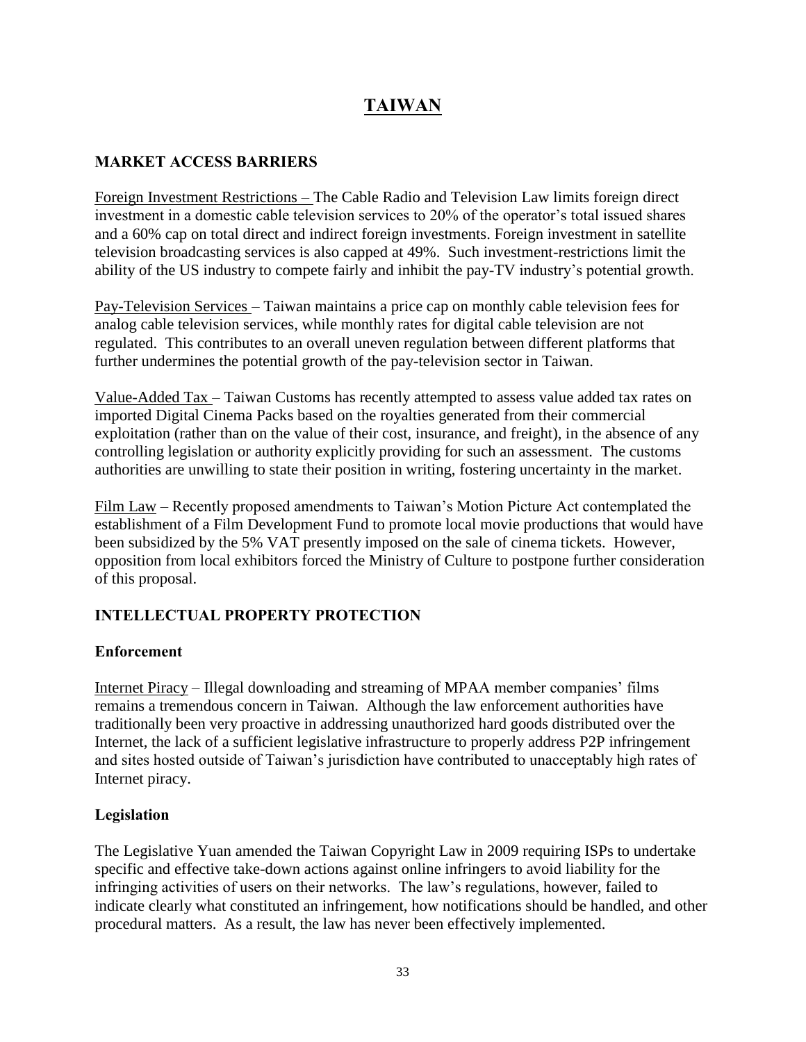# TAIWAN

## MARKET ACCESS BARRIERS

Foreign Investment Restrictions – The Cable Radio and Television Law limits foreign direct investment in a domestic cable television services to 20% of the operator's total issued shares and a 60% cap on total direct and indirect foreign investments. Foreign investment in satellite television broadcasting services is also capped at 49%. Such investment-restrictions limit the ability of the US industry to compete fairly and inhibit the pay-TV industry's potential growth.

Pay-Television Services – Taiwan maintains a price cap on monthly cable television fees for analog cable television services, while monthly rates for digital cable television are not regulated. This contributes to an overall uneven regulation between different platforms that further undermines the potential growth of the pay-television sector in Taiwan.

Value-Added Tax – Taiwan Customs has recently attempted to assess value added tax rates on imported Digital Cinema Packs based on the royalties generated from their commercial exploitation (rather than on the value of their cost, insurance, and freight), in the absence of any controlling legislation or authority explicitly providing for such an assessment. The customs authorities are unwilling to state their position in writing, fostering uncertainty in the market.

Film Law – Recently proposed amendments to Taiwan's Motion Picture Act contemplated the establishment of a Film Development Fund to promote local movie productions that would have been subsidized by the 5% VAT presently imposed on the sale of cinema tickets. However, opposition from local exhibitors forced the Ministry of Culture to postpone further consideration of this proposal.

## INTELLECTUAL PROPERTY PROTECTION

### Enforcement

Internet Piracy – Illegal downloading and streaming of MPAA member companies' films remains a tremendous concern in Taiwan. Although the law enforcement authorities have traditionally been very proactive in addressing unauthorized hard goods distributed over the Internet, the lack of a sufficient legislative infrastructure to properly address P2P infringement and sites hosted outside of Taiwan's jurisdiction have contributed to unacceptably high rates of Internet piracy.

### Legislation

The Legislative Yuan amended the Taiwan Copyright Law in 2009 requiring ISPs to undertake specific and effective take-down actions against online infringers to avoid liability for the infringing activities of users on their networks. The law's regulations, however, failed to indicate clearly what constituted an infringement, how notifications should be handled, and other procedural matters. As a result, the law has never been effectively implemented.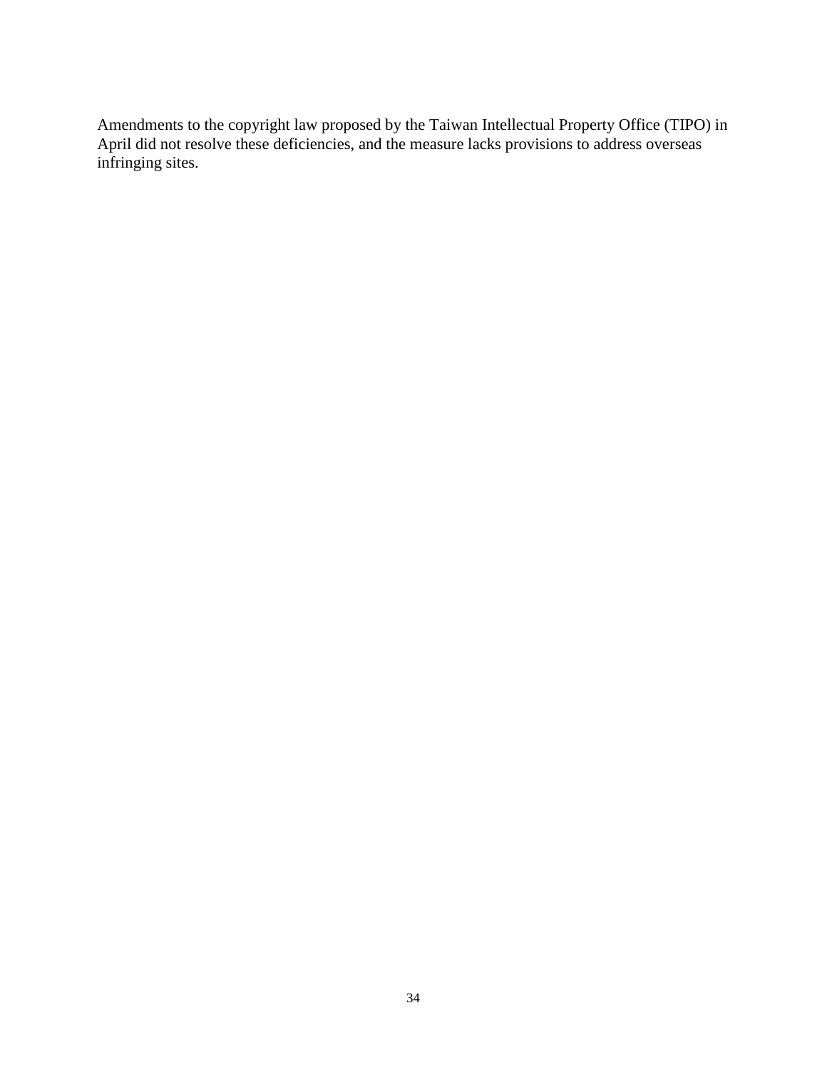Amendments to the copyright law proposed by the Taiwan Intellectual Property Office (TIPO) in April did not resolve these deficiencies, and the measure lacks provisions to address overseas infringing sites.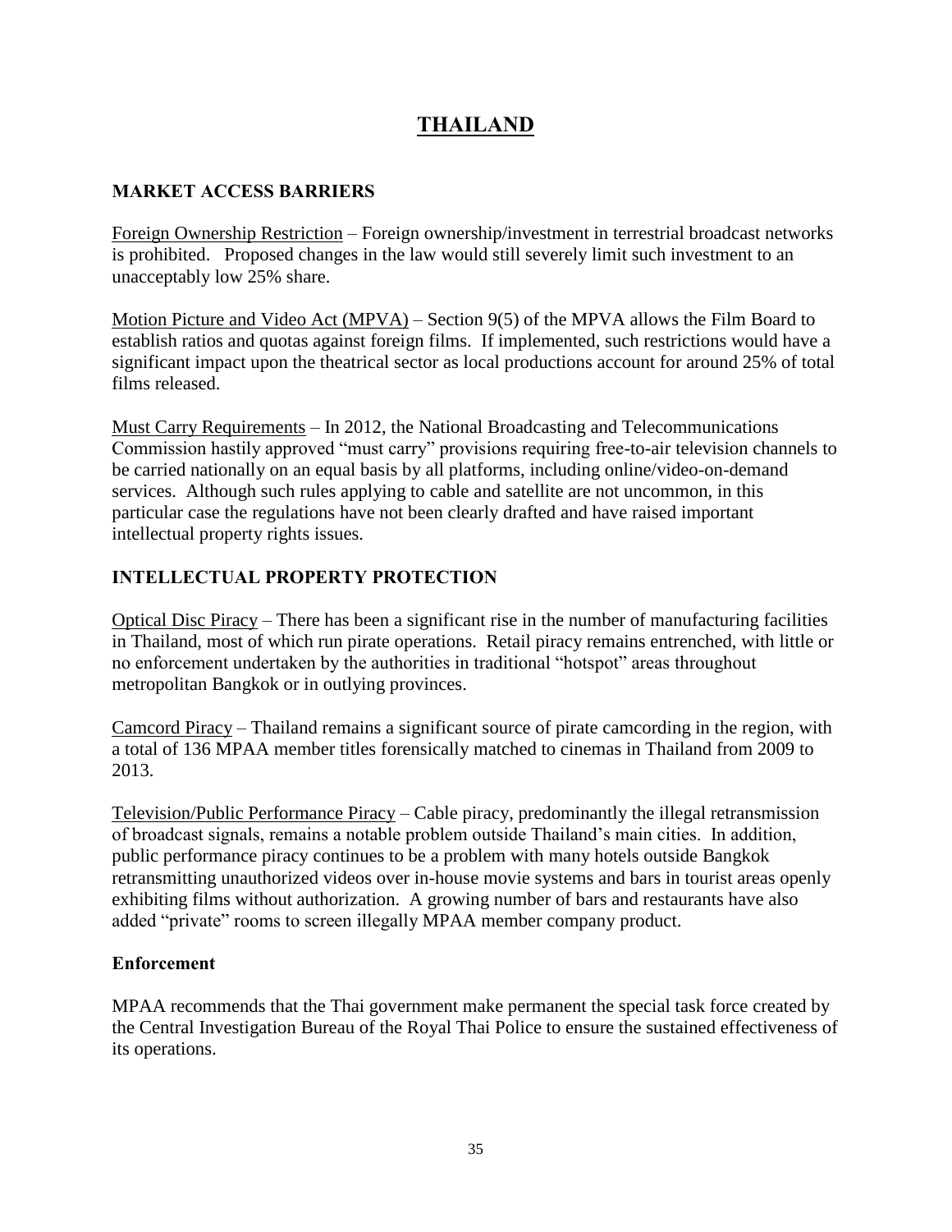# THAILAND

## MARKET ACCESS BARRIERS

Foreign Ownership Restriction – Foreign ownership/investment in terrestrial broadcast networks is prohibited. Proposed changes in the law would still severely limit such investment to an unacceptably low 25% share.

Motion Picture and Video Act (MPVA) – Section 9(5) of the MPVA allows the Film Board to establish ratios and quotas against foreign films. If implemented, such restrictions would have a significant impact upon the theatrical sector as local productions account for around 25% of total films released.

Must Carry Requirements – In 2012, the National Broadcasting and Telecommunications Commission hastily approved "must carry" provisions requiring free-to-air television channels to be carried nationally on an equal basis by all platforms, including online/video-on-demand services. Although such rules applying to cable and satellite are not uncommon, in this particular case the regulations have not been clearly drafted and have raised important intellectual property rights issues.

## INTELLECTUAL PROPERTY PROTECTION

Optical Disc Piracy – There has been a significant rise in the number of manufacturing facilities in Thailand, most of which run pirate operations. Retail piracy remains entrenched, with little or no enforcement undertaken by the authorities in traditional "hotspot" areas throughout metropolitan Bangkok or in outlying provinces.

Camcord Piracy – Thailand remains a significant source of pirate camcording in the region, with a total of 136 MPAA member titles forensically matched to cinemas in Thailand from 2009 to 2013.

Television/Public Performance Piracy – Cable piracy, predominantly the illegal retransmission of broadcast signals, remains a notable problem outside Thailand's main cities. In addition, public performance piracy continues to be a problem with many hotels outside Bangkok retransmitting unauthorized videos over in-house movie systems and bars in tourist areas openly exhibiting films without authorization. A growing number of bars and restaurants have also added "private" rooms to screen illegally MPAA member company product.

### Enforcement

MPAA recommends that the Thai government make permanent the special task force created by the Central Investigation Bureau of the Royal Thai Police to ensure the sustained effectiveness of its operations.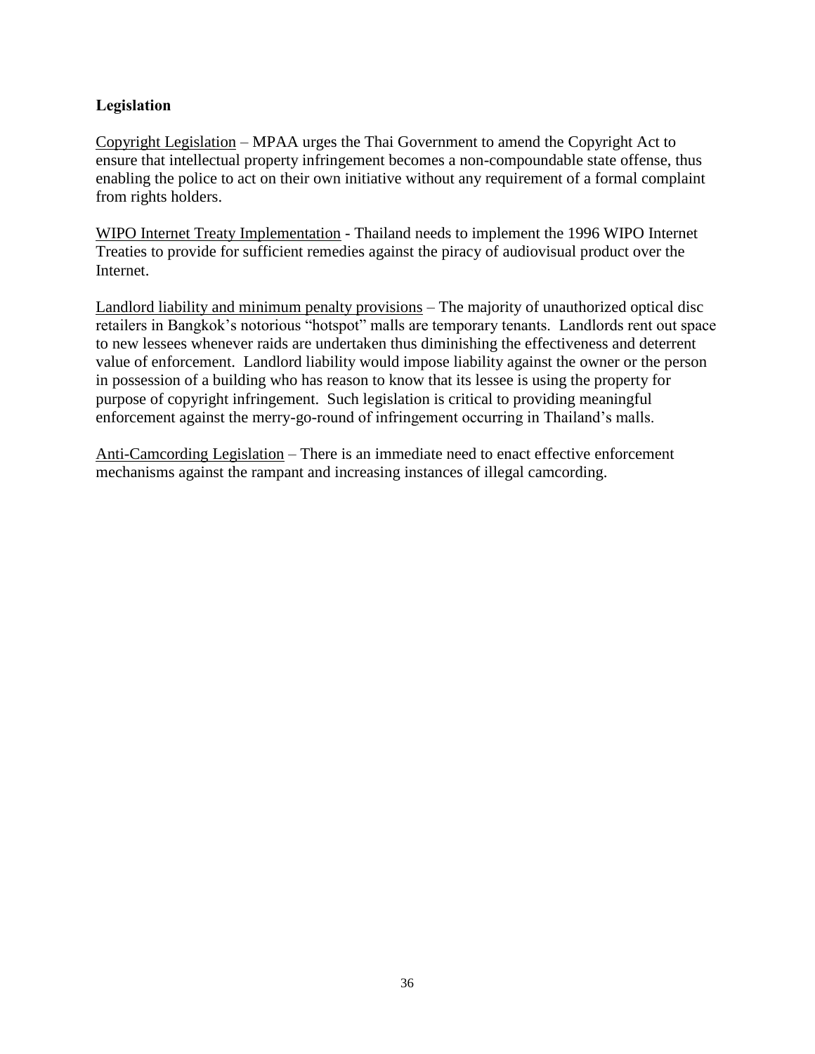**Legislation**

Copyright Legislation – MPAA urges the Thai Government to amend the Copyright Act to ensure that intellectual property infringement becomes a non-compoundable state offense, thus enabling the police to act on their own initiative without any requirement of a formal complaint from rights holders.

WIPO Internet Treaty Implementation - Thailand needs to implement the 1996 WIPO Internet Treaties to provide for sufficient remedies against the piracy of audiovisual product over the Internet.

Landlord liability and minimum penalty provisions – The majority of unauthorized optical disc retailers in Bangkok's notorious "hotspot" malls are temporary tenants. Landlords rent out space to new lessees whenever raids are undertaken thus diminishing the effectiveness and deterrent value of enforcement. Landlord liability would impose liability against the owner or the person in possession of a building who has reason to know that its lessee is using the property for purpose of copyright infringement. Such legislation is critical to providing meaningful enforcement against the merry-go-round of infringement occurring in Thailand's malls.

Anti-Camcording Legislation – There is an immediate need to enact effective enforcement mechanisms against the rampant and increasing instances of illegal camcording.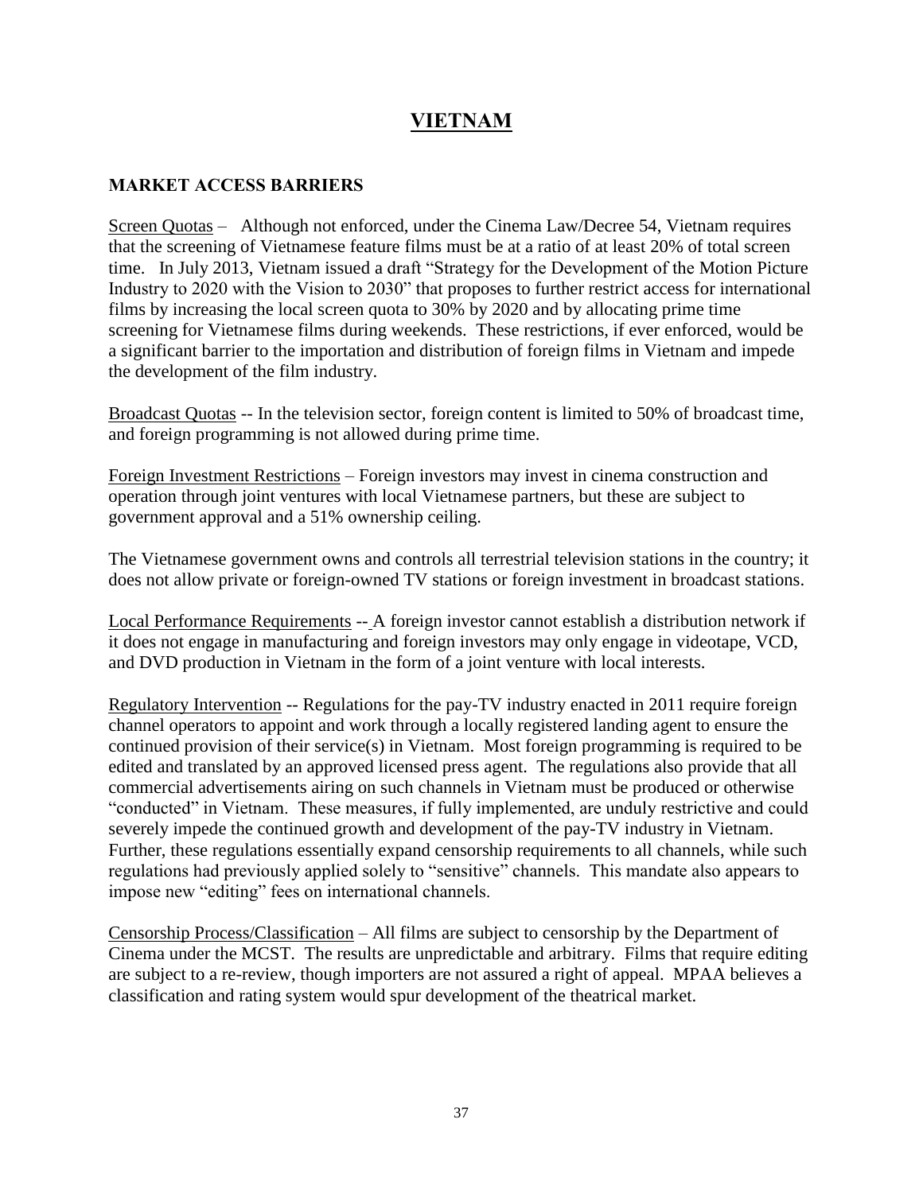# VIETNAM

## MARKET ACCESS BARRIERS

Screen Quotas – Although not enforced, under the Cinema Law/Decree 54, Vietnam requires that the screening of Vietnamese feature films must be at a ratio of at least 20% of total screen time. In July 2013, Vietnam issued a draft "Strategy for the Development of the Motion Picture Industry to 2020 with the Vision to 2030" that proposes to further restrict access for international films by increasing the local screen quota to 30% by 2020 and by allocating prime time screening for Vietnamese films during weekends. These restrictions, if ever enforced, would be a significant barrier to the importation and distribution of foreign films in Vietnam and impede the development of the film industry.

Broadcast Quotas -- In the television sector, foreign content is limited to 50% of broadcast time, and foreign programming is not allowed during prime time.

Foreign Investment Restrictions – Foreign investors may invest in cinema construction and operation through joint ventures with local Vietnamese partners, but these are subject to government approval and a 51% ownership ceiling.

The Vietnamese government owns and controls all terrestrial television stations in the country; it does not allow private or foreign-owned TV stations or foreign investment in broadcast stations.

Local Performance Requirements -- A foreign investor cannot establish a distribution network if it does not engage in manufacturing and foreign investors may only engage in videotape, VCD, and DVD production in Vietnam in the form of a joint venture with local interests.

Regulatory Intervention -- Regulations for the pay-TV industry enacted in 2011 require foreign channel operators to appoint and work through a locally registered landing agent to ensure the continued provision of their service(s) in Vietnam. Most foreign programming is required to be edited and translated by an approved licensed press agent. The regulations also provide that all commercial advertisements airing on such channels in Vietnam must be produced or otherwise "conducted" in Vietnam. These measures, if fully implemented, are unduly restrictive and could severely impede the continued growth and development of the pay-TV industry in Vietnam. Further, these regulations essentially expand censorship requirements to all channels, while such regulations had previously applied solely to "sensitive" channels. This mandate also appears to impose new "editing" fees on international channels.

Censorship Process/Classification – All films are subject to censorship by the Department of Cinema under the MCST. The results are unpredictable and arbitrary. Films that require editing are subject to a re-review, though importers are not assured a right of appeal. MPAA believes a classification and rating system would spur development of the theatrical market.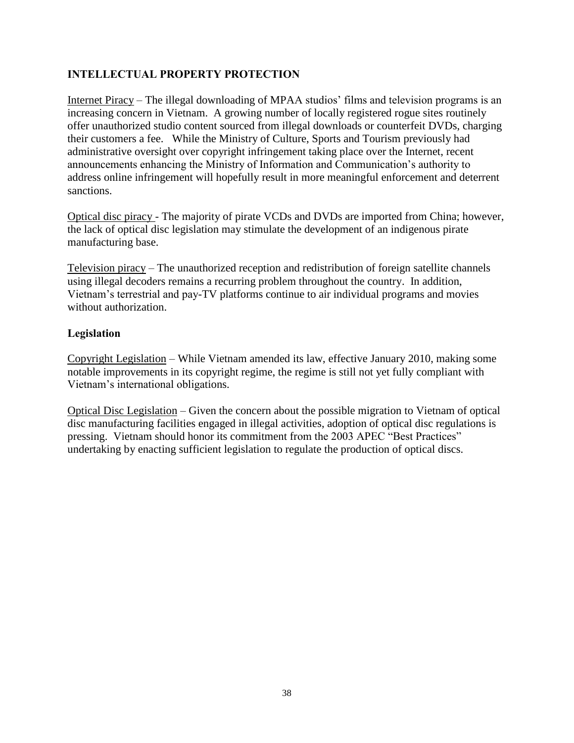## INTELLECTUAL PROPERTY PROTECTION

Internet Piracy – The illegal downloading of MPAA studios' films and television programs is an increasing concern in Vietnam. A growing number of locally registered rogue sites routinely offer unauthorized studio content sourced from illegal downloads or counterfeit DVDs, charging their customers a fee. While the Ministry of Culture, Sports and Tourism previously had administrative oversight over copyright infringement taking place over the Internet, recent announcements enhancing the Ministry of Information and Communication's authority to address online infringement will hopefully result in more meaningful enforcement and deterrent sanctions.

Optical disc piracy - The majority of pirate VCDs and DVDs are imported from China; however, the lack of optical disc legislation may stimulate the development of an indigenous pirate manufacturing base.

Television piracy – The unauthorized reception and redistribution of foreign satellite channels using illegal decoders remains a recurring problem throughout the country. In addition, Vietnam's terrestrial and pay-TV platforms continue to air individual programs and movies without authorization.

### Legislation

Copyright Legislation – While Vietnam amended its law, effective January 2010, making some notable improvements in its copyright regime, the regime is still not yet fully compliant with Vietnam's international obligations.

Optical Disc Legislation – Given the concern about the possible migration to Vietnam of optical disc manufacturing facilities engaged in illegal activities, adoption of optical disc regulations is pressing. Vietnam should honor its commitment from the 2003 APEC "Best Practices" undertaking by enacting sufficient legislation to regulate the production of optical discs.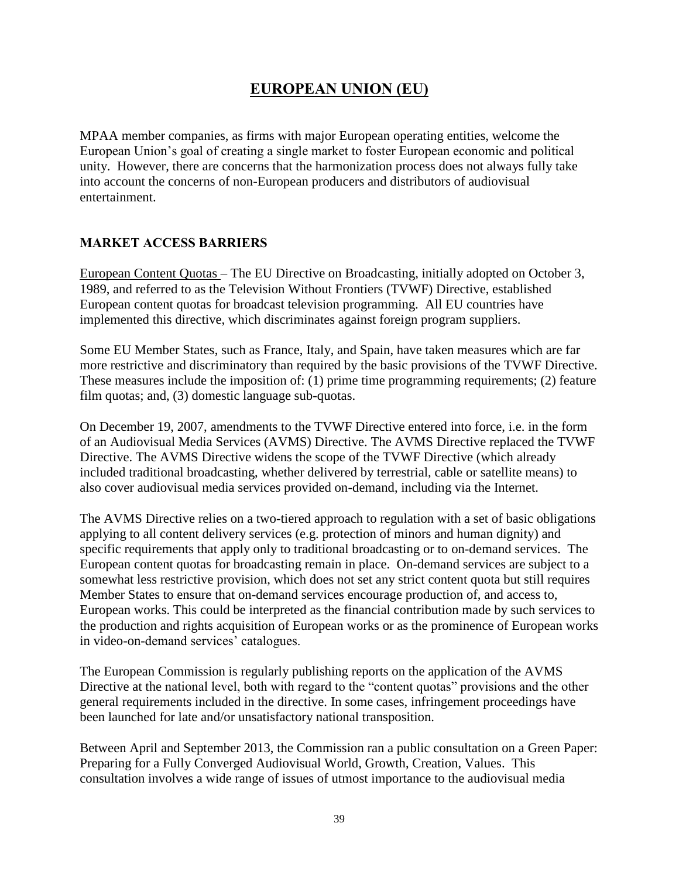# EUROPEAN UNION (EU)

MPAA member companies, as firms with major European operating entities, welcome the European Union's goal of creating a single market to foster European economic and political unity. However, there are concerns that the harmonization process does not always fully take into account the concerns of non-European producers and distributors of audiovisual entertainment.

## MARKET ACCESS BARRIERS

European Content Quotas – The EU Directive on Broadcasting, initially adopted on October 3, 1989, and referred to as the Television Without Frontiers (TVWF) Directive, established European content quotas for broadcast television programming. All EU countries have implemented this directive, which discriminates against foreign program suppliers.

Some EU Member States, such as France, Italy, and Spain, have taken measures which are far more restrictive and discriminatory than required by the basic provisions of the TVWF Directive. These measures include the imposition of: (1) prime time programming requirements; (2) feature film quotas; and, (3) domestic language sub-quotas.

On December 19, 2007, amendments to the TVWF Directive entered into force, i.e. in the form of an Audiovisual Media Services (AVMS) Directive. The AVMS Directive replaced the TVWF Directive. The AVMS Directive widens the scope of the TVWF Directive (which already included traditional broadcasting, whether delivered by terrestrial, cable or satellite means) to also cover audiovisual media services provided on-demand, including via the Internet.

The AVMS Directive relies on a two-tiered approach to regulation with a set of basic obligations applying to all content delivery services (e.g. protection of minors and human dignity) and specific requirements that apply only to traditional broadcasting or to on-demand services. The European content quotas for broadcasting remain in place. On-demand services are subject to a somewhat less restrictive provision, which does not set any strict content quota but still requires Member States to ensure that on-demand services encourage production of, and access to, European works. This could be interpreted as the financial contribution made by such services to the production and rights acquisition of European works or as the prominence of European works in video-on-demand services' catalogues.

The European Commission is regularly publishing reports on the application of the AVMS Directive at the national level, both with regard to the "content quotas" provisions and the other general requirements included in the directive. In some cases, infringement proceedings have been launched for late and/or unsatisfactory national transposition.

Between April and September 2013, the Commission ran a public consultation on a Green Paper: Preparing for a Fully Converged Audiovisual World, Growth, Creation, Values. This consultation involves a wide range of issues of utmost importance to the audiovisual media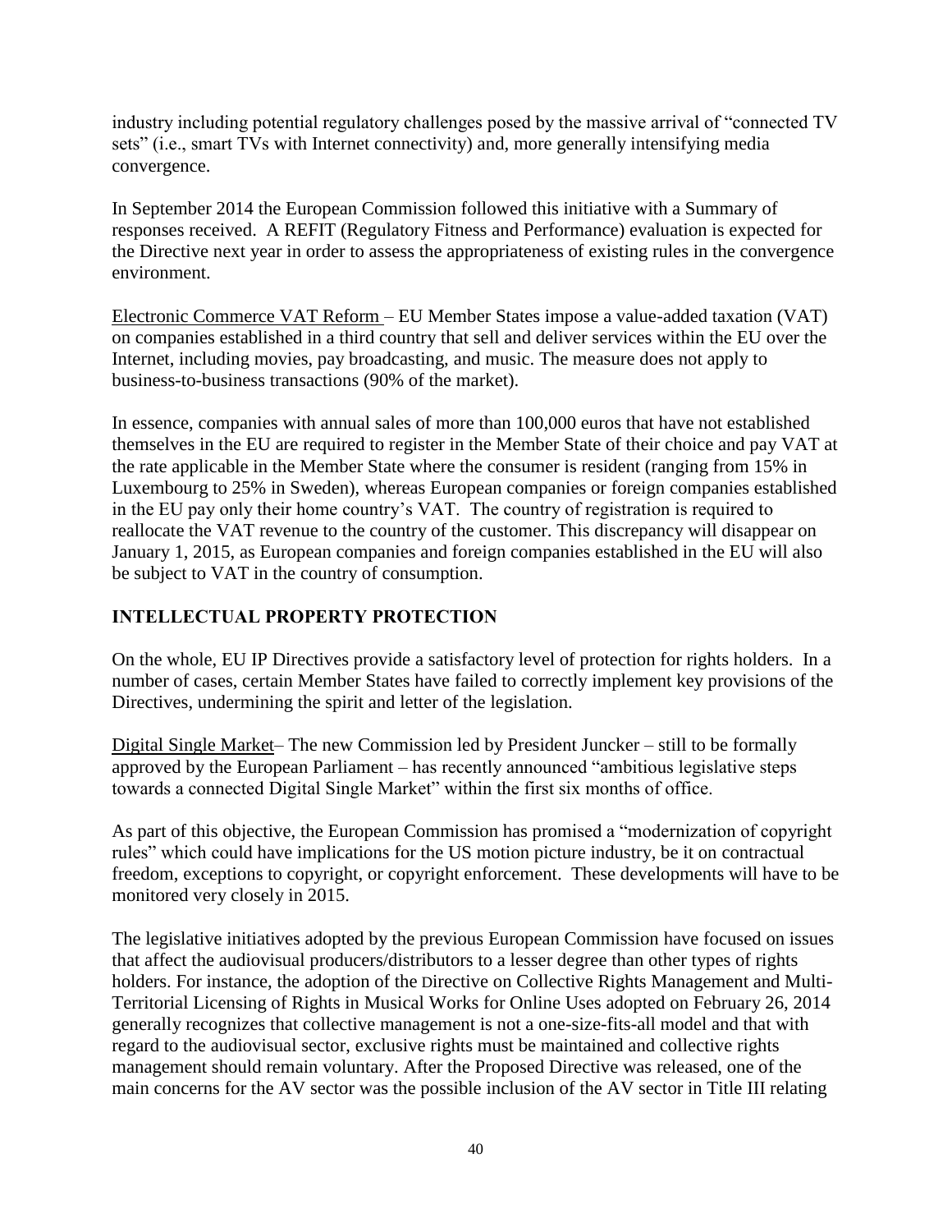industry including potential regulatory challenges posed by the massive arrival of "connected TV sets" (i.e., smart TVs with Internet connectivity) and, more generally intensifying media convergence.

In September 2014 the European Commission followed this initiative with a Summary of responses received. A REFIT (Regulatory Fitness and Performance) evaluation is expected for the Directive next year in order to assess the appropriateness of existing rules in the convergence environment.

<u>Electronic Commerce VAT Reform</u> – EU Member States impose a value-added taxation (VAT) on companies established in a third country that sell and deliver services within the EU over the Internet, including movies, pay broadcasting, and music. The measure does not apply to business-to-business transactions (90% of the market).

In essence, companies with annual sales of more than 100,000 euros that have not established themselves in the EU are required to register in the Member State of their choice and pay VAT at the rate applicable in the Member State where the consumer is resident (ranging from 15% in Luxembourg to 25% in Sweden), whereas European companies or foreign companies established in the EU pay only their home country's VAT. The country of registration is required to reallocate the VAT revenue to the country of the customer. This discrepancy will disappear on January 1, 2015, as European companies and foreign companies established in the EU will also be subject to VAT in the country of consumption.

## INTELLECTUAL PROPERTY PROTECTION

On the whole, EU IP Directives provide a satisfactory level of protection for rights holders. In a number of cases, certain Member States have failed to correctly implement key provisions of the Directives, undermining the spirit and letter of the legislation.

<u>Digital Single Market</u>– The new Commission led by President Juncker – still to be formally approved by the European Parliament – has recently announced "ambitious legislative steps towards a connected Digital Single Market" within the first six months of office.

As part of this objective, the European Commission has promised a "modernization of copyright rules" which could have implications for the US motion picture industry, be it on contractual freedom, exceptions to copyright, or copyright enforcement. These developments will have to be monitored very closely in 2015.

The legislative initiatives adopted by the previous European Commission have focused on issues that affect the audiovisual producers/distributors to a lesser degree than other types of rights holders. For instance, the adoption of the Directive on Collective Rights Management and Multi-Territorial Licensing of Rights in Musical Works for Online Uses adopted on February 26, 2014 generally recognizes that collective management is not a one-size-fits-all model and that with regard to the audiovisual sector, exclusive rights must be maintained and collective rights management should remain voluntary. After the Proposed Directive was released, one of the main concerns for the AV sector was the possible inclusion of the AV sector in Title III relating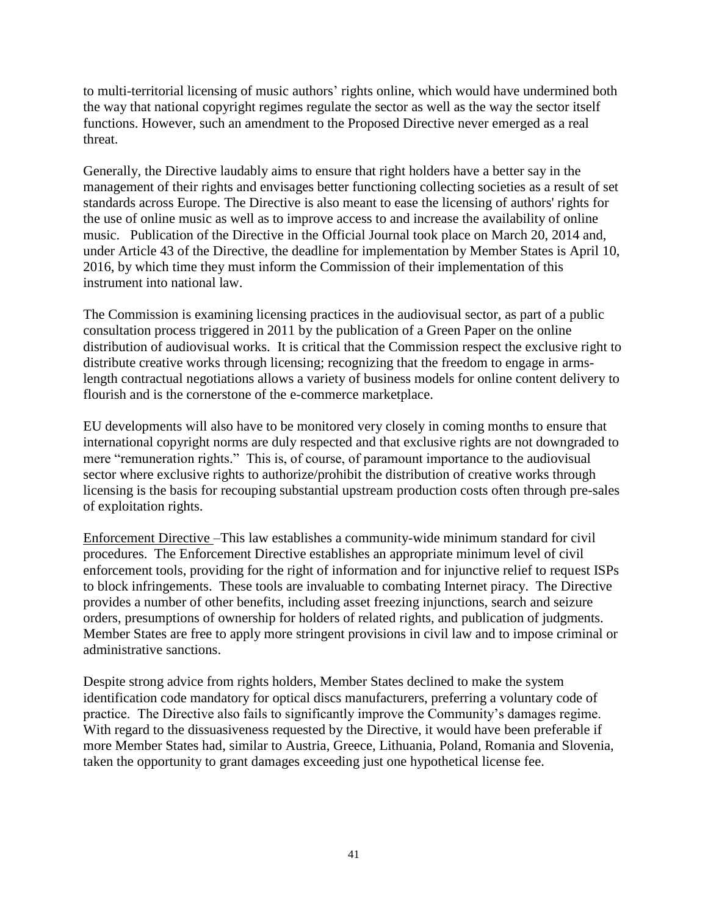to multi-territorial licensing of music authors' rights online, which would have undermined both the way that national copyright regimes regulate the sector as well as the way the sector itself functions. However, such an amendment to the Proposed Directive never emerged as a real threat.

Generally, the Directive laudably aims to ensure that right holders have a better say in the management of their rights and envisages better functioning collecting societies as a result of set standards across Europe. The Directive is also meant to ease the licensing of authors' rights for the use of online music as well as to improve access to and increase the availability of online music. Publication of the Directive in the Official Journal took place on March 20, 2014 and, under Article 43 of the Directive, the deadline for implementation by Member States is April 10, 2016, by which time they must inform the Commission of their implementation of this instrument into national law.

The Commission is examining licensing practices in the audiovisual sector, as part of a public consultation process triggered in 2011 by the publication of a Green Paper on the online distribution of audiovisual works. It is critical that the Commission respect the exclusive right to distribute creative works through licensing; recognizing that the freedom to engage in arms-length contractual negotiations allows a variety of business models for online content delivery to flourish and is the cornerstone of the e-commerce marketplace.

EU developments will also have to be monitored very closely in coming months to ensure that international copyright norms are duly respected and that exclusive rights are not downgraded to mere "remuneration rights." This is, of course, of paramount importance to the audiovisual sector where exclusive rights to authorize/prohibit the distribution of creative works through licensing is the basis for recouping substantial upstream production costs often through pre-sales of exploitation rights.

<u>Enforcement Directive</u> –This law establishes a community-wide minimum standard for civil procedures. The Enforcement Directive establishes an appropriate minimum level of civil enforcement tools, providing for the right of information and for injunctive relief to request ISPs to block infringements. These tools are invaluable to combating Internet piracy. The Directive provides a number of other benefits, including asset freezing injunctions, search and seizure orders, presumptions of ownership for holders of related rights, and publication of judgments. Member States are free to apply more stringent provisions in civil law and to impose criminal or administrative sanctions.

Despite strong advice from rights holders, Member States declined to make the system identification code mandatory for optical discs manufacturers, preferring a voluntary code of practice. The Directive also fails to significantly improve the Community's damages regime. With regard to the dissuasiveness requested by the Directive, it would have been preferable if more Member States had, similar to Austria, Greece, Lithuania, Poland, Romania and Slovenia, taken the opportunity to grant damages exceeding just one hypothetical license fee.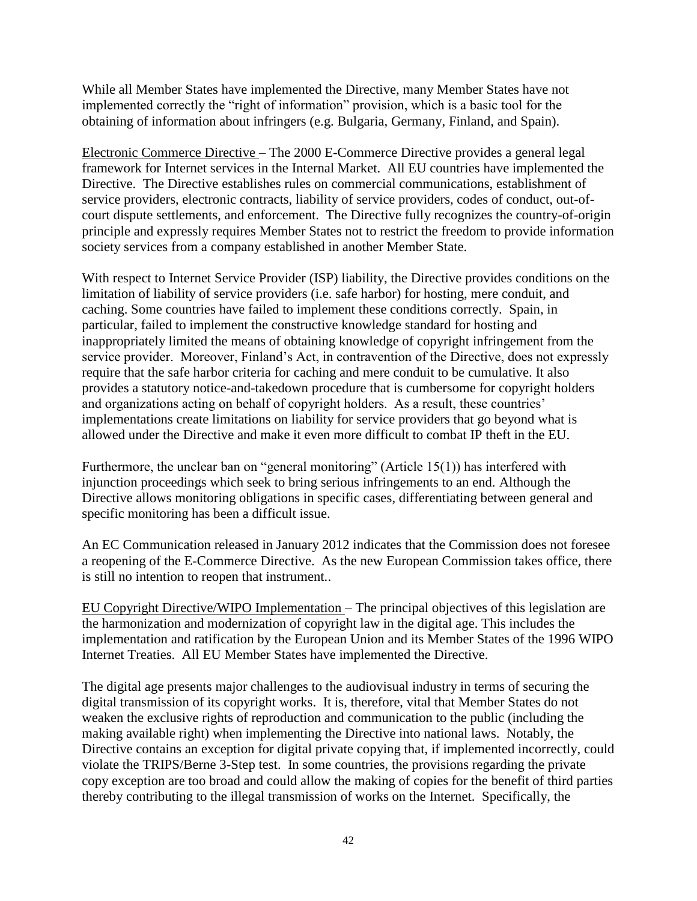While all Member States have implemented the Directive, many Member States have not implemented correctly the "right of information" provision, which is a basic tool for the obtaining of information about infringers (e.g. Bulgaria, Germany, Finland, and Spain).

Electronic Commerce Directive – The 2000 E-Commerce Directive provides a general legal framework for Internet services in the Internal Market. All EU countries have implemented the Directive. The Directive establishes rules on commercial communications, establishment of service providers, electronic contracts, liability of service providers, codes of conduct, out-of-court dispute settlements, and enforcement. The Directive fully recognizes the country-of-origin principle and expressly requires Member States not to restrict the freedom to provide information society services from a company established in another Member State.

With respect to Internet Service Provider (ISP) liability, the Directive provides conditions on the limitation of liability of service providers (i.e. safe harbor) for hosting, mere conduit, and caching. Some countries have failed to implement these conditions correctly. Spain, in particular, failed to implement the constructive knowledge standard for hosting and inappropriately limited the means of obtaining knowledge of copyright infringement from the service provider. Moreover, Finland's Act, in contravention of the Directive, does not expressly require that the safe harbor criteria for caching and mere conduit to be cumulative. It also provides a statutory notice-and-takedown procedure that is cumbersome for copyright holders and organizations acting on behalf of copyright holders. As a result, these countries' implementations create limitations on liability for service providers that go beyond what is allowed under the Directive and make it even more difficult to combat IP theft in the EU.

Furthermore, the unclear ban on "general monitoring" (Article 15(1)) has interfered with injunction proceedings which seek to bring serious infringements to an end. Although the Directive allows monitoring obligations in specific cases, differentiating between general and specific monitoring has been a difficult issue.

An EC Communication released in January 2012 indicates that the Commission does not foresee a reopening of the E-Commerce Directive. As the new European Commission takes office, there is still no intention to reopen that instrument..

EU Copyright Directive/WIPO Implementation – The principal objectives of this legislation are the harmonization and modernization of copyright law in the digital age. This includes the implementation and ratification by the European Union and its Member States of the 1996 WIPO Internet Treaties. All EU Member States have implemented the Directive.

The digital age presents major challenges to the audiovisual industry in terms of securing the digital transmission of its copyright works. It is, therefore, vital that Member States do not weaken the exclusive rights of reproduction and communication to the public (including the making available right) when implementing the Directive into national laws. Notably, the Directive contains an exception for digital private copying that, if implemented incorrectly, could violate the TRIPS/Berne 3-Step test. In some countries, the provisions regarding the private copy exception are too broad and could allow the making of copies for the benefit of third parties thereby contributing to the illegal transmission of works on the Internet. Specifically, the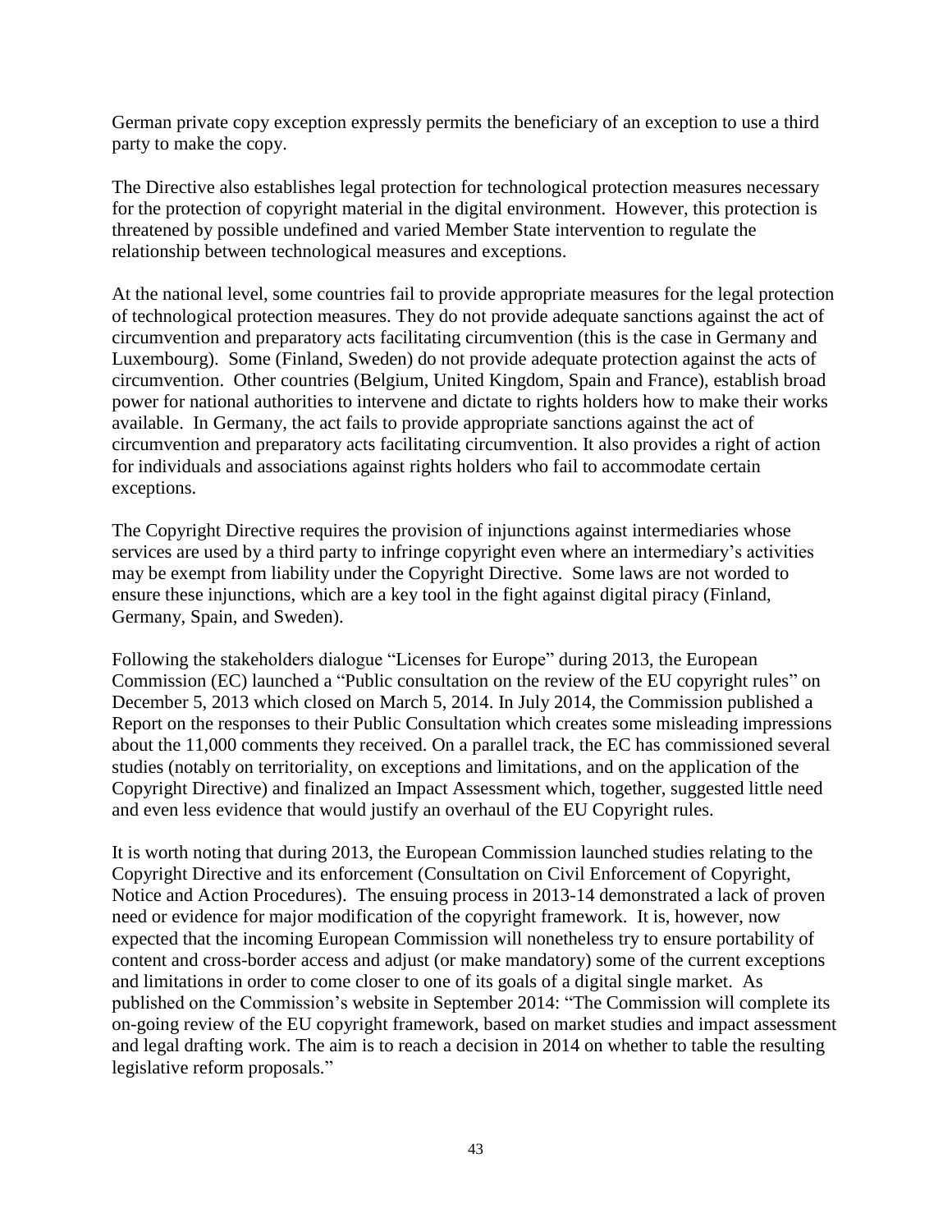German private copy exception expressly permits the beneficiary of an exception to use a third party to make the copy.

The Directive also establishes legal protection for technological protection measures necessary for the protection of copyright material in the digital environment. However, this protection is threatened by possible undefined and varied Member State intervention to regulate the relationship between technological measures and exceptions.

At the national level, some countries fail to provide appropriate measures for the legal protection of technological protection measures. They do not provide adequate sanctions against the act of circumvention and preparatory acts facilitating circumvention (this is the case in Germany and Luxembourg). Some (Finland, Sweden) do not provide adequate protection against the acts of circumvention. Other countries (Belgium, United Kingdom, Spain and France), establish broad power for national authorities to intervene and dictate to rights holders how to make their works available. In Germany, the act fails to provide appropriate sanctions against the act of circumvention and preparatory acts facilitating circumvention. It also provides a right of action for individuals and associations against rights holders who fail to accommodate certain exceptions.

The Copyright Directive requires the provision of injunctions against intermediaries whose services are used by a third party to infringe copyright even where an intermediary's activities may be exempt from liability under the Copyright Directive. Some laws are not worded to ensure these injunctions, which are a key tool in the fight against digital piracy (Finland, Germany, Spain, and Sweden).

Following the stakeholders dialogue "Licenses for Europe" during 2013, the European Commission (EC) launched a "Public consultation on the review of the EU copyright rules" on December 5, 2013 which closed on March 5, 2014. In July 2014, the Commission published a Report on the responses to their Public Consultation which creates some misleading impressions about the 11,000 comments they received. On a parallel track, the EC has commissioned several studies (notably on territoriality, on exceptions and limitations, and on the application of the Copyright Directive) and finalized an Impact Assessment which, together, suggested little need and even less evidence that would justify an overhaul of the EU Copyright rules.

It is worth noting that during 2013, the European Commission launched studies relating to the Copyright Directive and its enforcement (Consultation on Civil Enforcement of Copyright, Notice and Action Procedures). The ensuing process in 2013-14 demonstrated a lack of proven need or evidence for major modification of the copyright framework. It is, however, now expected that the incoming European Commission will nonetheless try to ensure portability of content and cross-border access and adjust (or make mandatory) some of the current exceptions and limitations in order to come closer to one of its goals of a digital single market. As published on the Commission's website in September 2014: "The Commission will complete its on-going review of the EU copyright framework, based on market studies and impact assessment and legal drafting work. The aim is to reach a decision in 2014 on whether to table the resulting legislative reform proposals."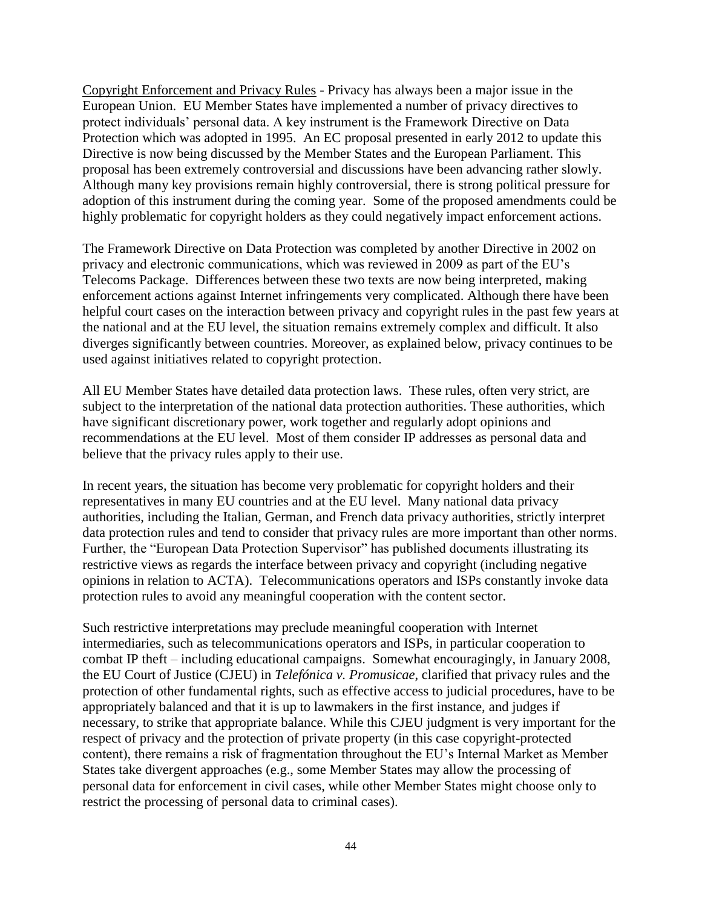<u>Copyright Enforcement and Privacy Rules</u> - Privacy has always been a major issue in the European Union. EU Member States have implemented a number of privacy directives to protect individuals' personal data. A key instrument is the Framework Directive on Data Protection which was adopted in 1995. An EC proposal presented in early 2012 to update this Directive is now being discussed by the Member States and the European Parliament. This proposal has been extremely controversial and discussions have been advancing rather slowly. Although many key provisions remain highly controversial, there is strong political pressure for adoption of this instrument during the coming year. Some of the proposed amendments could be highly problematic for copyright holders as they could negatively impact enforcement actions.

The Framework Directive on Data Protection was completed by another Directive in 2002 on privacy and electronic communications, which was reviewed in 2009 as part of the EU's Telecoms Package. Differences between these two texts are now being interpreted, making enforcement actions against Internet infringements very complicated. Although there have been helpful court cases on the interaction between privacy and copyright rules in the past few years at the national and at the EU level, the situation remains extremely complex and difficult. It also diverges significantly between countries. Moreover, as explained below, privacy continues to be used against initiatives related to copyright protection.

All EU Member States have detailed data protection laws. These rules, often very strict, are subject to the interpretation of the national data protection authorities. These authorities, which have significant discretionary power, work together and regularly adopt opinions and recommendations at the EU level. Most of them consider IP addresses as personal data and believe that the privacy rules apply to their use.

In recent years, the situation has become very problematic for copyright holders and their representatives in many EU countries and at the EU level. Many national data privacy authorities, including the Italian, German, and French data privacy authorities, strictly interpret data protection rules and tend to consider that privacy rules are more important than other norms. Further, the "European Data Protection Supervisor" has published documents illustrating its restrictive views as regards the interface between privacy and copyright (including negative opinions in relation to ACTA). Telecommunications operators and ISPs constantly invoke data protection rules to avoid any meaningful cooperation with the content sector.

Such restrictive interpretations may preclude meaningful cooperation with Internet intermediaries, such as telecommunications operators and ISPs, in particular cooperation to combat IP theft – including educational campaigns. Somewhat encouragingly, in January 2008, the EU Court of Justice (CJEU) in *Telefónica v. Promusicae*, clarified that privacy rules and the protection of other fundamental rights, such as effective access to judicial procedures, have to be appropriately balanced and that it is up to lawmakers in the first instance, and judges if necessary, to strike that appropriate balance. While this CJEU judgment is very important for the respect of privacy and the protection of private property (in this case copyright-protected content), there remains a risk of fragmentation throughout the EU's Internal Market as Member States take divergent approaches (e.g., some Member States may allow the processing of personal data for enforcement in civil cases, while other Member States might choose only to restrict the processing of personal data to criminal cases).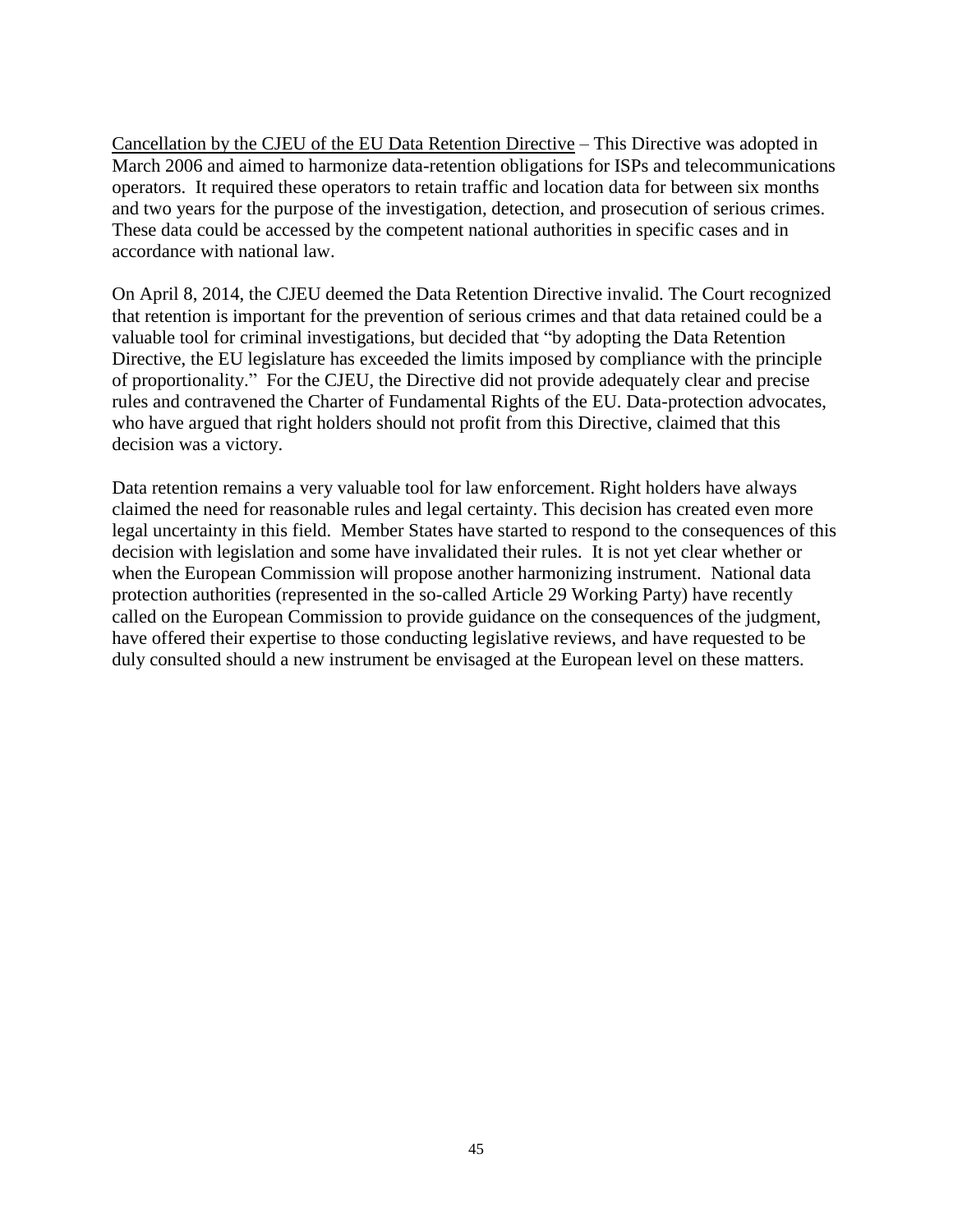<u>Cancellation by the CJEU of the EU Data Retention Directive</u> – This Directive was adopted in March 2006 and aimed to harmonize data-retention obligations for ISPs and telecommunications operators. It required these operators to retain traffic and location data for between six months and two years for the purpose of the investigation, detection, and prosecution of serious crimes. These data could be accessed by the competent national authorities in specific cases and in accordance with national law.

On April 8, 2014, the CJEU deemed the Data Retention Directive invalid. The Court recognized that retention is important for the prevention of serious crimes and that data retained could be a valuable tool for criminal investigations, but decided that "by adopting the Data Retention Directive, the EU legislature has exceeded the limits imposed by compliance with the principle of proportionality." For the CJEU, the Directive did not provide adequately clear and precise rules and contravened the Charter of Fundamental Rights of the EU. Data-protection advocates, who have argued that right holders should not profit from this Directive, claimed that this decision was a victory.

Data retention remains a very valuable tool for law enforcement. Right holders have always claimed the need for reasonable rules and legal certainty. This decision has created even more legal uncertainty in this field. Member States have started to respond to the consequences of this decision with legislation and some have invalidated their rules. It is not yet clear whether or when the European Commission will propose another harmonizing instrument. National data protection authorities (represented in the so-called Article 29 Working Party) have recently called on the European Commission to provide guidance on the consequences of the judgment, have offered their expertise to those conducting legislative reviews, and have requested to be duly consulted should a new instrument be envisaged at the European level on these matters.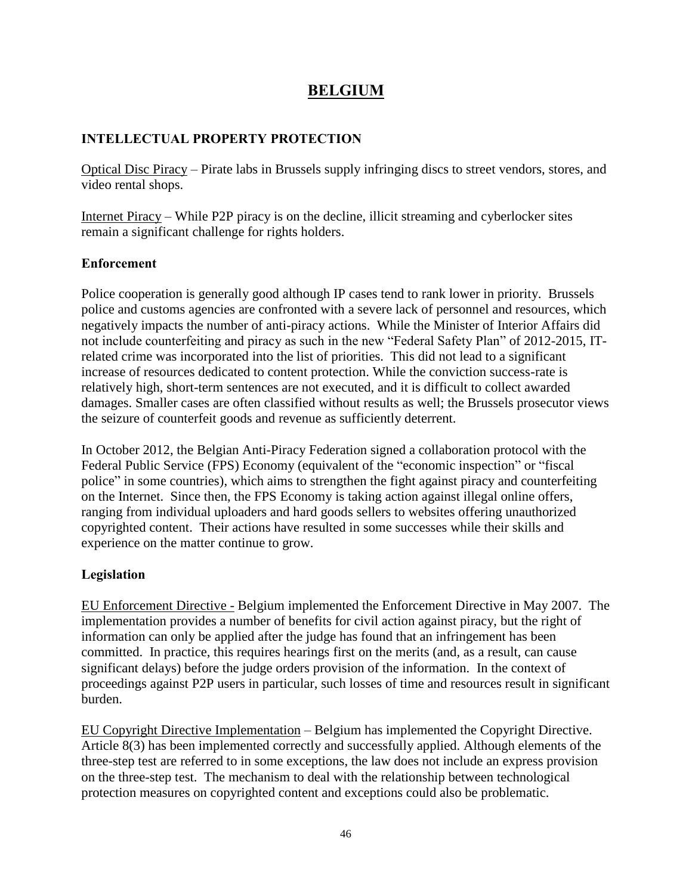# BELGIUM

## INTELLECTUAL PROPERTY PROTECTION

Optical Disc Piracy – Pirate labs in Brussels supply infringing discs to street vendors, stores, and video rental shops.

Internet Piracy – While P2P piracy is on the decline, illicit streaming and cyberlocker sites remain a significant challenge for rights holders.

### Enforcement

Police cooperation is generally good although IP cases tend to rank lower in priority. Brussels police and customs agencies are confronted with a severe lack of personnel and resources, which negatively impacts the number of anti-piracy actions. While the Minister of Interior Affairs did not include counterfeiting and piracy as such in the new "Federal Safety Plan" of 2012-2015, IT-related crime was incorporated into the list of priorities. This did not lead to a significant increase of resources dedicated to content protection. While the conviction success-rate is relatively high, short-term sentences are not executed, and it is difficult to collect awarded damages. Smaller cases are often classified without results as well; the Brussels prosecutor views the seizure of counterfeit goods and revenue as sufficiently deterrent.

In October 2012, the Belgian Anti-Piracy Federation signed a collaboration protocol with the Federal Public Service (FPS) Economy (equivalent of the "economic inspection" or "fiscal police" in some countries), which aims to strengthen the fight against piracy and counterfeiting on the Internet. Since then, the FPS Economy is taking action against illegal online offers, ranging from individual uploaders and hard goods sellers to websites offering unauthorized copyrighted content. Their actions have resulted in some successes while their skills and experience on the matter continue to grow.

### Legislation

EU Enforcement Directive - Belgium implemented the Enforcement Directive in May 2007. The implementation provides a number of benefits for civil action against piracy, but the right of information can only be applied after the judge has found that an infringement has been committed. In practice, this requires hearings first on the merits (and, as a result, can cause significant delays) before the judge orders provision of the information. In the context of proceedings against P2P users in particular, such losses of time and resources result in significant burden.

EU Copyright Directive Implementation – Belgium has implemented the Copyright Directive. Article 8(3) has been implemented correctly and successfully applied. Although elements of the three-step test are referred to in some exceptions, the law does not include an express provision on the three-step test. The mechanism to deal with the relationship between technological protection measures on copyrighted content and exceptions could also be problematic.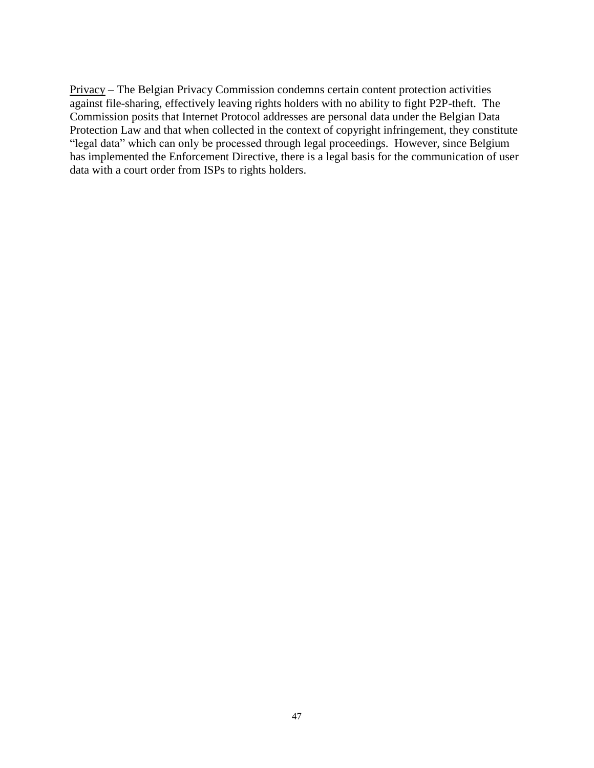<u>Privacy</u> – The Belgian Privacy Commission condemns certain content protection activities against file-sharing, effectively leaving rights holders with no ability to fight P2P-theft. The Commission posits that Internet Protocol addresses are personal data under the Belgian Data Protection Law and that when collected in the context of copyright infringement, they constitute "legal data" which can only be processed through legal proceedings. However, since Belgium has implemented the Enforcement Directive, there is a legal basis for the communication of user data with a court order from ISPs to rights holders.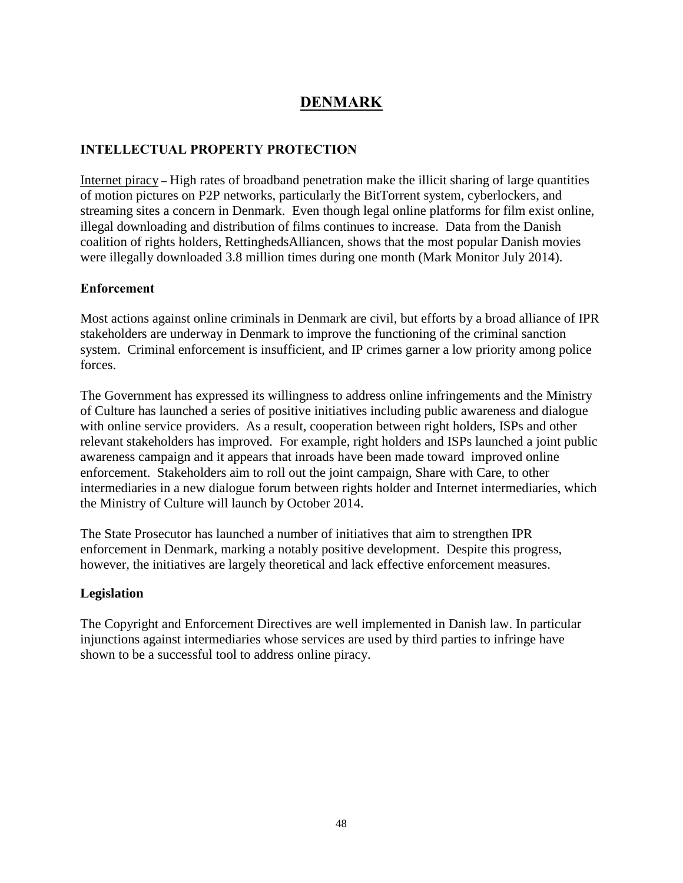# DENMARK

## INTELLECTUAL PROPERTY PROTECTION

Internet piracy – High rates of broadband penetration make the illicit sharing of large quantities of motion pictures on P2P networks, particularly the BitTorrent system, cyberlockers, and streaming sites a concern in Denmark. Even though legal online platforms for film exist online, illegal downloading and distribution of films continues to increase. Data from the Danish coalition of rights holders, RettinghedsAlliancen, shows that the most popular Danish movies were illegally downloaded 3.8 million times during one month (Mark Monitor July 2014).

### Enforcement

Most actions against online criminals in Denmark are civil, but efforts by a broad alliance of IPR stakeholders are underway in Denmark to improve the functioning of the criminal sanction system. Criminal enforcement is insufficient, and IP crimes garner a low priority among police forces.

The Government has expressed its willingness to address online infringements and the Ministry of Culture has launched a series of positive initiatives including public awareness and dialogue with online service providers. As a result, cooperation between right holders, ISPs and other relevant stakeholders has improved. For example, right holders and ISPs launched a joint public awareness campaign and it appears that inroads have been made toward improved online enforcement. Stakeholders aim to roll out the joint campaign, Share with Care, to other intermediaries in a new dialogue forum between rights holder and Internet intermediaries, which the Ministry of Culture will launch by October 2014.

The State Prosecutor has launched a number of initiatives that aim to strengthen IPR enforcement in Denmark, marking a notably positive development. Despite this progress, however, the initiatives are largely theoretical and lack effective enforcement measures.

### Legislation

The Copyright and Enforcement Directives are well implemented in Danish law. In particular injunctions against intermediaries whose services are used by third parties to infringe have shown to be a successful tool to address online piracy.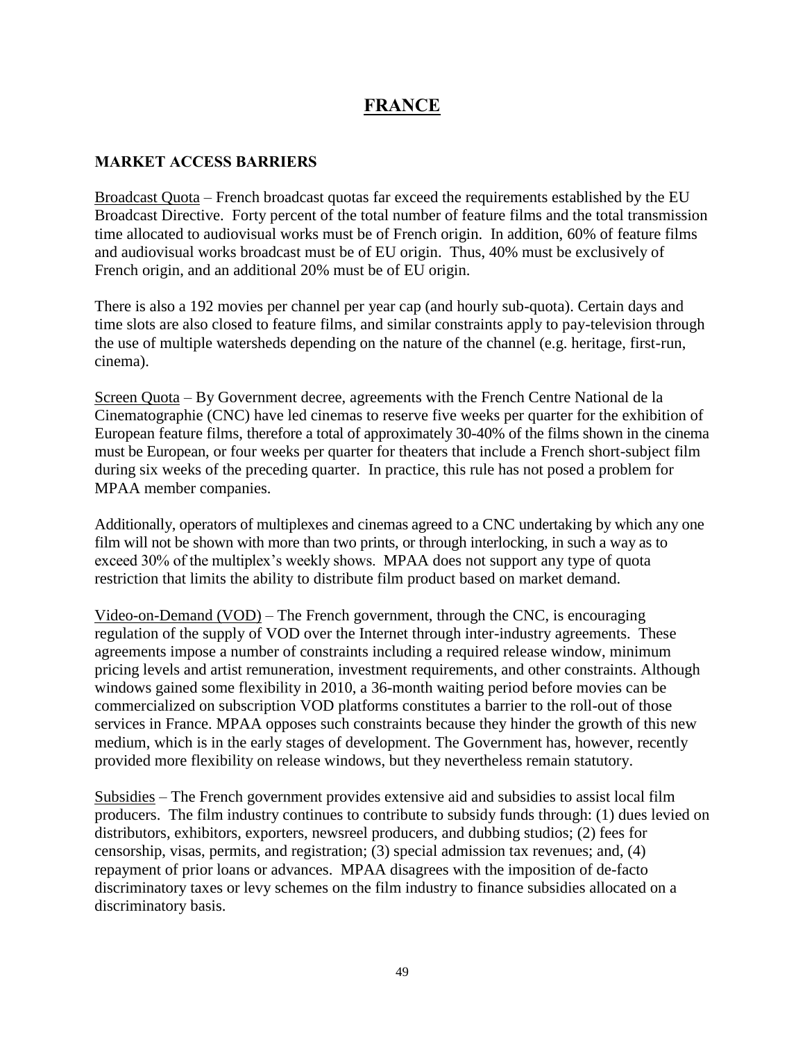# FRANCE

## MARKET ACCESS BARRIERS

Broadcast Quota – French broadcast quotas far exceed the requirements established by the EU Broadcast Directive. Forty percent of the total number of feature films and the total transmission time allocated to audiovisual works must be of French origin. In addition, 60% of feature films and audiovisual works broadcast must be of EU origin. Thus, 40% must be exclusively of French origin, and an additional 20% must be of EU origin.

There is also a 192 movies per channel per year cap (and hourly sub-quota). Certain days and time slots are also closed to feature films, and similar constraints apply to pay-television through the use of multiple watersheds depending on the nature of the channel (e.g. heritage, first-run, cinema).

Screen Quota – By Government decree, agreements with the French Centre National de la Cinematographie (CNC) have led cinemas to reserve five weeks per quarter for the exhibition of European feature films, therefore a total of approximately 30-40% of the films shown in the cinema must be European, or four weeks per quarter for theaters that include a French short-subject film during six weeks of the preceding quarter. In practice, this rule has not posed a problem for MPAA member companies.

Additionally, operators of multiplexes and cinemas agreed to a CNC undertaking by which any one film will not be shown with more than two prints, or through interlocking, in such a way as to exceed 30% of the multiplex's weekly shows. MPAA does not support any type of quota restriction that limits the ability to distribute film product based on market demand.

Video-on-Demand (VOD) – The French government, through the CNC, is encouraging regulation of the supply of VOD over the Internet through inter-industry agreements. These agreements impose a number of constraints including a required release window, minimum pricing levels and artist remuneration, investment requirements, and other constraints. Although windows gained some flexibility in 2010, a 36-month waiting period before movies can be commercialized on subscription VOD platforms constitutes a barrier to the roll-out of those services in France. MPAA opposes such constraints because they hinder the growth of this new medium, which is in the early stages of development. The Government has, however, recently provided more flexibility on release windows, but they nevertheless remain statutory.

Subsidies – The French government provides extensive aid and subsidies to assist local film producers. The film industry continues to contribute to subsidy funds through: (1) dues levied on distributors, exhibitors, exporters, newsreel producers, and dubbing studios; (2) fees for censorship, visas, permits, and registration; (3) special admission tax revenues; and, (4) repayment of prior loans or advances. MPAA disagrees with the imposition of de-facto discriminatory taxes or levy schemes on the film industry to finance subsidies allocated on a discriminatory basis.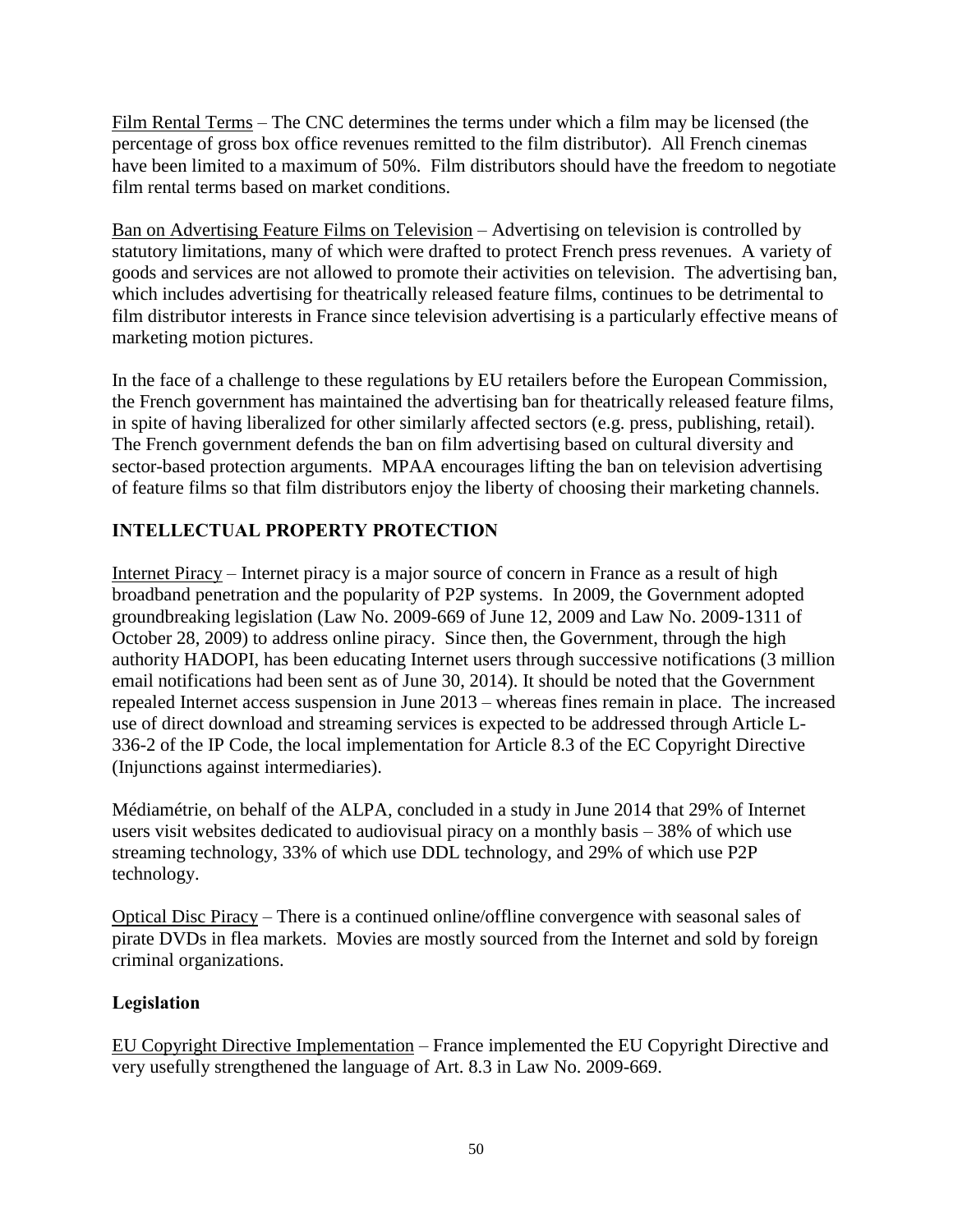Film Rental Terms – The CNC determines the terms under which a film may be licensed (the percentage of gross box office revenues remitted to the film distributor). All French cinemas have been limited to a maximum of 50%. Film distributors should have the freedom to negotiate film rental terms based on market conditions.

Ban on Advertising Feature Films on Television – Advertising on television is controlled by statutory limitations, many of which were drafted to protect French press revenues. A variety of goods and services are not allowed to promote their activities on television. The advertising ban, which includes advertising for theatrically released feature films, continues to be detrimental to film distributor interests in France since television advertising is a particularly effective means of marketing motion pictures.

In the face of a challenge to these regulations by EU retailers before the European Commission, the French government has maintained the advertising ban for theatrically released feature films, in spite of having liberalized for other similarly affected sectors (e.g. press, publishing, retail). The French government defends the ban on film advertising based on cultural diversity and sector-based protection arguments. MPAA encourages lifting the ban on television advertising of feature films so that film distributors enjoy the liberty of choosing their marketing channels.

## INTELLECTUAL PROPERTY PROTECTION

Internet Piracy – Internet piracy is a major source of concern in France as a result of high broadband penetration and the popularity of P2P systems. In 2009, the Government adopted groundbreaking legislation (Law No. 2009-669 of June 12, 2009 and Law No. 2009-1311 of October 28, 2009) to address online piracy. Since then, the Government, through the high authority HADOPI, has been educating Internet users through successive notifications (3 million email notifications had been sent as of June 30, 2014). It should be noted that the Government repealed Internet access suspension in June 2013 – whereas fines remain in place. The increased use of direct download and streaming services is expected to be addressed through Article L-336-2 of the IP Code, the local implementation for Article 8.3 of the EC Copyright Directive (Injunctions against intermediaries).

Médiamétrie, on behalf of the ALPA, concluded in a study in June 2014 that 29% of Internet users visit websites dedicated to audiovisual piracy on a monthly basis – 38% of which use streaming technology, 33% of which use DDL technology, and 29% of which use P2P technology.

Optical Disc Piracy – There is a continued online/offline convergence with seasonal sales of pirate DVDs in flea markets. Movies are mostly sourced from the Internet and sold by foreign criminal organizations.

### Legislation

EU Copyright Directive Implementation – France implemented the EU Copyright Directive and very usefully strengthened the language of Art. 8.3 in Law No. 2009-669.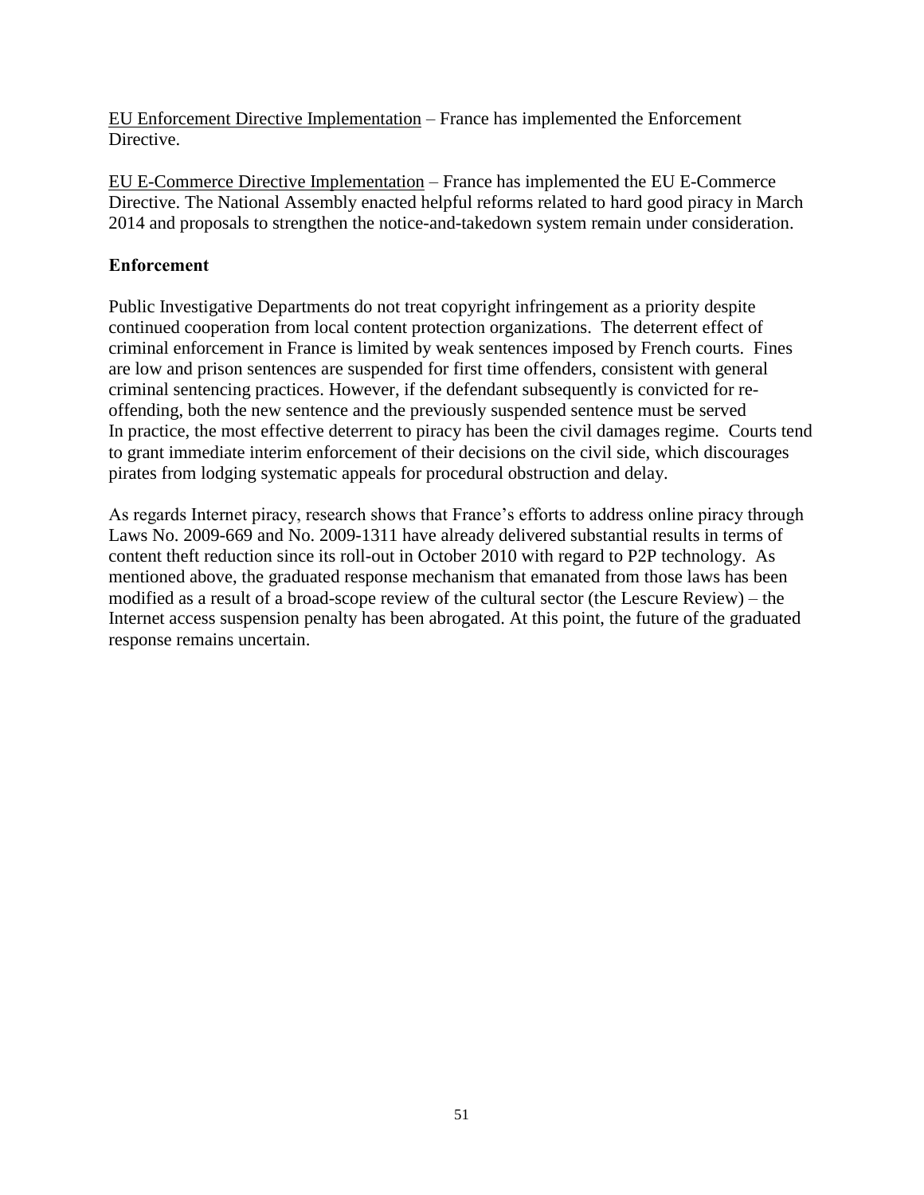<u>EU Enforcement Directive Implementation</u> – France has implemented the Enforcement Directive.

<u>EU E-Commerce Directive Implementation</u> – France has implemented the EU E-Commerce Directive. The National Assembly enacted helpful reforms related to hard good piracy in March 2014 and proposals to strengthen the notice-and-takedown system remain under consideration.

**Enforcement**

Public Investigative Departments do not treat copyright infringement as a priority despite continued cooperation from local content protection organizations. The deterrent effect of criminal enforcement in France is limited by weak sentences imposed by French courts. Fines are low and prison sentences are suspended for first time offenders, consistent with general criminal sentencing practices. However, if the defendant subsequently is convicted for re-offending, both the new sentence and the previously suspended sentence must be served In practice, the most effective deterrent to piracy has been the civil damages regime. Courts tend to grant immediate interim enforcement of their decisions on the civil side, which discourages pirates from lodging systematic appeals for procedural obstruction and delay.

As regards Internet piracy, research shows that France's efforts to address online piracy through Laws No. 2009-669 and No. 2009-1311 have already delivered substantial results in terms of content theft reduction since its roll-out in October 2010 with regard to P2P technology. As mentioned above, the graduated response mechanism that emanated from those laws has been modified as a result of a broad-scope review of the cultural sector (the Lescure Review) – the Internet access suspension penalty has been abrogated. At this point, the future of the graduated response remains uncertain.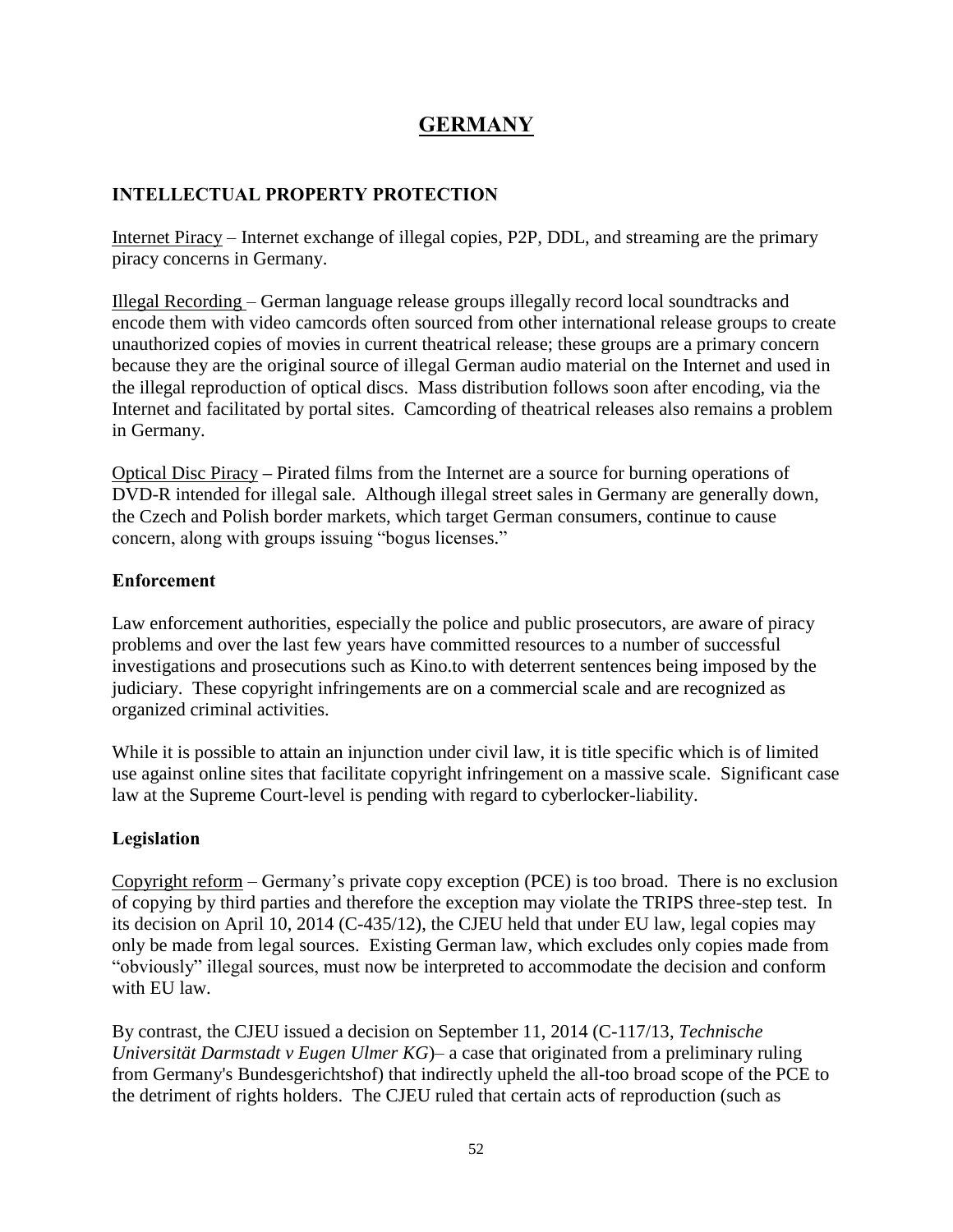# GERMANY

## INTELLECTUAL PROPERTY PROTECTION

Internet Piracy – Internet exchange of illegal copies, P2P, DDL, and streaming are the primary piracy concerns in Germany.

Illegal Recording – German language release groups illegally record local soundtracks and encode them with video camcords often sourced from other international release groups to create unauthorized copies of movies in current theatrical release; these groups are a primary concern because they are the original source of illegal German audio material on the Internet and used in the illegal reproduction of optical discs. Mass distribution follows soon after encoding, via the Internet and facilitated by portal sites. Camcording of theatrical releases also remains a problem in Germany.

Optical Disc Piracy – Pirated films from the Internet are a source for burning operations of DVD-R intended for illegal sale. Although illegal street sales in Germany are generally down, the Czech and Polish border markets, which target German consumers, continue to cause concern, along with groups issuing "bogus licenses."

### Enforcement

Law enforcement authorities, especially the police and public prosecutors, are aware of piracy problems and over the last few years have committed resources to a number of successful investigations and prosecutions such as Kino.to with deterrent sentences being imposed by the judiciary. These copyright infringements are on a commercial scale and are recognized as organized criminal activities.

While it is possible to attain an injunction under civil law, it is title specific which is of limited use against online sites that facilitate copyright infringement on a massive scale. Significant case law at the Supreme Court-level is pending with regard to cyberlocker-liability.

### Legislation

Copyright reform – Germany's private copy exception (PCE) is too broad. There is no exclusion of copying by third parties and therefore the exception may violate the TRIPS three-step test. In its decision on April 10, 2014 (C-435/12), the CJEU held that under EU law, legal copies may only be made from legal sources. Existing German law, which excludes only copies made from "obviously" illegal sources, must now be interpreted to accommodate the decision and conform with EU law.

By contrast, the CJEU issued a decision on September 11, 2014 (C-117/13, *Technische Universität Darmstadt v Eugen Ulmer KG*)– a case that originated from a preliminary ruling from Germany's Bundesgerichtshof) that indirectly upheld the all-too broad scope of the PCE to the detriment of rights holders. The CJEU ruled that certain acts of reproduction (such as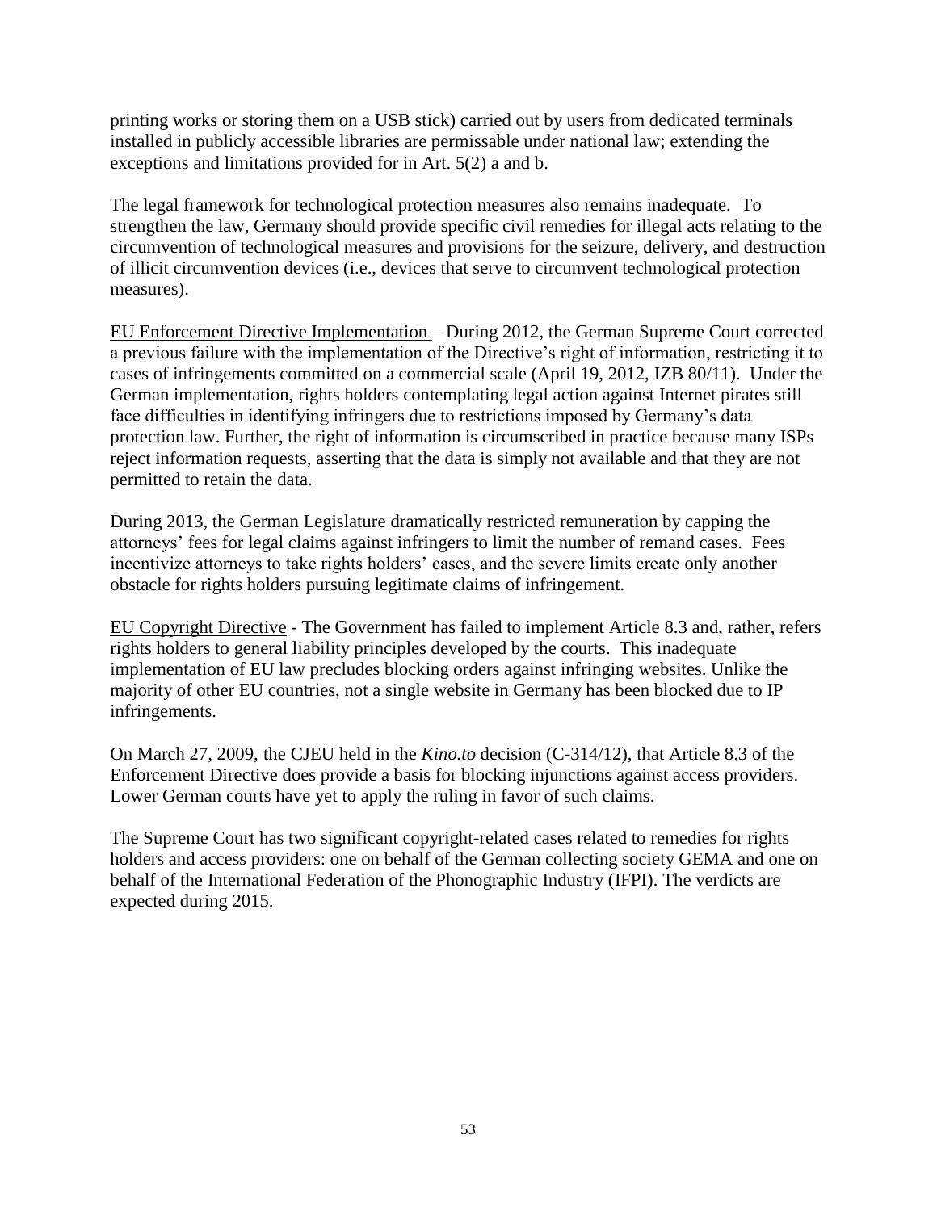printing works or storing them on a USB stick) carried out by users from dedicated terminals installed in publicly accessible libraries are permissable under national law; extending the exceptions and limitations provided for in Art. 5(2) a and b.

The legal framework for technological protection measures also remains inadequate. To strengthen the law, Germany should provide specific civil remedies for illegal acts relating to the circumvention of technological measures and provisions for the seizure, delivery, and destruction of illicit circumvention devices (i.e., devices that serve to circumvent technological protection measures).

EU Enforcement Directive Implementation – During 2012, the German Supreme Court corrected a previous failure with the implementation of the Directive's right of information, restricting it to cases of infringements committed on a commercial scale (April 19, 2012, IZB 80/11). Under the German implementation, rights holders contemplating legal action against Internet pirates still face difficulties in identifying infringers due to restrictions imposed by Germany's data protection law. Further, the right of information is circumscribed in practice because many ISPs reject information requests, asserting that the data is simply not available and that they are not permitted to retain the data.

During 2013, the German Legislature dramatically restricted remuneration by capping the attorneys' fees for legal claims against infringers to limit the number of remand cases. Fees incentivize attorneys to take rights holders' cases, and the severe limits create only another obstacle for rights holders pursuing legitimate claims of infringement.

EU Copyright Directive - The Government has failed to implement Article 8.3 and, rather, refers rights holders to general liability principles developed by the courts. This inadequate implementation of EU law precludes blocking orders against infringing websites. Unlike the majority of other EU countries, not a single website in Germany has been blocked due to IP infringements.

On March 27, 2009, the CJEU held in the *Kino.to* decision (C-314/12), that Article 8.3 of the Enforcement Directive does provide a basis for blocking injunctions against access providers. Lower German courts have yet to apply the ruling in favor of such claims.

The Supreme Court has two significant copyright-related cases related to remedies for rights holders and access providers: one on behalf of the German collecting society GEMA and one on behalf of the International Federation of the Phonographic Industry (IFPI). The verdicts are expected during 2015.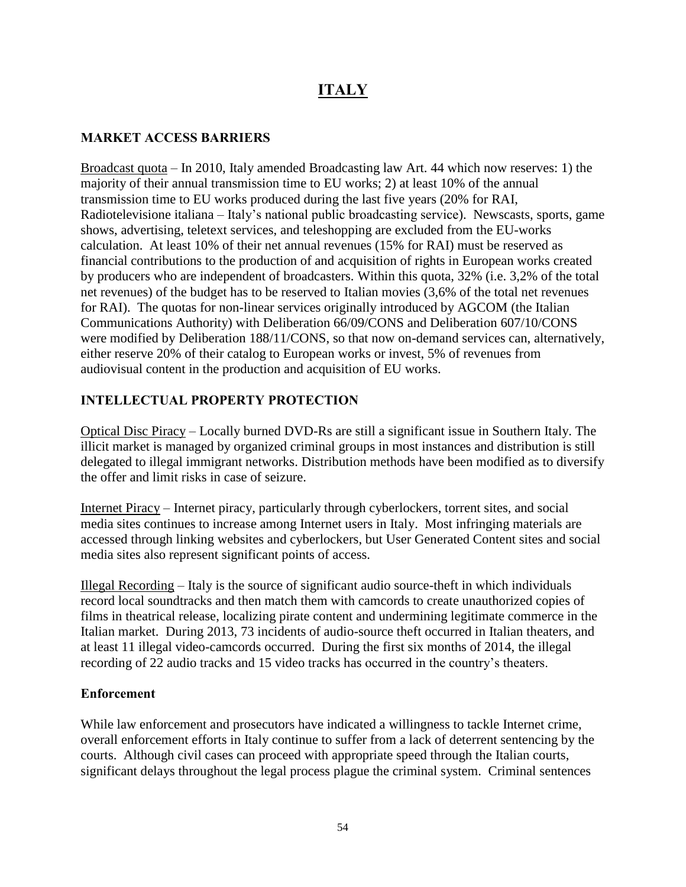# ITALY

## MARKET ACCESS BARRIERS

Broadcast quota – In 2010, Italy amended Broadcasting law Art. 44 which now reserves: 1) the majority of their annual transmission time to EU works; 2) at least 10% of the annual transmission time to EU works produced during the last five years (20% for RAI, Radiotelevisione italiana – Italy's national public broadcasting service). Newscasts, sports, game shows, advertising, teletext services, and teleshopping are excluded from the EU-works calculation. At least 10% of their net annual revenues (15% for RAI) must be reserved as financial contributions to the production of and acquisition of rights in European works created by producers who are independent of broadcasters. Within this quota, 32% (i.e. 3,2% of the total net revenues) of the budget has to be reserved to Italian movies (3,6% of the total net revenues for RAI). The quotas for non-linear services originally introduced by AGCOM (the Italian Communications Authority) with Deliberation 66/09/CONS and Deliberation 607/10/CONS were modified by Deliberation 188/11/CONS, so that now on-demand services can, alternatively, either reserve 20% of their catalog to European works or invest, 5% of revenues from audiovisual content in the production and acquisition of EU works.

## INTELLECTUAL PROPERTY PROTECTION

Optical Disc Piracy – Locally burned DVD-Rs are still a significant issue in Southern Italy. The illicit market is managed by organized criminal groups in most instances and distribution is still delegated to illegal immigrant networks. Distribution methods have been modified as to diversify the offer and limit risks in case of seizure.

Internet Piracy – Internet piracy, particularly through cyberlockers, torrent sites, and social media sites continues to increase among Internet users in Italy. Most infringing materials are accessed through linking websites and cyberlockers, but User Generated Content sites and social media sites also represent significant points of access.

Illegal Recording – Italy is the source of significant audio source-theft in which individuals record local soundtracks and then match them with camcords to create unauthorized copies of films in theatrical release, localizing pirate content and undermining legitimate commerce in the Italian market. During 2013, 73 incidents of audio-source theft occurred in Italian theaters, and at least 11 illegal video-camcords occurred. During the first six months of 2014, the illegal recording of 22 audio tracks and 15 video tracks has occurred in the country's theaters.

### Enforcement

While law enforcement and prosecutors have indicated a willingness to tackle Internet crime, overall enforcement efforts in Italy continue to suffer from a lack of deterrent sentencing by the courts. Although civil cases can proceed with appropriate speed through the Italian courts, significant delays throughout the legal process plague the criminal system. Criminal sentences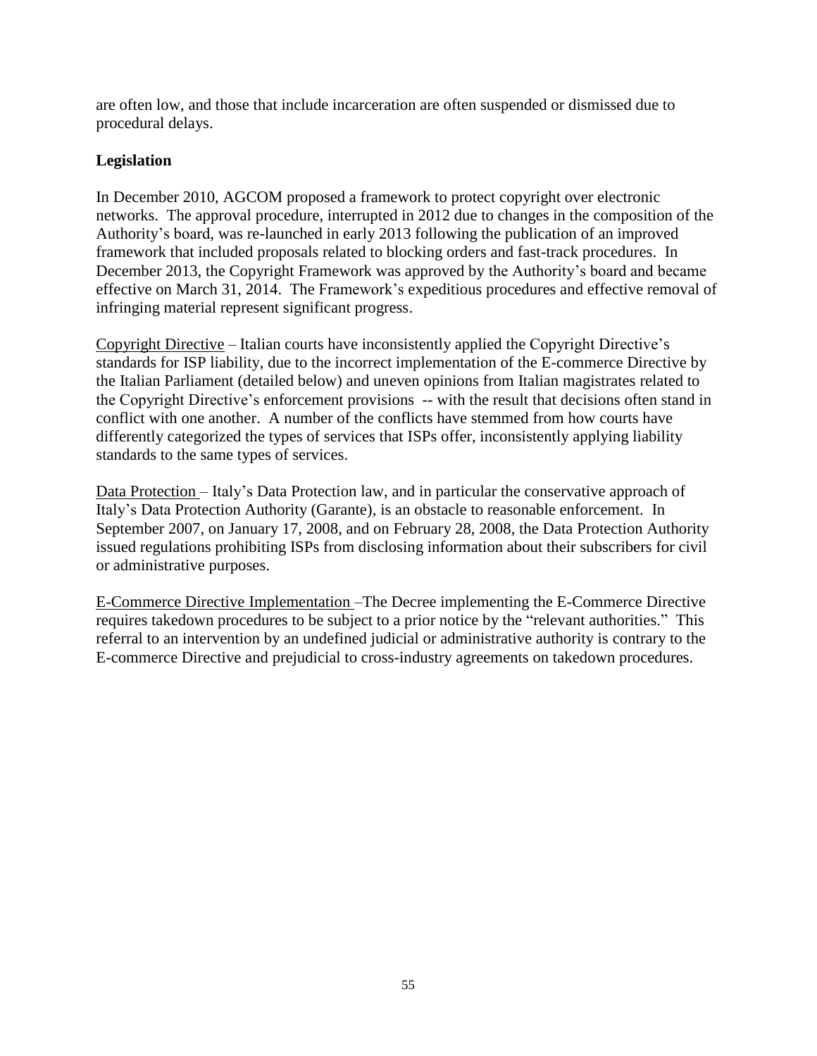are often low, and those that include incarceration are often suspended or dismissed due to procedural delays.

**Legislation**

In December 2010, AGCOM proposed a framework to protect copyright over electronic networks. The approval procedure, interrupted in 2012 due to changes in the composition of the Authority's board, was re-launched in early 2013 following the publication of an improved framework that included proposals related to blocking orders and fast-track procedures. In December 2013, the Copyright Framework was approved by the Authority's board and became effective on March 31, 2014. The Framework's expeditious procedures and effective removal of infringing material represent significant progress.

<u>Copyright Directive</u> – Italian courts have inconsistently applied the Copyright Directive's standards for ISP liability, due to the incorrect implementation of the E-commerce Directive by the Italian Parliament (detailed below) and uneven opinions from Italian magistrates related to the Copyright Directive's enforcement provisions -- with the result that decisions often stand in conflict with one another. A number of the conflicts have stemmed from how courts have differently categorized the types of services that ISPs offer, inconsistently applying liability standards to the same types of services.

<u>Data Protection</u> – Italy's Data Protection law, and in particular the conservative approach of Italy's Data Protection Authority (Garante), is an obstacle to reasonable enforcement. In September 2007, on January 17, 2008, and on February 28, 2008, the Data Protection Authority issued regulations prohibiting ISPs from disclosing information about their subscribers for civil or administrative purposes.

<u>E-Commerce Directive Implementation</u> –The Decree implementing the E-Commerce Directive requires takedown procedures to be subject to a prior notice by the "relevant authorities." This referral to an intervention by an undefined judicial or administrative authority is contrary to the E-commerce Directive and prejudicial to cross-industry agreements on takedown procedures.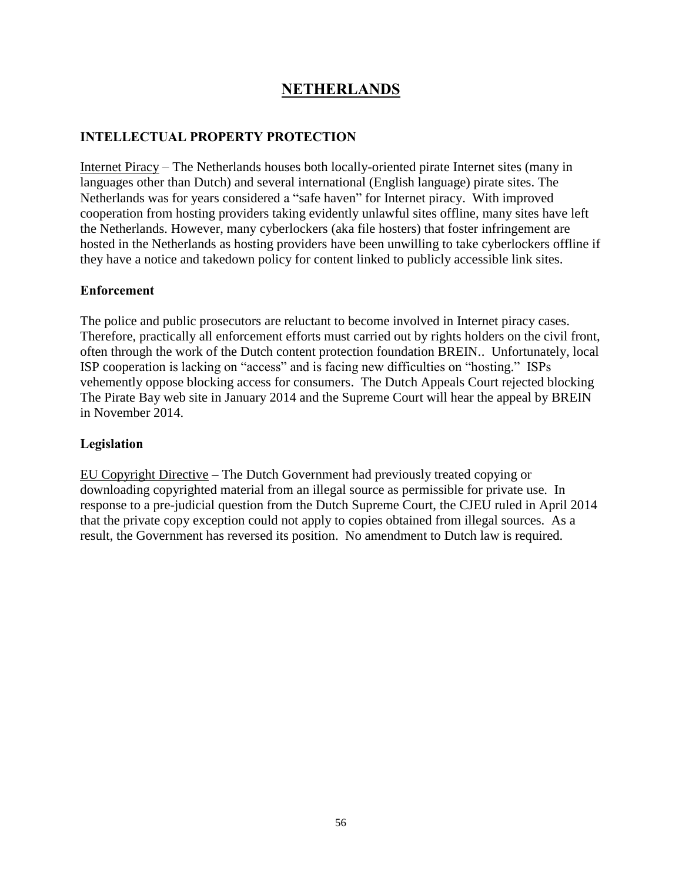# NETHERLANDS

## INTELLECTUAL PROPERTY PROTECTION

Internet Piracy – The Netherlands houses both locally-oriented pirate Internet sites (many in languages other than Dutch) and several international (English language) pirate sites. The Netherlands was for years considered a "safe haven" for Internet piracy. With improved cooperation from hosting providers taking evidently unlawful sites offline, many sites have left the Netherlands. However, many cyberlockers (aka file hosters) that foster infringement are hosted in the Netherlands as hosting providers have been unwilling to take cyberlockers offline if they have a notice and takedown policy for content linked to publicly accessible link sites.

### Enforcement

The police and public prosecutors are reluctant to become involved in Internet piracy cases. Therefore, practically all enforcement efforts must carried out by rights holders on the civil front, often through the work of the Dutch content protection foundation BREIN.. Unfortunately, local ISP cooperation is lacking on "access" and is facing new difficulties on "hosting." ISPs vehemently oppose blocking access for consumers. The Dutch Appeals Court rejected blocking The Pirate Bay web site in January 2014 and the Supreme Court will hear the appeal by BREIN in November 2014.

### Legislation

EU Copyright Directive – The Dutch Government had previously treated copying or downloading copyrighted material from an illegal source as permissible for private use. In response to a pre-judicial question from the Dutch Supreme Court, the CJEU ruled in April 2014 that the private copy exception could not apply to copies obtained from illegal sources. As a result, the Government has reversed its position. No amendment to Dutch law is required.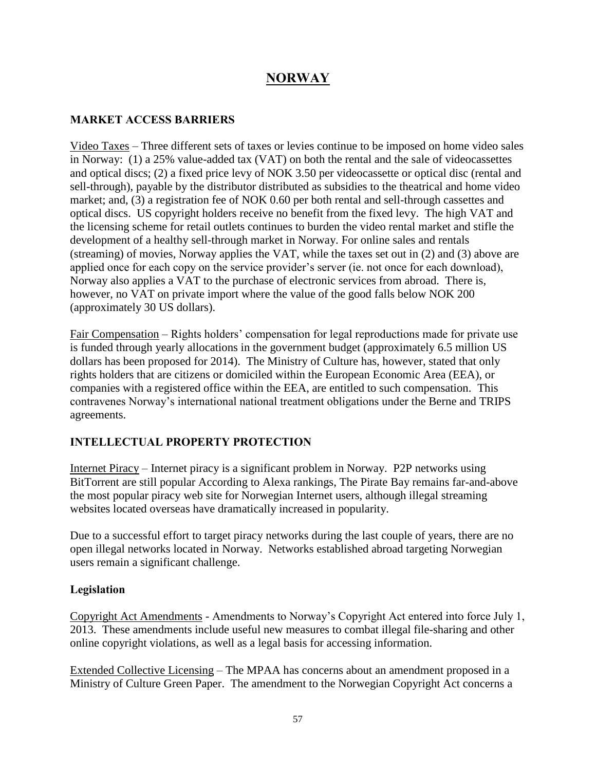# NORWAY

## MARKET ACCESS BARRIERS

Video Taxes – Three different sets of taxes or levies continue to be imposed on home video sales in Norway: (1) a 25% value-added tax (VAT) on both the rental and the sale of videocassettes and optical discs; (2) a fixed price levy of NOK 3.50 per videocassette or optical disc (rental and sell-through), payable by the distributor distributed as subsidies to the theatrical and home video market; and, (3) a registration fee of NOK 0.60 per both rental and sell-through cassettes and optical discs. US copyright holders receive no benefit from the fixed levy. The high VAT and the licensing scheme for retail outlets continues to burden the video rental market and stifle the development of a healthy sell-through market in Norway. For online sales and rentals (streaming) of movies, Norway applies the VAT, while the taxes set out in (2) and (3) above are applied once for each copy on the service provider's server (ie. not once for each download), Norway also applies a VAT to the purchase of electronic services from abroad. There is, however, no VAT on private import where the value of the good falls below NOK 200 (approximately 30 US dollars).

Fair Compensation – Rights holders' compensation for legal reproductions made for private use is funded through yearly allocations in the government budget (approximately 6.5 million US dollars has been proposed for 2014). The Ministry of Culture has, however, stated that only rights holders that are citizens or domiciled within the European Economic Area (EEA), or companies with a registered office within the EEA, are entitled to such compensation. This contravenes Norway's international national treatment obligations under the Berne and TRIPS agreements.

## INTELLECTUAL PROPERTY PROTECTION

Internet Piracy – Internet piracy is a significant problem in Norway. P2P networks using BitTorrent are still popular According to Alexa rankings, The Pirate Bay remains far-and-above the most popular piracy web site for Norwegian Internet users, although illegal streaming websites located overseas have dramatically increased in popularity.

Due to a successful effort to target piracy networks during the last couple of years, there are no open illegal networks located in Norway. Networks established abroad targeting Norwegian users remain a significant challenge.

### Legislation

Copyright Act Amendments - Amendments to Norway's Copyright Act entered into force July 1, 2013. These amendments include useful new measures to combat illegal file-sharing and other online copyright violations, as well as a legal basis for accessing information.

Extended Collective Licensing – The MPAA has concerns about an amendment proposed in a Ministry of Culture Green Paper. The amendment to the Norwegian Copyright Act concerns a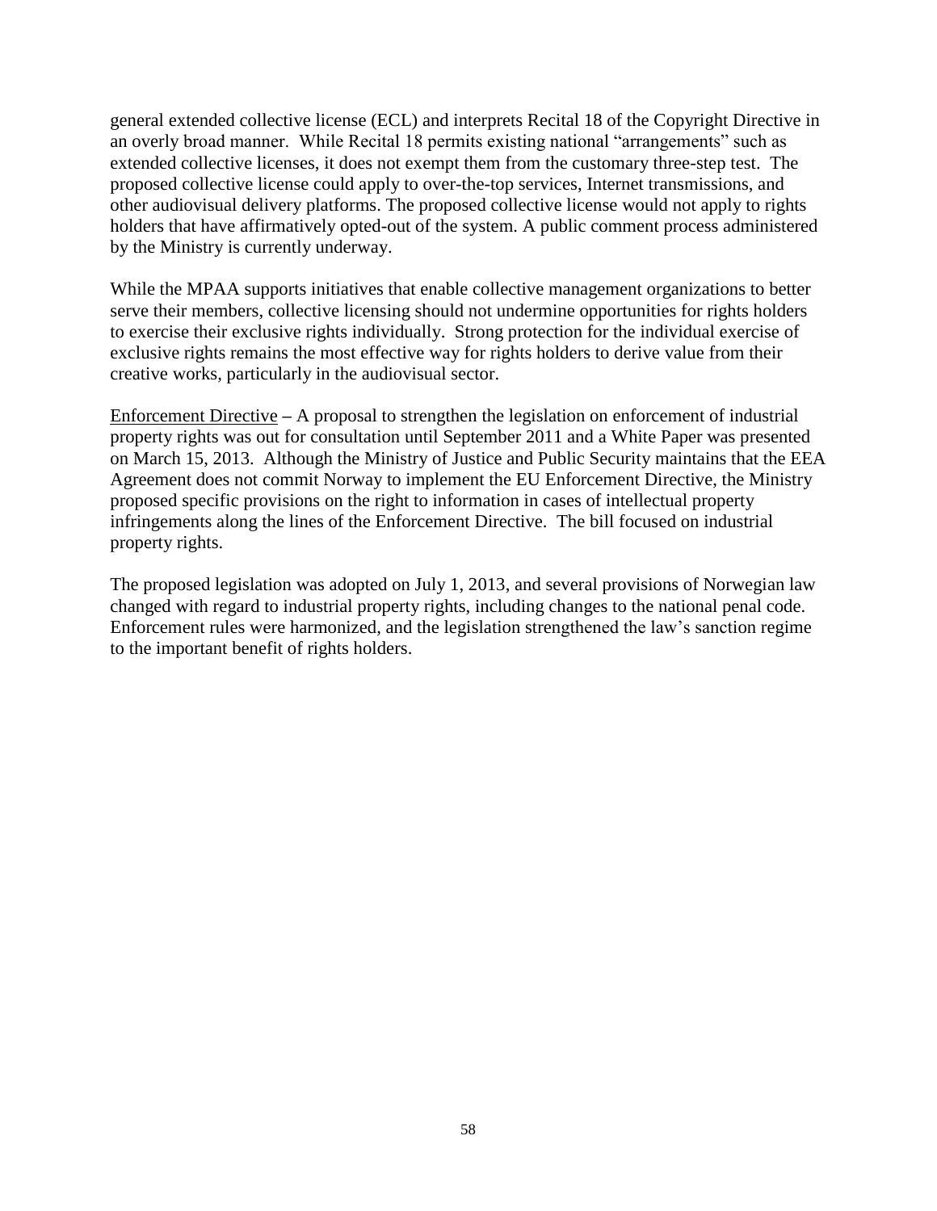general extended collective license (ECL) and interprets Recital 18 of the Copyright Directive in an overly broad manner. While Recital 18 permits existing national "arrangements" such as extended collective licenses, it does not exempt them from the customary three-step test. The proposed collective license could apply to over-the-top services, Internet transmissions, and other audiovisual delivery platforms. The proposed collective license would not apply to rights holders that have affirmatively opted-out of the system. A public comment process administered by the Ministry is currently underway.

While the MPAA supports initiatives that enable collective management organizations to better serve their members, collective licensing should not undermine opportunities for rights holders to exercise their exclusive rights individually. Strong protection for the individual exercise of exclusive rights remains the most effective way for rights holders to derive value from their creative works, particularly in the audiovisual sector.

<u>Enforcement Directive</u> – A proposal to strengthen the legislation on enforcement of industrial property rights was out for consultation until September 2011 and a White Paper was presented on March 15, 2013. Although the Ministry of Justice and Public Security maintains that the EEA Agreement does not commit Norway to implement the EU Enforcement Directive, the Ministry proposed specific provisions on the right to information in cases of intellectual property infringements along the lines of the Enforcement Directive. The bill focused on industrial property rights.

The proposed legislation was adopted on July 1, 2013, and several provisions of Norwegian law changed with regard to industrial property rights, including changes to the national penal code. Enforcement rules were harmonized, and the legislation strengthened the law's sanction regime to the important benefit of rights holders.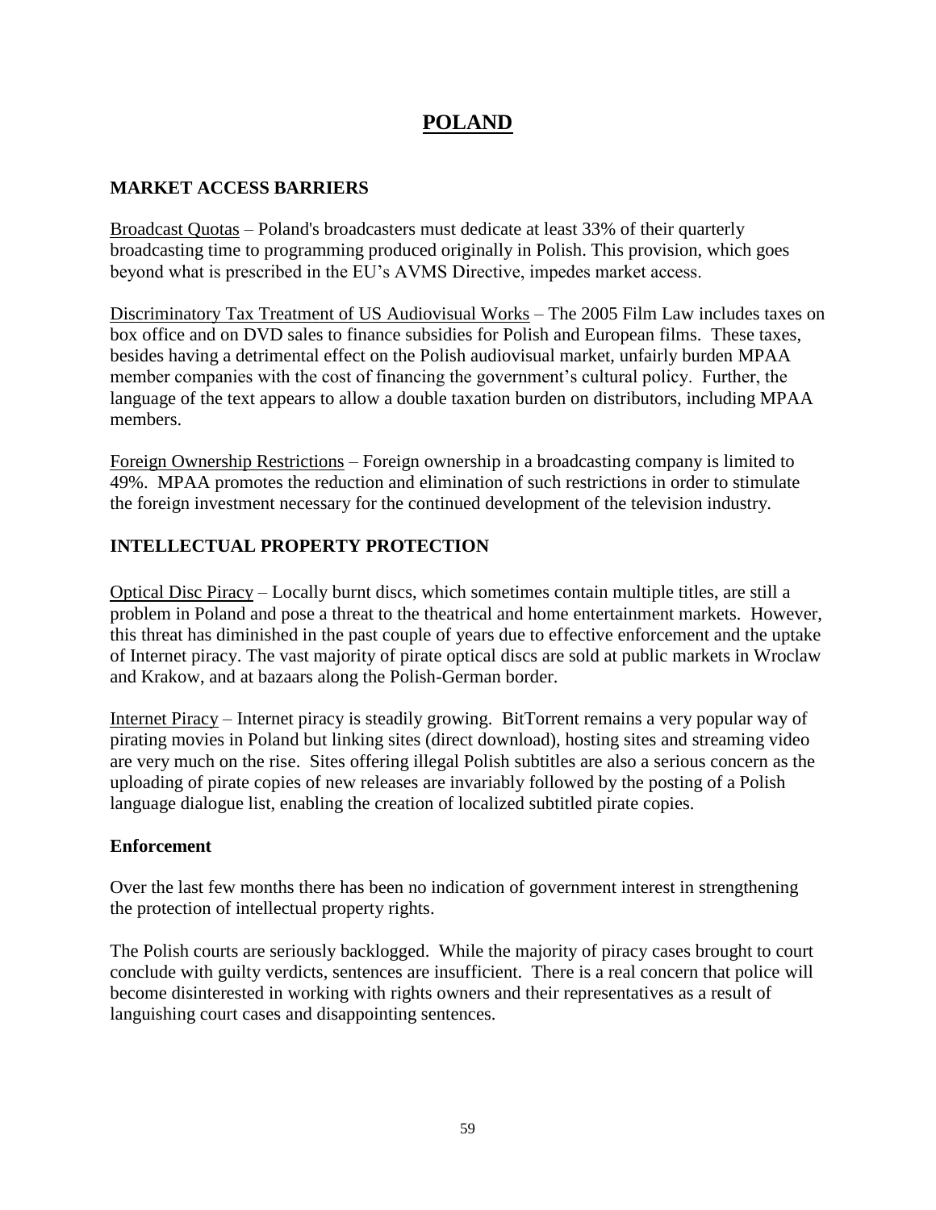# POLAND

## MARKET ACCESS BARRIERS

Broadcast Quotas – Poland's broadcasters must dedicate at least 33% of their quarterly broadcasting time to programming produced originally in Polish. This provision, which goes beyond what is prescribed in the EU's AVMS Directive, impedes market access.

Discriminatory Tax Treatment of US Audiovisual Works – The 2005 Film Law includes taxes on box office and on DVD sales to finance subsidies for Polish and European films. These taxes, besides having a detrimental effect on the Polish audiovisual market, unfairly burden MPAA member companies with the cost of financing the government's cultural policy. Further, the language of the text appears to allow a double taxation burden on distributors, including MPAA members.

Foreign Ownership Restrictions – Foreign ownership in a broadcasting company is limited to 49%. MPAA promotes the reduction and elimination of such restrictions in order to stimulate the foreign investment necessary for the continued development of the television industry.

## INTELLECTUAL PROPERTY PROTECTION

Optical Disc Piracy – Locally burnt discs, which sometimes contain multiple titles, are still a problem in Poland and pose a threat to the theatrical and home entertainment markets. However, this threat has diminished in the past couple of years due to effective enforcement and the uptake of Internet piracy. The vast majority of pirate optical discs are sold at public markets in Wroclaw and Krakow, and at bazaars along the Polish-German border.

Internet Piracy – Internet piracy is steadily growing. BitTorrent remains a very popular way of pirating movies in Poland but linking sites (direct download), hosting sites and streaming video are very much on the rise. Sites offering illegal Polish subtitles are also a serious concern as the uploading of pirate copies of new releases are invariably followed by the posting of a Polish language dialogue list, enabling the creation of localized subtitled pirate copies.

### Enforcement

Over the last few months there has been no indication of government interest in strengthening the protection of intellectual property rights.

The Polish courts are seriously backlogged. While the majority of piracy cases brought to court conclude with guilty verdicts, sentences are insufficient. There is a real concern that police will become disinterested in working with rights owners and their representatives as a result of languishing court cases and disappointing sentences.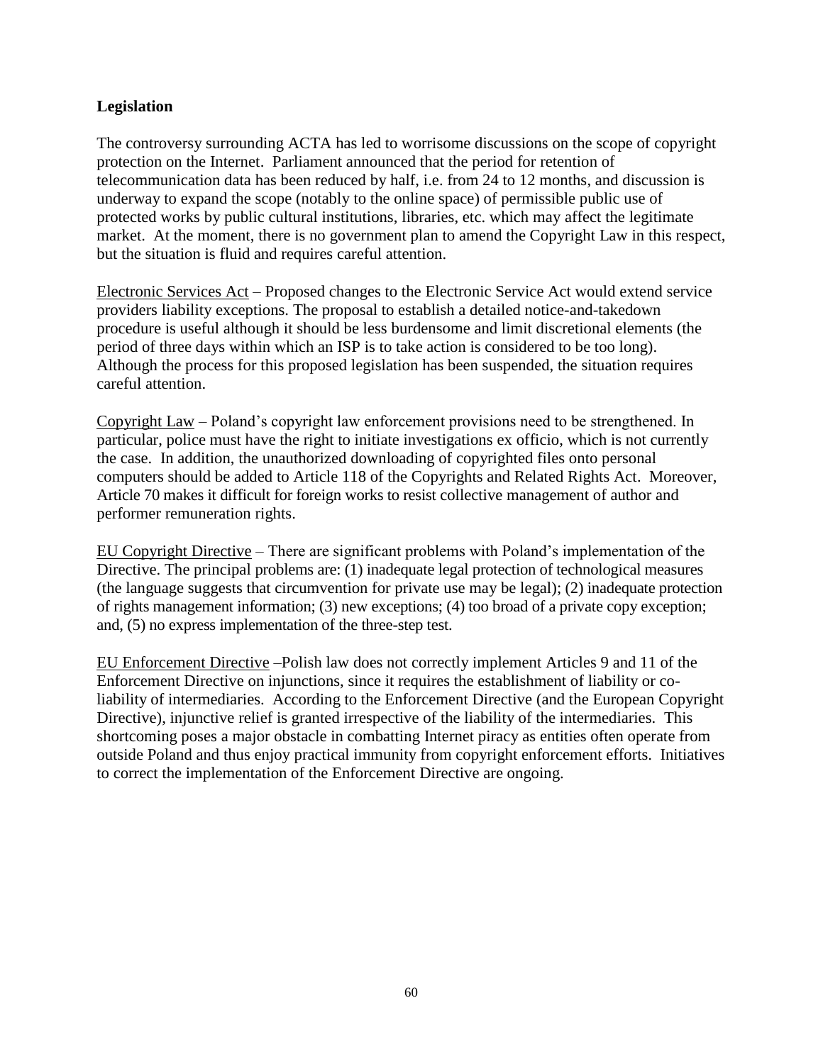## Legislation

The controversy surrounding ACTA has led to worrisome discussions on the scope of copyright protection on the Internet. Parliament announced that the period for retention of telecommunication data has been reduced by half, i.e. from 24 to 12 months, and discussion is underway to expand the scope (notably to the online space) of permissible public use of protected works by public cultural institutions, libraries, etc. which may affect the legitimate market. At the moment, there is no government plan to amend the Copyright Law in this respect, but the situation is fluid and requires careful attention.

Electronic Services Act – Proposed changes to the Electronic Service Act would extend service providers liability exceptions. The proposal to establish a detailed notice-and-takedown procedure is useful although it should be less burdensome and limit discretional elements (the period of three days within which an ISP is to take action is considered to be too long). Although the process for this proposed legislation has been suspended, the situation requires careful attention.

Copyright Law – Poland's copyright law enforcement provisions need to be strengthened. In particular, police must have the right to initiate investigations ex officio, which is not currently the case. In addition, the unauthorized downloading of copyrighted files onto personal computers should be added to Article 118 of the Copyrights and Related Rights Act. Moreover, Article 70 makes it difficult for foreign works to resist collective management of author and performer remuneration rights.

EU Copyright Directive – There are significant problems with Poland's implementation of the Directive. The principal problems are: (1) inadequate legal protection of technological measures (the language suggests that circumvention for private use may be legal); (2) inadequate protection of rights management information; (3) new exceptions; (4) too broad of a private copy exception; and, (5) no express implementation of the three-step test.

EU Enforcement Directive –Polish law does not correctly implement Articles 9 and 11 of the Enforcement Directive on injunctions, since it requires the establishment of liability or co-liability of intermediaries. According to the Enforcement Directive (and the European Copyright Directive), injunctive relief is granted irrespective of the liability of the intermediaries. This shortcoming poses a major obstacle in combatting Internet piracy as entities often operate from outside Poland and thus enjoy practical immunity from copyright enforcement efforts. Initiatives to correct the implementation of the Enforcement Directive are ongoing.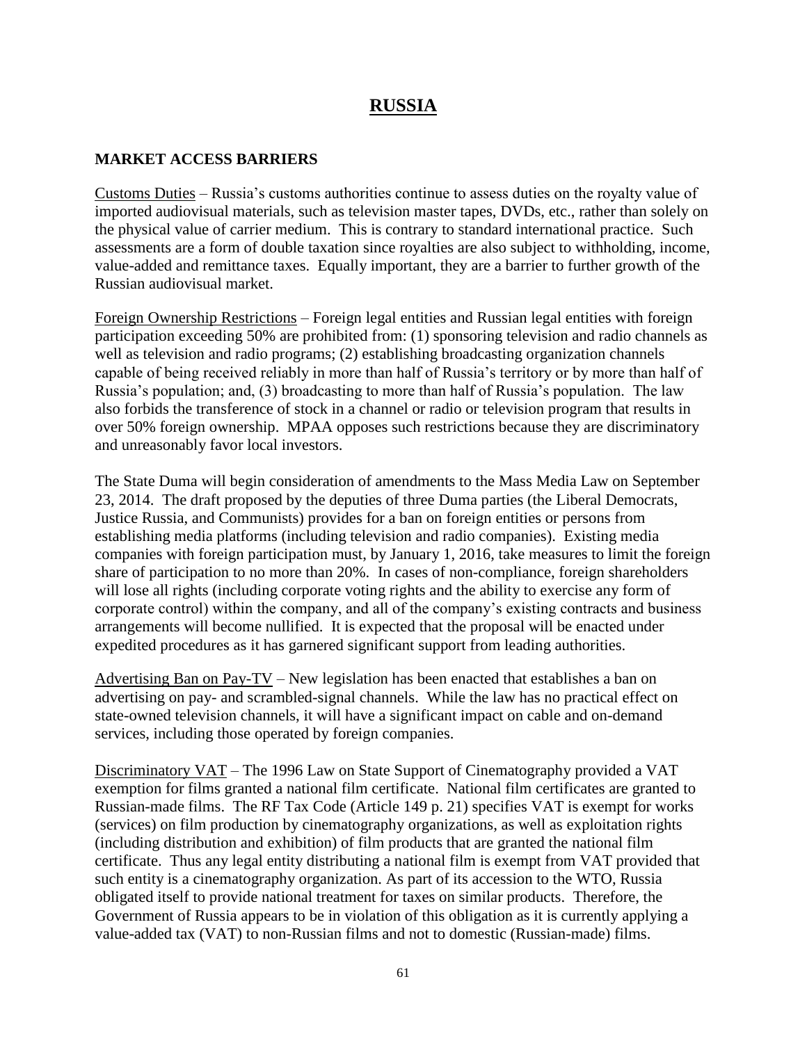# RUSSIA

## MARKET ACCESS BARRIERS

Customs Duties – Russia's customs authorities continue to assess duties on the royalty value of imported audiovisual materials, such as television master tapes, DVDs, etc., rather than solely on the physical value of carrier medium. This is contrary to standard international practice. Such assessments are a form of double taxation since royalties are also subject to withholding, income, value-added and remittance taxes. Equally important, they are a barrier to further growth of the Russian audiovisual market.

Foreign Ownership Restrictions – Foreign legal entities and Russian legal entities with foreign participation exceeding 50% are prohibited from: (1) sponsoring television and radio channels as well as television and radio programs; (2) establishing broadcasting organization channels capable of being received reliably in more than half of Russia's territory or by more than half of Russia's population; and, (3) broadcasting to more than half of Russia's population. The law also forbids the transference of stock in a channel or radio or television program that results in over 50% foreign ownership. MPAA opposes such restrictions because they are discriminatory and unreasonably favor local investors.

The State Duma will begin consideration of amendments to the Mass Media Law on September 23, 2014. The draft proposed by the deputies of three Duma parties (the Liberal Democrats, Justice Russia, and Communists) provides for a ban on foreign entities or persons from establishing media platforms (including television and radio companies). Existing media companies with foreign participation must, by January 1, 2016, take measures to limit the foreign share of participation to no more than 20%. In cases of non-compliance, foreign shareholders will lose all rights (including corporate voting rights and the ability to exercise any form of corporate control) within the company, and all of the company's existing contracts and business arrangements will become nullified. It is expected that the proposal will be enacted under expedited procedures as it has garnered significant support from leading authorities.

Advertising Ban on Pay-TV – New legislation has been enacted that establishes a ban on advertising on pay- and scrambled-signal channels. While the law has no practical effect on state-owned television channels, it will have a significant impact on cable and on-demand services, including those operated by foreign companies.

Discriminatory VAT – The 1996 Law on State Support of Cinematography provided a VAT exemption for films granted a national film certificate. National film certificates are granted to Russian-made films. The RF Tax Code (Article 149 p. 21) specifies VAT is exempt for works (services) on film production by cinematography organizations, as well as exploitation rights (including distribution and exhibition) of film products that are granted the national film certificate. Thus any legal entity distributing a national film is exempt from VAT provided that such entity is a cinematography organization. As part of its accession to the WTO, Russia obligated itself to provide national treatment for taxes on similar products. Therefore, the Government of Russia appears to be in violation of this obligation as it is currently applying a value-added tax (VAT) to non-Russian films and not to domestic (Russian-made) films.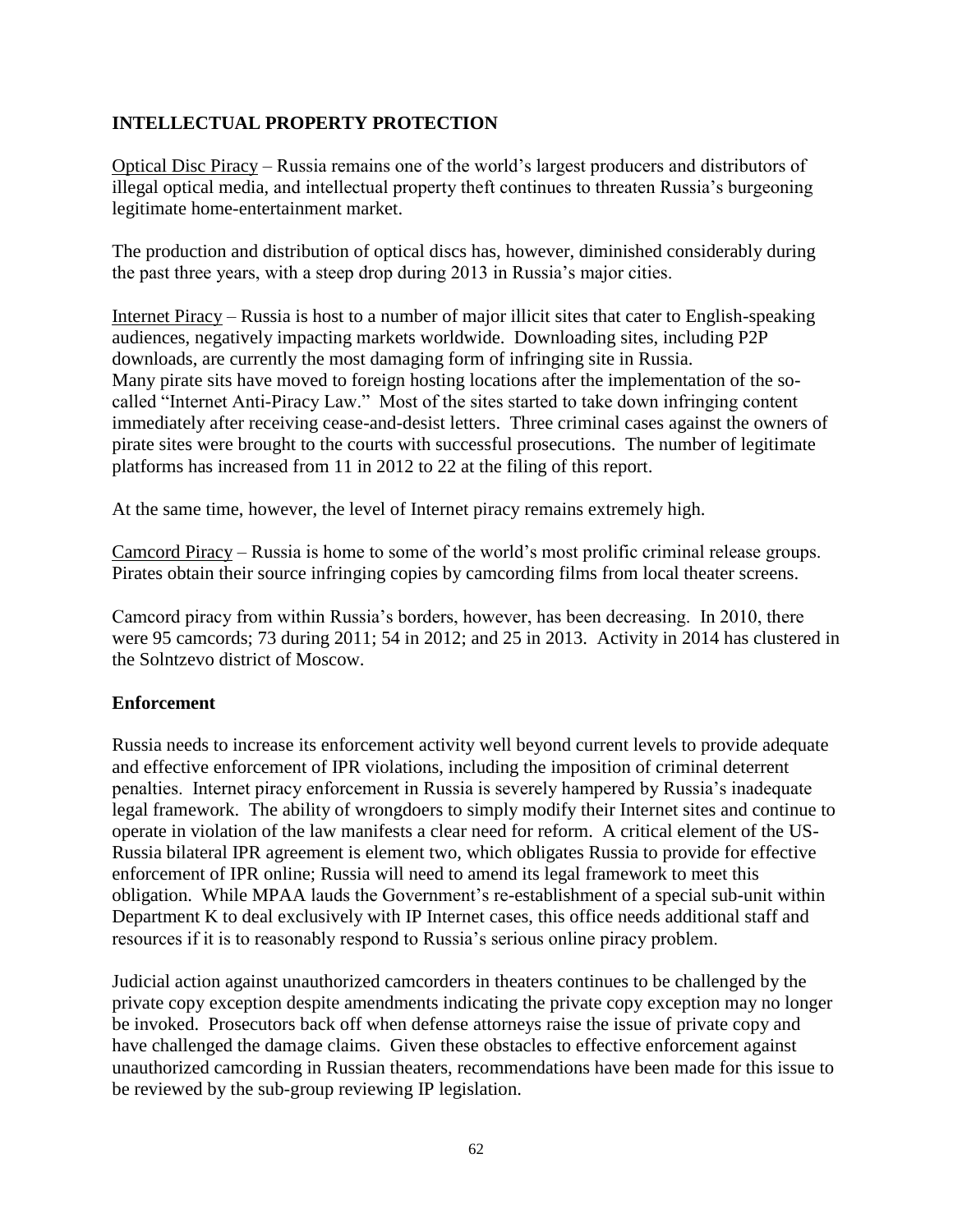## INTELLECTUAL PROPERTY PROTECTION

Optical Disc Piracy – Russia remains one of the world's largest producers and distributors of illegal optical media, and intellectual property theft continues to threaten Russia's burgeoning legitimate home-entertainment market.

The production and distribution of optical discs has, however, diminished considerably during the past three years, with a steep drop during 2013 in Russia's major cities.

Internet Piracy – Russia is host to a number of major illicit sites that cater to English-speaking audiences, negatively impacting markets worldwide. Downloading sites, including P2P downloads, are currently the most damaging form of infringing site in Russia. Many pirate sits have moved to foreign hosting locations after the implementation of the so-called "Internet Anti-Piracy Law." Most of the sites started to take down infringing content immediately after receiving cease-and-desist letters. Three criminal cases against the owners of pirate sites were brought to the courts with successful prosecutions. The number of legitimate platforms has increased from 11 in 2012 to 22 at the filing of this report.

At the same time, however, the level of Internet piracy remains extremely high.

Camcord Piracy – Russia is home to some of the world's most prolific criminal release groups. Pirates obtain their source infringing copies by camcording films from local theater screens.

Camcord piracy from within Russia's borders, however, has been decreasing. In 2010, there were 95 camcords; 73 during 2011; 54 in 2012; and 25 in 2013. Activity in 2014 has clustered in the Solntzevo district of Moscow.

### Enforcement

Russia needs to increase its enforcement activity well beyond current levels to provide adequate and effective enforcement of IPR violations, including the imposition of criminal deterrent penalties. Internet piracy enforcement in Russia is severely hampered by Russia's inadequate legal framework. The ability of wrongdoers to simply modify their Internet sites and continue to operate in violation of the law manifests a clear need for reform. A critical element of the US-Russia bilateral IPR agreement is element two, which obligates Russia to provide for effective enforcement of IPR online; Russia will need to amend its legal framework to meet this obligation. While MPAA lauds the Government's re-establishment of a special sub-unit within Department K to deal exclusively with IP Internet cases, this office needs additional staff and resources if it is to reasonably respond to Russia's serious online piracy problem.

Judicial action against unauthorized camcorders in theaters continues to be challenged by the private copy exception despite amendments indicating the private copy exception may no longer be invoked. Prosecutors back off when defense attorneys raise the issue of private copy and have challenged the damage claims. Given these obstacles to effective enforcement against unauthorized camcording in Russian theaters, recommendations have been made for this issue to be reviewed by the sub-group reviewing IP legislation.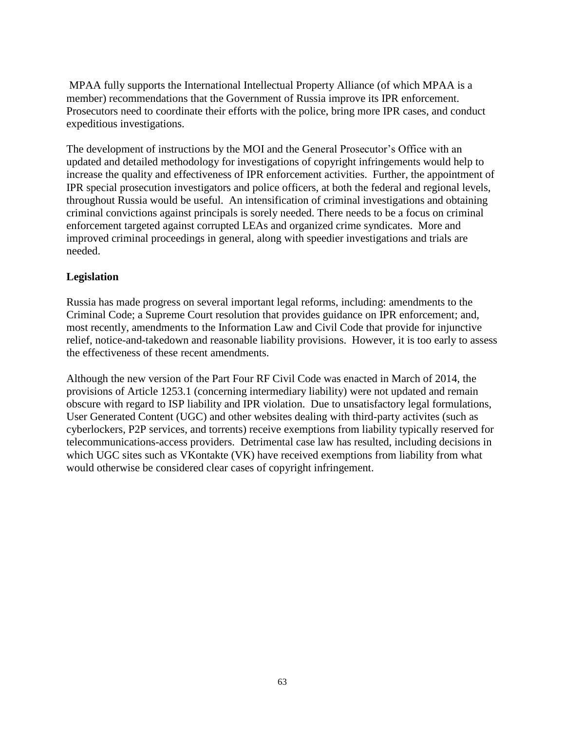MPAA fully supports the International Intellectual Property Alliance (of which MPAA is a member) recommendations that the Government of Russia improve its IPR enforcement. Prosecutors need to coordinate their efforts with the police, bring more IPR cases, and conduct expeditious investigations.

The development of instructions by the MOI and the General Prosecutor's Office with an updated and detailed methodology for investigations of copyright infringements would help to increase the quality and effectiveness of IPR enforcement activities. Further, the appointment of IPR special prosecution investigators and police officers, at both the federal and regional levels, throughout Russia would be useful. An intensification of criminal investigations and obtaining criminal convictions against principals is sorely needed. There needs to be a focus on criminal enforcement targeted against corrupted LEAs and organized crime syndicates. More and improved criminal proceedings in general, along with speedier investigations and trials are needed.

**Legislation**

Russia has made progress on several important legal reforms, including: amendments to the Criminal Code; a Supreme Court resolution that provides guidance on IPR enforcement; and, most recently, amendments to the Information Law and Civil Code that provide for injunctive relief, notice-and-takedown and reasonable liability provisions. However, it is too early to assess the effectiveness of these recent amendments.

Although the new version of the Part Four RF Civil Code was enacted in March of 2014, the provisions of Article 1253.1 (concerning intermediary liability) were not updated and remain obscure with regard to ISP liability and IPR violation. Due to unsatisfactory legal formulations, User Generated Content (UGC) and other websites dealing with third-party activites (such as cyberlockers, P2P services, and torrents) receive exemptions from liability typically reserved for telecommunications-access providers. Detrimental case law has resulted, including decisions in which UGC sites such as VKontakte (VK) have received exemptions from liability from what would otherwise be considered clear cases of copyright infringement.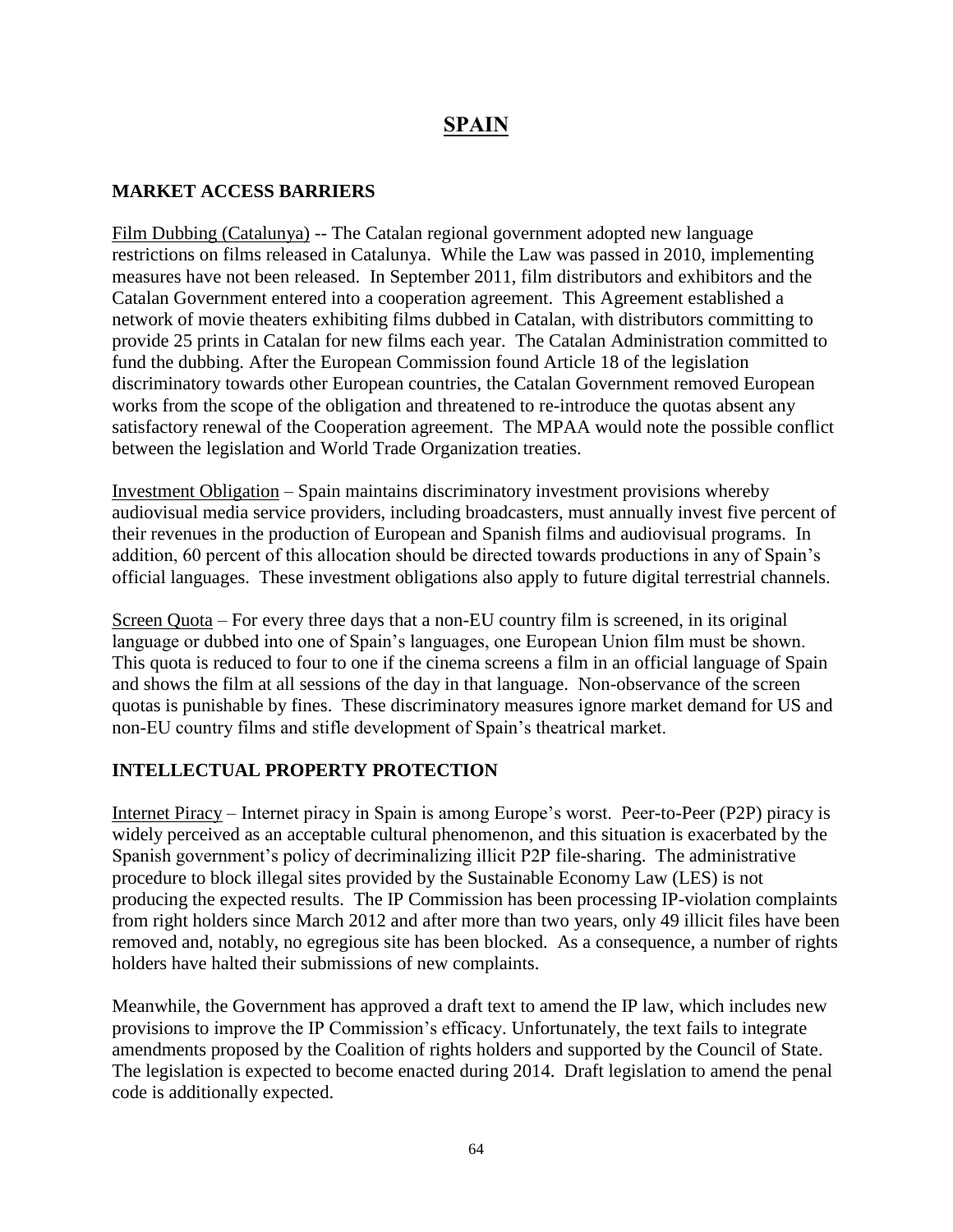# SPAIN

## MARKET ACCESS BARRIERS

Film Dubbing (Catalunya) -- The Catalan regional government adopted new language restrictions on films released in Catalunya. While the Law was passed in 2010, implementing measures have not been released. In September 2011, film distributors and exhibitors and the Catalan Government entered into a cooperation agreement. This Agreement established a network of movie theaters exhibiting films dubbed in Catalan, with distributors committing to provide 25 prints in Catalan for new films each year. The Catalan Administration committed to fund the dubbing. After the European Commission found Article 18 of the legislation discriminatory towards other European countries, the Catalan Government removed European works from the scope of the obligation and threatened to re-introduce the quotas absent any satisfactory renewal of the Cooperation agreement. The MPAA would note the possible conflict between the legislation and World Trade Organization treaties.

Investment Obligation – Spain maintains discriminatory investment provisions whereby audiovisual media service providers, including broadcasters, must annually invest five percent of their revenues in the production of European and Spanish films and audiovisual programs. In addition, 60 percent of this allocation should be directed towards productions in any of Spain's official languages. These investment obligations also apply to future digital terrestrial channels.

Screen Quota – For every three days that a non-EU country film is screened, in its original language or dubbed into one of Spain's languages, one European Union film must be shown. This quota is reduced to four to one if the cinema screens a film in an official language of Spain and shows the film at all sessions of the day in that language. Non-observance of the screen quotas is punishable by fines. These discriminatory measures ignore market demand for US and non-EU country films and stifle development of Spain's theatrical market.

## INTELLECTUAL PROPERTY PROTECTION

Internet Piracy – Internet piracy in Spain is among Europe's worst. Peer-to-Peer (P2P) piracy is widely perceived as an acceptable cultural phenomenon, and this situation is exacerbated by the Spanish government's policy of decriminalizing illicit P2P file-sharing. The administrative procedure to block illegal sites provided by the Sustainable Economy Law (LES) is not producing the expected results. The IP Commission has been processing IP-violation complaints from right holders since March 2012 and after more than two years, only 49 illicit files have been removed and, notably, no egregious site has been blocked. As a consequence, a number of rights holders have halted their submissions of new complaints.

Meanwhile, the Government has approved a draft text to amend the IP law, which includes new provisions to improve the IP Commission's efficacy. Unfortunately, the text fails to integrate amendments proposed by the Coalition of rights holders and supported by the Council of State. The legislation is expected to become enacted during 2014. Draft legislation to amend the penal code is additionally expected.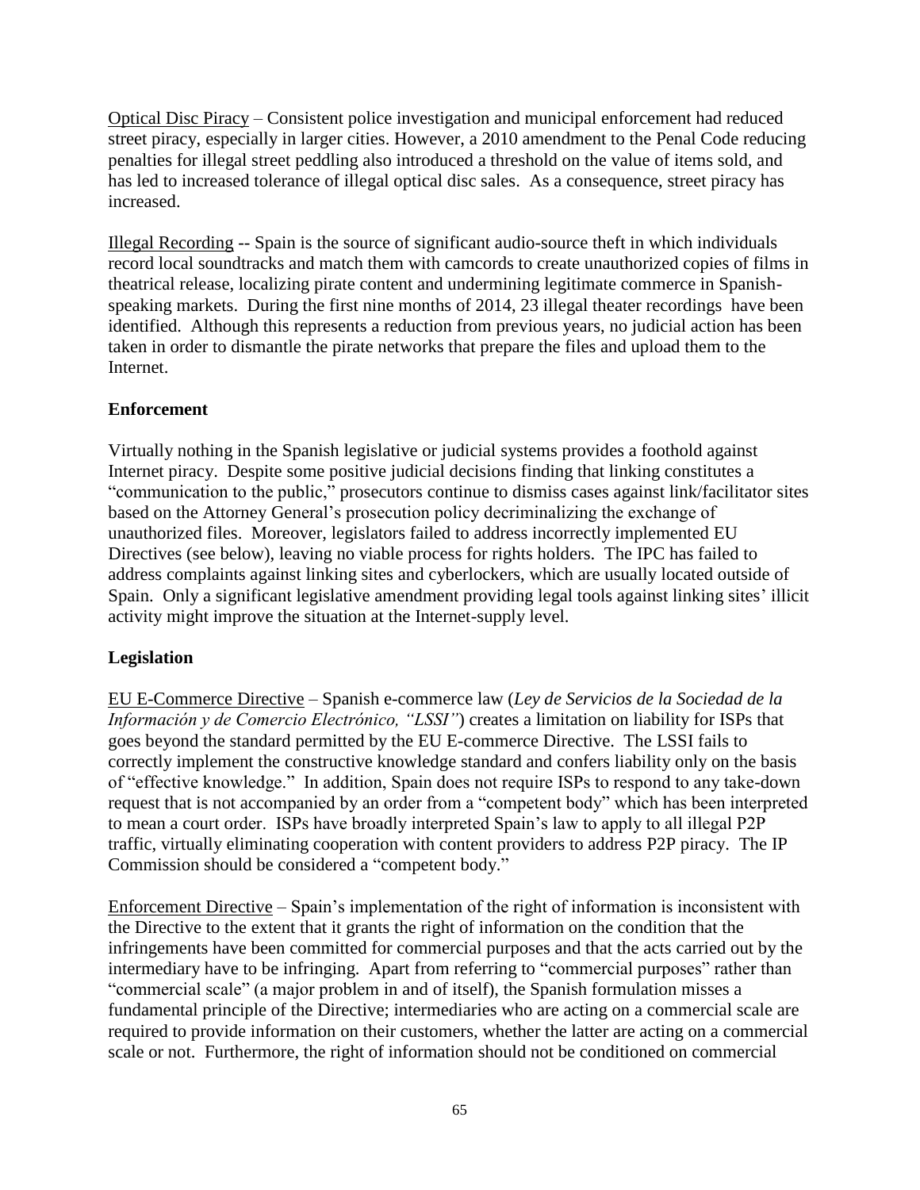Optical Disc Piracy – Consistent police investigation and municipal enforcement had reduced street piracy, especially in larger cities. However, a 2010 amendment to the Penal Code reducing penalties for illegal street peddling also introduced a threshold on the value of items sold, and has led to increased tolerance of illegal optical disc sales. As a consequence, street piracy has increased.

Illegal Recording -- Spain is the source of significant audio-source theft in which individuals record local soundtracks and match them with camcords to create unauthorized copies of films in theatrical release, localizing pirate content and undermining legitimate commerce in Spanish-speaking markets. During the first nine months of 2014, 23 illegal theater recordings have been identified. Although this represents a reduction from previous years, no judicial action has been taken in order to dismantle the pirate networks that prepare the files and upload them to the Internet.

**Enforcement**

Virtually nothing in the Spanish legislative or judicial systems provides a foothold against Internet piracy. Despite some positive judicial decisions finding that linking constitutes a "communication to the public," prosecutors continue to dismiss cases against link/facilitator sites based on the Attorney General's prosecution policy decriminalizing the exchange of unauthorized files. Moreover, legislators failed to address incorrectly implemented EU Directives (see below), leaving no viable process for rights holders. The IPC has failed to address complaints against linking sites and cyberlockers, which are usually located outside of Spain. Only a significant legislative amendment providing legal tools against linking sites' illicit activity might improve the situation at the Internet-supply level.

**Legislation**

EU E-Commerce Directive – Spanish e-commerce law (*Ley de Servicios de la Sociedad de la Información y de Comercio Electrónico, "LSSI"*) creates a limitation on liability for ISPs that goes beyond the standard permitted by the EU E-commerce Directive. The LSSI fails to correctly implement the constructive knowledge standard and confers liability only on the basis of "effective knowledge." In addition, Spain does not require ISPs to respond to any take-down request that is not accompanied by an order from a "competent body" which has been interpreted to mean a court order. ISPs have broadly interpreted Spain's law to apply to all illegal P2P traffic, virtually eliminating cooperation with content providers to address P2P piracy. The IP Commission should be considered a "competent body."

Enforcement Directive – Spain's implementation of the right of information is inconsistent with the Directive to the extent that it grants the right of information on the condition that the infringements have been committed for commercial purposes and that the acts carried out by the intermediary have to be infringing. Apart from referring to "commercial purposes" rather than "commercial scale" (a major problem in and of itself), the Spanish formulation misses a fundamental principle of the Directive; intermediaries who are acting on a commercial scale are required to provide information on their customers, whether the latter are acting on a commercial scale or not. Furthermore, the right of information should not be conditioned on commercial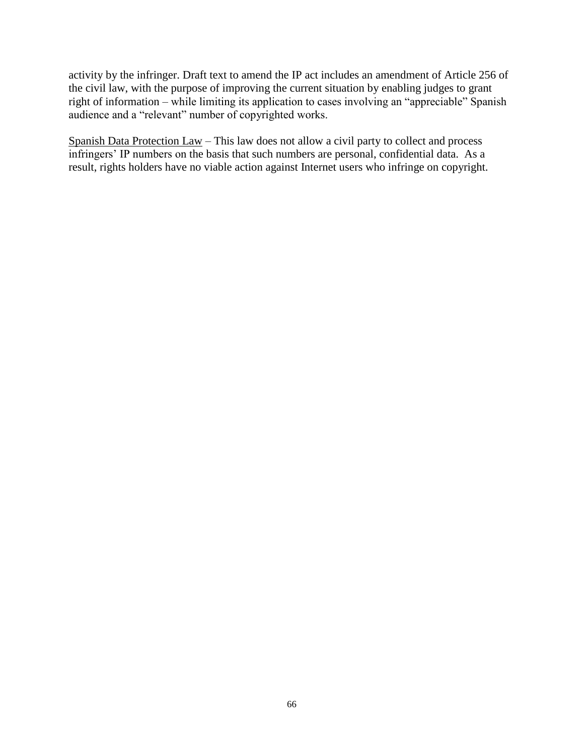activity by the infringer. Draft text to amend the IP act includes an amendment of Article 256 of the civil law, with the purpose of improving the current situation by enabling judges to grant right of information – while limiting its application to cases involving an "appreciable" Spanish audience and a "relevant" number of copyrighted works.

<u>Spanish Data Protection Law</u> – This law does not allow a civil party to collect and process infringers' IP numbers on the basis that such numbers are personal, confidential data. As a result, rights holders have no viable action against Internet users who infringe on copyright.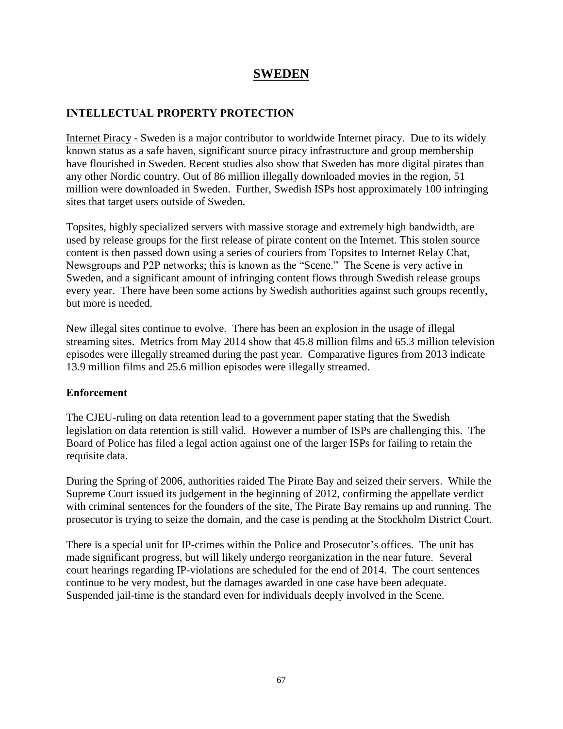# SWEDEN

## INTELLECTUAL PROPERTY PROTECTION

Internet Piracy - Sweden is a major contributor to worldwide Internet piracy. Due to its widely known status as a safe haven, significant source piracy infrastructure and group membership have flourished in Sweden. Recent studies also show that Sweden has more digital pirates than any other Nordic country. Out of 86 million illegally downloaded movies in the region, 51 million were downloaded in Sweden. Further, Swedish ISPs host approximately 100 infringing sites that target users outside of Sweden.

Topsites, highly specialized servers with massive storage and extremely high bandwidth, are used by release groups for the first release of pirate content on the Internet. This stolen source content is then passed down using a series of couriers from Topsites to Internet Relay Chat, Newsgroups and P2P networks; this is known as the "Scene." The Scene is very active in Sweden, and a significant amount of infringing content flows through Swedish release groups every year. There have been some actions by Swedish authorities against such groups recently, but more is needed.

New illegal sites continue to evolve. There has been an explosion in the usage of illegal streaming sites. Metrics from May 2014 show that 45.8 million films and 65.3 million television episodes were illegally streamed during the past year. Comparative figures from 2013 indicate 13.9 million films and 25.6 million episodes were illegally streamed.

### Enforcement

The CJEU-ruling on data retention lead to a government paper stating that the Swedish legislation on data retention is still valid. However a number of ISPs are challenging this. The Board of Police has filed a legal action against one of the larger ISPs for failing to retain the requisite data.

During the Spring of 2006, authorities raided The Pirate Bay and seized their servers. While the Supreme Court issued its judgement in the beginning of 2012, confirming the appellate verdict with criminal sentences for the founders of the site, The Pirate Bay remains up and running. The prosecutor is trying to seize the domain, and the case is pending at the Stockholm District Court.

There is a special unit for IP-crimes within the Police and Prosecutor's offices. The unit has made significant progress, but will likely undergo reorganization in the near future. Several court hearings regarding IP-violations are scheduled for the end of 2014. The court sentences continue to be very modest, but the damages awarded in one case have been adequate. Suspended jail-time is the standard even for individuals deeply involved in the Scene.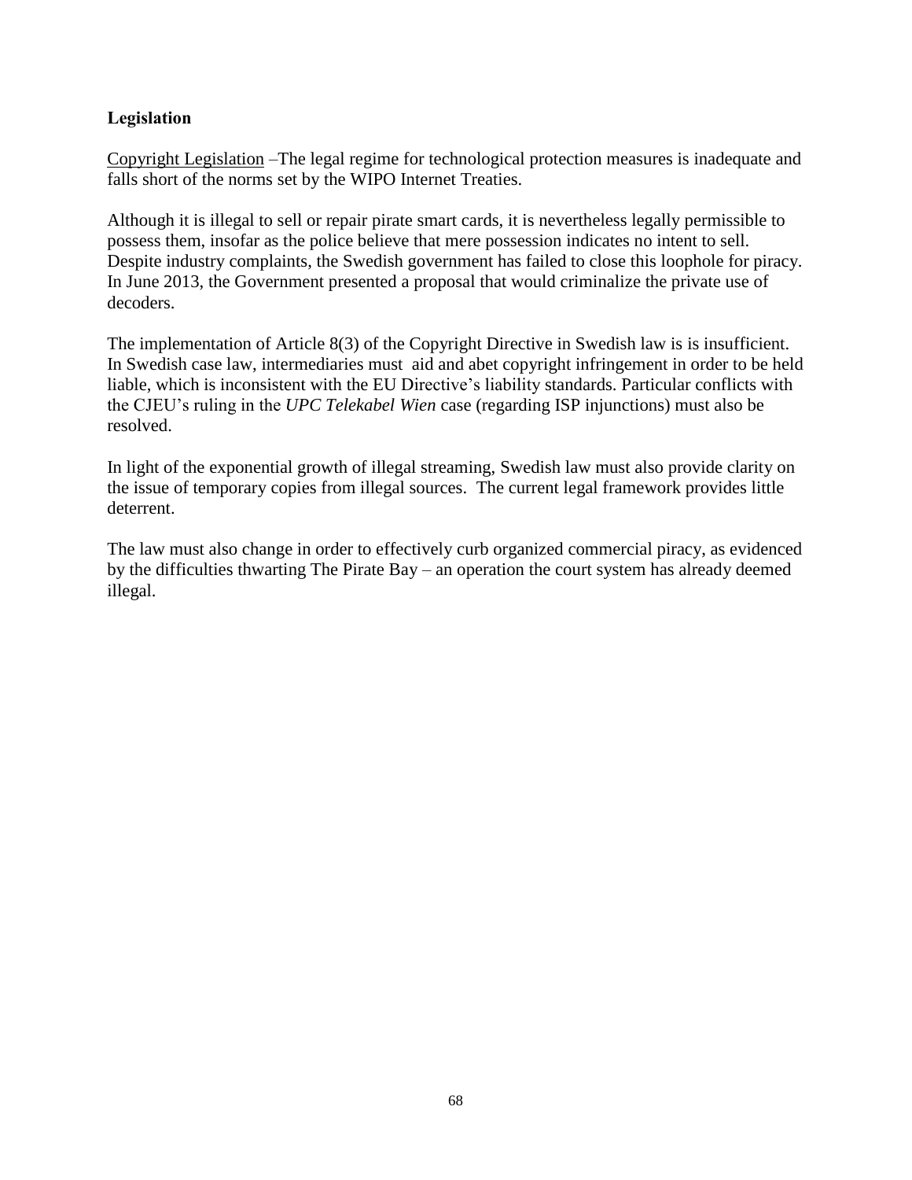**Legislation**

Copyright Legislation –The legal regime for technological protection measures is inadequate and falls short of the norms set by the WIPO Internet Treaties.

Although it is illegal to sell or repair pirate smart cards, it is nevertheless legally permissible to possess them, insofar as the police believe that mere possession indicates no intent to sell. Despite industry complaints, the Swedish government has failed to close this loophole for piracy. In June 2013, the Government presented a proposal that would criminalize the private use of decoders.

The implementation of Article 8(3) of the Copyright Directive in Swedish law is is insufficient. In Swedish case law, intermediaries must aid and abet copyright infringement in order to be held liable, which is inconsistent with the EU Directive's liability standards. Particular conflicts with the CJEU's ruling in the *UPC Telekabel Wien* case (regarding ISP injunctions) must also be resolved.

In light of the exponential growth of illegal streaming, Swedish law must also provide clarity on the issue of temporary copies from illegal sources. The current legal framework provides little deterrent.

The law must also change in order to effectively curb organized commercial piracy, as evidenced by the difficulties thwarting The Pirate Bay – an operation the court system has already deemed illegal.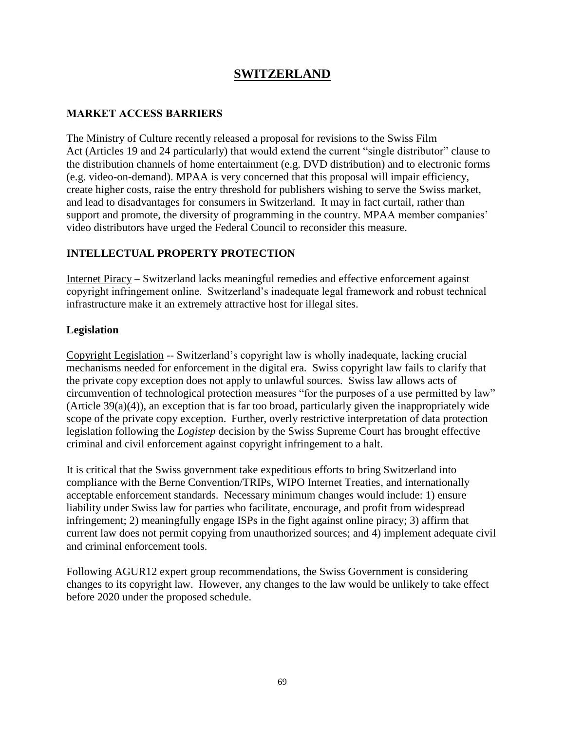# SWITZERLAND

## MARKET ACCESS BARRIERS

The Ministry of Culture recently released a proposal for revisions to the Swiss Film Act (Articles 19 and 24 particularly) that would extend the current "single distributor" clause to the distribution channels of home entertainment (e.g. DVD distribution) and to electronic forms (e.g. video-on-demand). MPAA is very concerned that this proposal will impair efficiency, create higher costs, raise the entry threshold for publishers wishing to serve the Swiss market, and lead to disadvantages for consumers in Switzerland. It may in fact curtail, rather than support and promote, the diversity of programming in the country. MPAA member companies' video distributors have urged the Federal Council to reconsider this measure.

## INTELLECTUAL PROPERTY PROTECTION

Internet Piracy – Switzerland lacks meaningful remedies and effective enforcement against copyright infringement online. Switzerland's inadequate legal framework and robust technical infrastructure make it an extremely attractive host for illegal sites.

### Legislation

Copyright Legislation -- Switzerland's copyright law is wholly inadequate, lacking crucial mechanisms needed for enforcement in the digital era. Swiss copyright law fails to clarify that the private copy exception does not apply to unlawful sources. Swiss law allows acts of circumvention of technological protection measures "for the purposes of a use permitted by law" (Article 39(a)(4)), an exception that is far too broad, particularly given the inappropriately wide scope of the private copy exception. Further, overly restrictive interpretation of data protection legislation following the *Logistep* decision by the Swiss Supreme Court has brought effective criminal and civil enforcement against copyright infringement to a halt.

It is critical that the Swiss government take expeditious efforts to bring Switzerland into compliance with the Berne Convention/TRIPs, WIPO Internet Treaties, and internationally acceptable enforcement standards. Necessary minimum changes would include: 1) ensure liability under Swiss law for parties who facilitate, encourage, and profit from widespread infringement; 2) meaningfully engage ISPs in the fight against online piracy; 3) affirm that current law does not permit copying from unauthorized sources; and 4) implement adequate civil and criminal enforcement tools.

Following AGUR12 expert group recommendations, the Swiss Government is considering changes to its copyright law. However, any changes to the law would be unlikely to take effect before 2020 under the proposed schedule.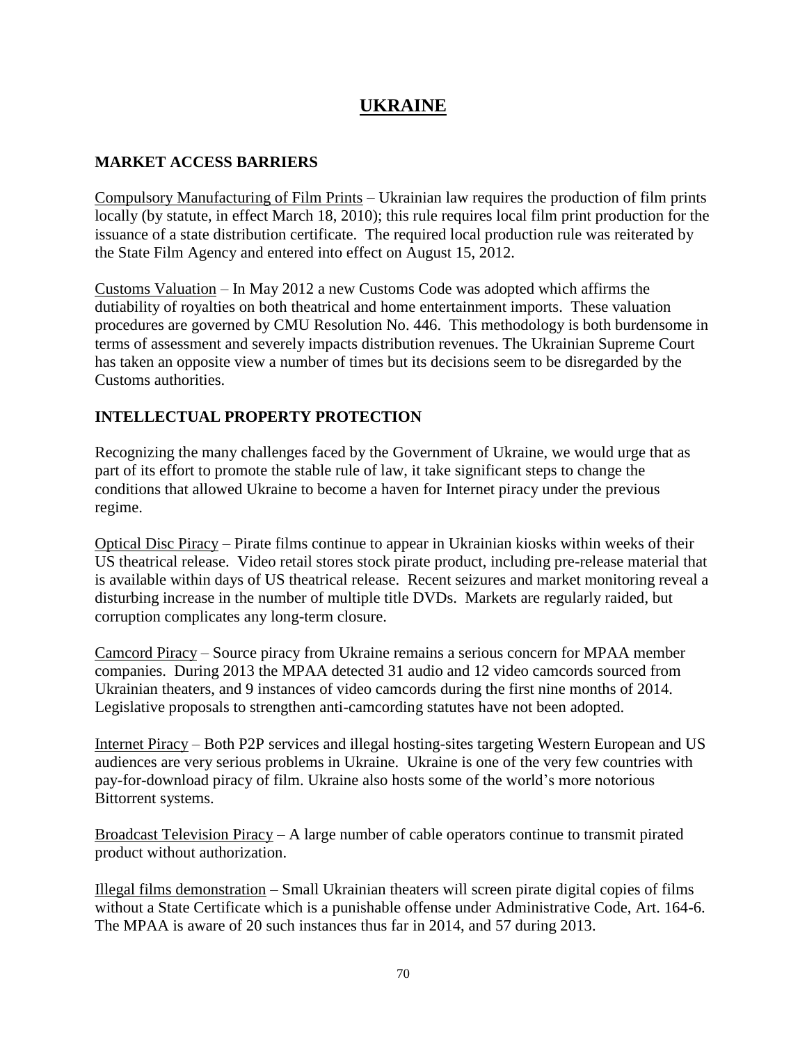# UKRAINE

## MARKET ACCESS BARRIERS

Compulsory Manufacturing of Film Prints – Ukrainian law requires the production of film prints locally (by statute, in effect March 18, 2010); this rule requires local film print production for the issuance of a state distribution certificate. The required local production rule was reiterated by the State Film Agency and entered into effect on August 15, 2012.

Customs Valuation – In May 2012 a new Customs Code was adopted which affirms the dutiability of royalties on both theatrical and home entertainment imports. These valuation procedures are governed by CMU Resolution No. 446. This methodology is both burdensome in terms of assessment and severely impacts distribution revenues. The Ukrainian Supreme Court has taken an opposite view a number of times but its decisions seem to be disregarded by the Customs authorities.

## INTELLECTUAL PROPERTY PROTECTION

Recognizing the many challenges faced by the Government of Ukraine, we would urge that as part of its effort to promote the stable rule of law, it take significant steps to change the conditions that allowed Ukraine to become a haven for Internet piracy under the previous regime.

Optical Disc Piracy – Pirate films continue to appear in Ukrainian kiosks within weeks of their US theatrical release. Video retail stores stock pirate product, including pre-release material that is available within days of US theatrical release. Recent seizures and market monitoring reveal a disturbing increase in the number of multiple title DVDs. Markets are regularly raided, but corruption complicates any long-term closure.

Camcord Piracy – Source piracy from Ukraine remains a serious concern for MPAA member companies. During 2013 the MPAA detected 31 audio and 12 video camcords sourced from Ukrainian theaters, and 9 instances of video camcords during the first nine months of 2014. Legislative proposals to strengthen anti-camcording statutes have not been adopted.

Internet Piracy – Both P2P services and illegal hosting-sites targeting Western European and US audiences are very serious problems in Ukraine. Ukraine is one of the very few countries with pay-for-download piracy of film. Ukraine also hosts some of the world's more notorious Bittorrent systems.

Broadcast Television Piracy – A large number of cable operators continue to transmit pirated product without authorization.

Illegal films demonstration – Small Ukrainian theaters will screen pirate digital copies of films without a State Certificate which is a punishable offense under Administrative Code, Art. 164-6. The MPAA is aware of 20 such instances thus far in 2014, and 57 during 2013.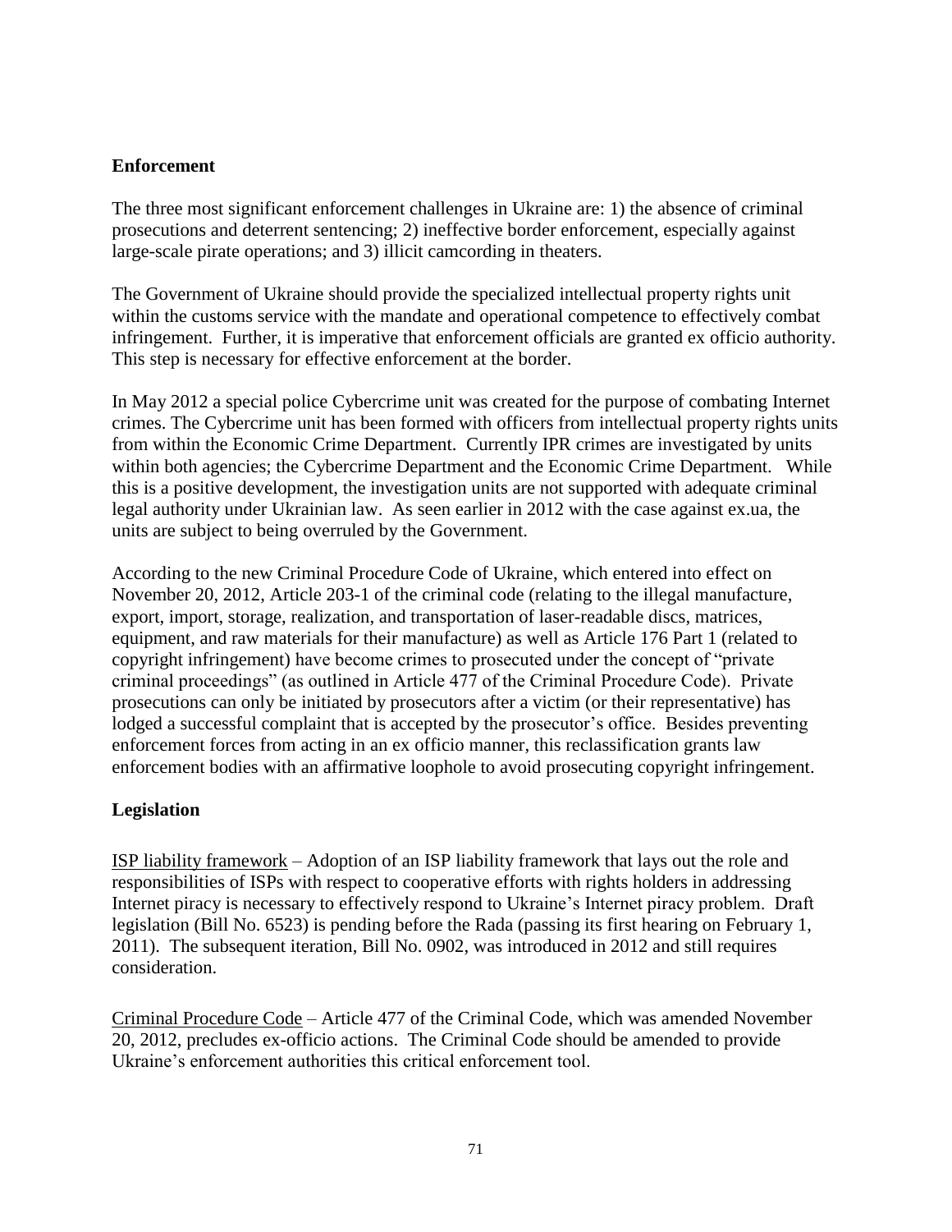## Enforcement

The three most significant enforcement challenges in Ukraine are: 1) the absence of criminal prosecutions and deterrent sentencing; 2) ineffective border enforcement, especially against large-scale pirate operations; and 3) illicit camcording in theaters.

The Government of Ukraine should provide the specialized intellectual property rights unit within the customs service with the mandate and operational competence to effectively combat infringement. Further, it is imperative that enforcement officials are granted ex officio authority. This step is necessary for effective enforcement at the border.

In May 2012 a special police Cybercrime unit was created for the purpose of combating Internet crimes. The Cybercrime unit has been formed with officers from intellectual property rights units from within the Economic Crime Department. Currently IPR crimes are investigated by units within both agencies; the Cybercrime Department and the Economic Crime Department. While this is a positive development, the investigation units are not supported with adequate criminal legal authority under Ukrainian law. As seen earlier in 2012 with the case against ex.ua, the units are subject to being overruled by the Government.

According to the new Criminal Procedure Code of Ukraine, which entered into effect on November 20, 2012, Article 203-1 of the criminal code (relating to the illegal manufacture, export, import, storage, realization, and transportation of laser-readable discs, matrices, equipment, and raw materials for their manufacture) as well as Article 176 Part 1 (related to copyright infringement) have become crimes to prosecuted under the concept of "private criminal proceedings" (as outlined in Article 477 of the Criminal Procedure Code). Private prosecutions can only be initiated by prosecutors after a victim (or their representative) has lodged a successful complaint that is accepted by the prosecutor's office. Besides preventing enforcement forces from acting in an ex officio manner, this reclassification grants law enforcement bodies with an affirmative loophole to avoid prosecuting copyright infringement.

## Legislation

<u>ISP liability framework</u> – Adoption of an ISP liability framework that lays out the role and responsibilities of ISPs with respect to cooperative efforts with rights holders in addressing Internet piracy is necessary to effectively respond to Ukraine's Internet piracy problem. Draft legislation (Bill No. 6523) is pending before the Rada (passing its first hearing on February 1, 2011). The subsequent iteration, Bill No. 0902, was introduced in 2012 and still requires consideration.

<u>Criminal Procedure Code</u> – Article 477 of the Criminal Code, which was amended November 20, 2012, precludes ex-officio actions. The Criminal Code should be amended to provide Ukraine's enforcement authorities this critical enforcement tool.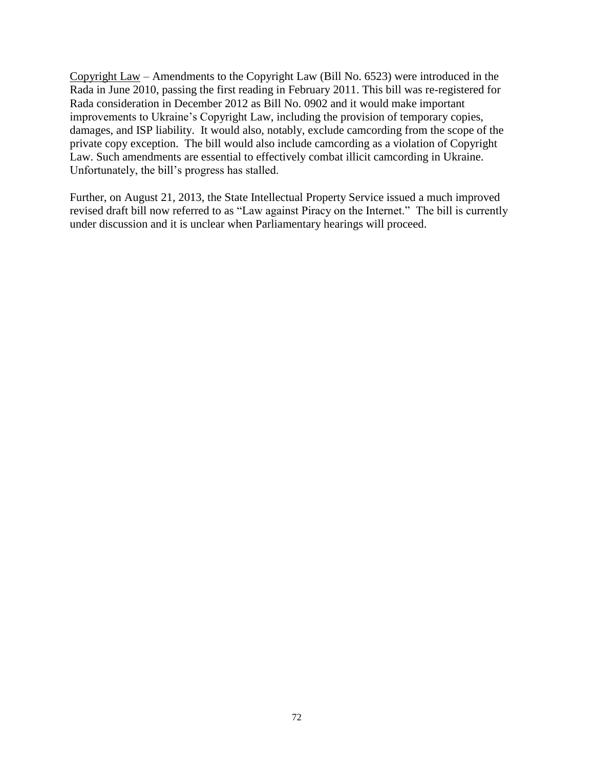<u>Copyright Law</u> – Amendments to the Copyright Law (Bill No. 6523) were introduced in the Rada in June 2010, passing the first reading in February 2011. This bill was re-registered for Rada consideration in December 2012 as Bill No. 0902 and it would make important improvements to Ukraine's Copyright Law, including the provision of temporary copies, damages, and ISP liability. It would also, notably, exclude camcording from the scope of the private copy exception. The bill would also include camcording as a violation of Copyright Law. Such amendments are essential to effectively combat illicit camcording in Ukraine. Unfortunately, the bill's progress has stalled.

Further, on August 21, 2013, the State Intellectual Property Service issued a much improved revised draft bill now referred to as "Law against Piracy on the Internet." The bill is currently under discussion and it is unclear when Parliamentary hearings will proceed.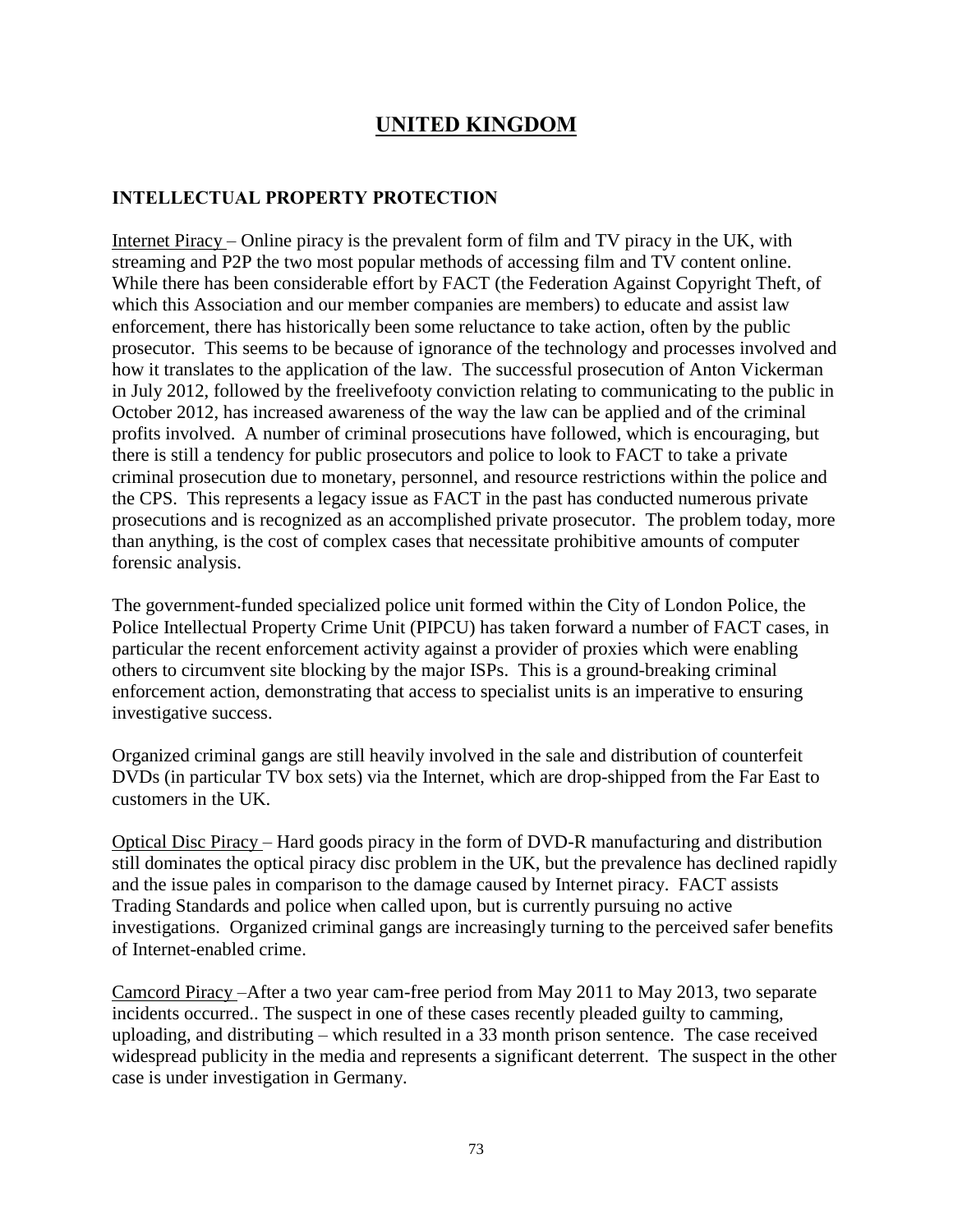# UNITED KINGDOM

## INTELLECTUAL PROPERTY PROTECTION

Internet Piracy – Online piracy is the prevalent form of film and TV piracy in the UK, with streaming and P2P the two most popular methods of accessing film and TV content online. While there has been considerable effort by FACT (the Federation Against Copyright Theft, of which this Association and our member companies are members) to educate and assist law enforcement, there has historically been some reluctance to take action, often by the public prosecutor. This seems to be because of ignorance of the technology and processes involved and how it translates to the application of the law. The successful prosecution of Anton Vickerman in July 2012, followed by the freelivefooty conviction relating to communicating to the public in October 2012, has increased awareness of the way the law can be applied and of the criminal profits involved. A number of criminal prosecutions have followed, which is encouraging, but there is still a tendency for public prosecutors and police to look to FACT to take a private criminal prosecution due to monetary, personnel, and resource restrictions within the police and the CPS. This represents a legacy issue as FACT in the past has conducted numerous private prosecutions and is recognized as an accomplished private prosecutor. The problem today, more than anything, is the cost of complex cases that necessitate prohibitive amounts of computer forensic analysis.

The government-funded specialized police unit formed within the City of London Police, the Police Intellectual Property Crime Unit (PIPCU) has taken forward a number of FACT cases, in particular the recent enforcement activity against a provider of proxies which were enabling others to circumvent site blocking by the major ISPs. This is a ground-breaking criminal enforcement action, demonstrating that access to specialist units is an imperative to ensuring investigative success.

Organized criminal gangs are still heavily involved in the sale and distribution of counterfeit DVDs (in particular TV box sets) via the Internet, which are drop-shipped from the Far East to customers in the UK.

Optical Disc Piracy – Hard goods piracy in the form of DVD-R manufacturing and distribution still dominates the optical piracy disc problem in the UK, but the prevalence has declined rapidly and the issue pales in comparison to the damage caused by Internet piracy. FACT assists Trading Standards and police when called upon, but is currently pursuing no active investigations. Organized criminal gangs are increasingly turning to the perceived safer benefits of Internet-enabled crime.

Camcord Piracy –After a two year cam-free period from May 2011 to May 2013, two separate incidents occurred.. The suspect in one of these cases recently pleaded guilty to camming, uploading, and distributing – which resulted in a 33 month prison sentence. The case received widespread publicity in the media and represents a significant deterrent. The suspect in the other case is under investigation in Germany.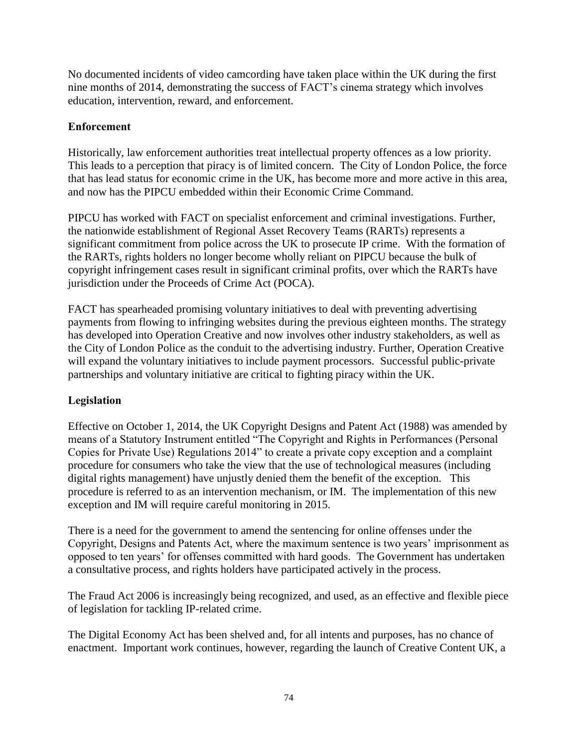No documented incidents of video camcording have taken place within the UK during the first nine months of 2014, demonstrating the success of FACT's cinema strategy which involves education, intervention, reward, and enforcement.

**Enforcement**

Historically, law enforcement authorities treat intellectual property offences as a low priority. This leads to a perception that piracy is of limited concern. The City of London Police, the force that has lead status for economic crime in the UK, has become more and more active in this area, and now has the PIPCU embedded within their Economic Crime Command.

PIPCU has worked with FACT on specialist enforcement and criminal investigations. Further, the nationwide establishment of Regional Asset Recovery Teams (RARTs) represents a significant commitment from police across the UK to prosecute IP crime. With the formation of the RARTs, rights holders no longer become wholly reliant on PIPCU because the bulk of copyright infringement cases result in significant criminal profits, over which the RARTs have jurisdiction under the Proceeds of Crime Act (POCA).

FACT has spearheaded promising voluntary initiatives to deal with preventing advertising payments from flowing to infringing websites during the previous eighteen months. The strategy has developed into Operation Creative and now involves other industry stakeholders, as well as the City of London Police as the conduit to the advertising industry. Further, Operation Creative will expand the voluntary initiatives to include payment processors. Successful public-private partnerships and voluntary initiative are critical to fighting piracy within the UK.

**Legislation**

Effective on October 1, 2014, the UK Copyright Designs and Patent Act (1988) was amended by means of a Statutory Instrument entitled "The Copyright and Rights in Performances (Personal Copies for Private Use) Regulations 2014" to create a private copy exception and a complaint procedure for consumers who take the view that the use of technological measures (including digital rights management) have unjustly denied them the benefit of the exception. This procedure is referred to as an intervention mechanism, or IM. The implementation of this new exception and IM will require careful monitoring in 2015.

There is a need for the government to amend the sentencing for online offenses under the Copyright, Designs and Patents Act, where the maximum sentence is two years' imprisonment as opposed to ten years' for offenses committed with hard goods. The Government has undertaken a consultative process, and rights holders have participated actively in the process.

The Fraud Act 2006 is increasingly being recognized, and used, as an effective and flexible piece of legislation for tackling IP-related crime.

The Digital Economy Act has been shelved and, for all intents and purposes, has no chance of enactment. Important work continues, however, regarding the launch of Creative Content UK, a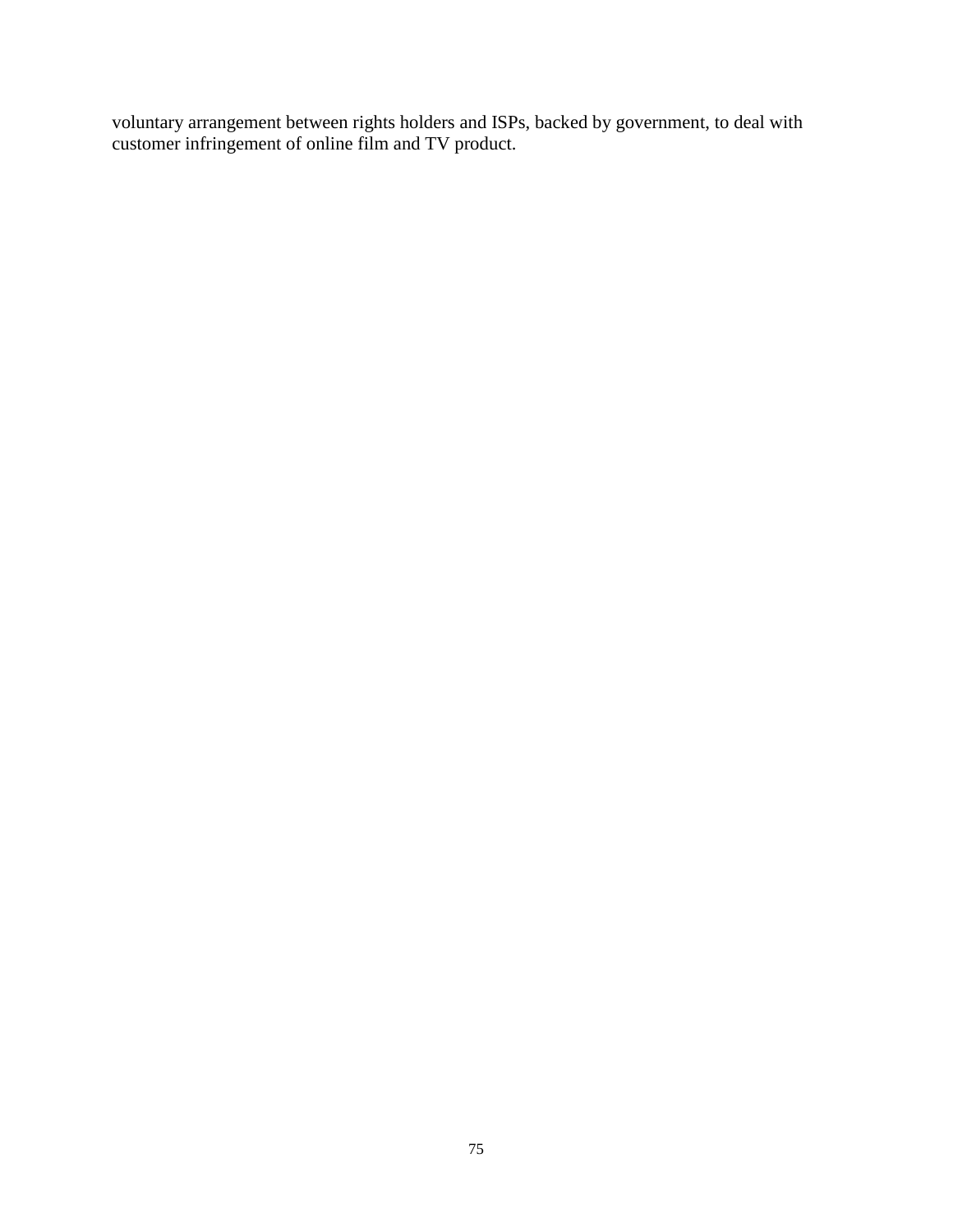voluntary arrangement between rights holders and ISPs, backed by government, to deal with customer infringement of online film and TV product.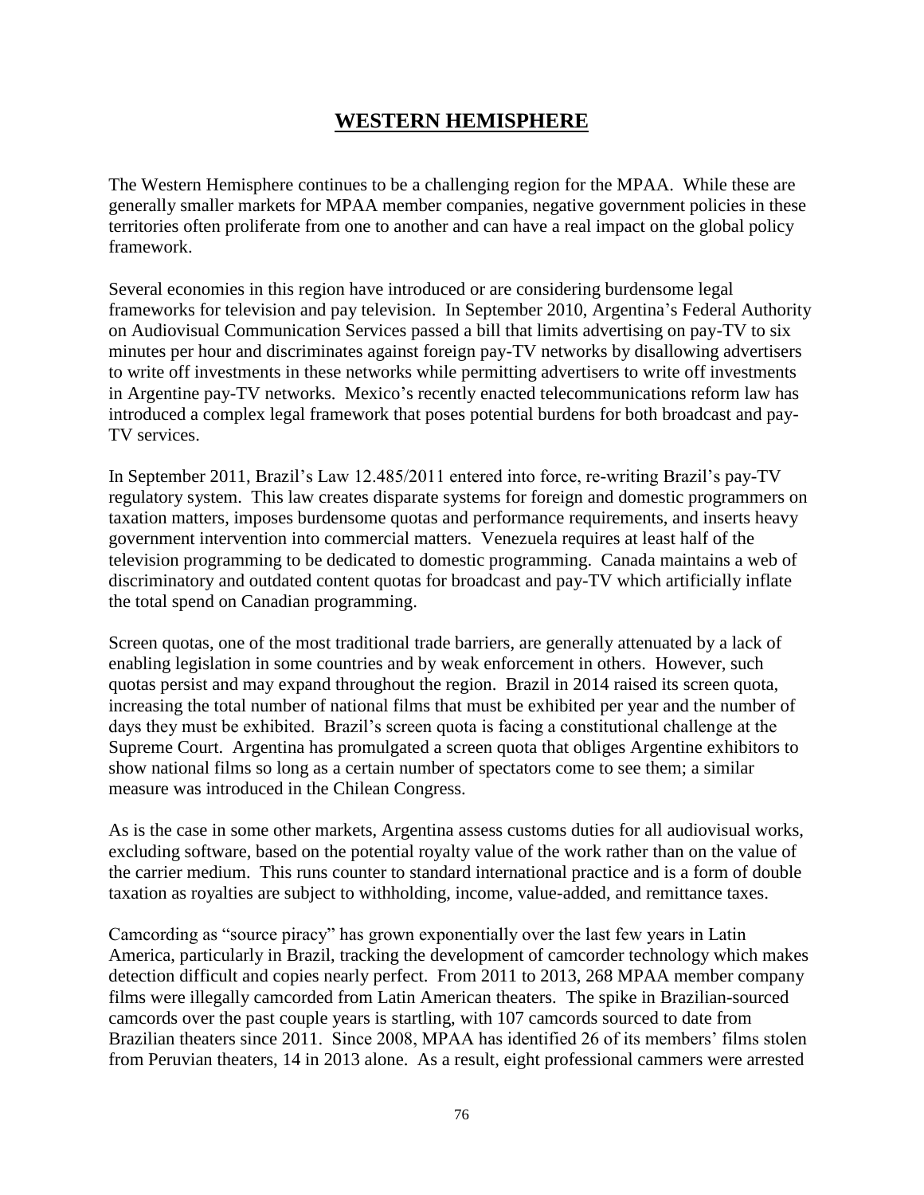# WESTERN HEMISPHERE

The Western Hemisphere continues to be a challenging region for the MPAA. While these are generally smaller markets for MPAA member companies, negative government policies in these territories often proliferate from one to another and can have a real impact on the global policy framework.

Several economies in this region have introduced or are considering burdensome legal frameworks for television and pay television. In September 2010, Argentina's Federal Authority on Audiovisual Communication Services passed a bill that limits advertising on pay-TV to six minutes per hour and discriminates against foreign pay-TV networks by disallowing advertisers to write off investments in these networks while permitting advertisers to write off investments in Argentine pay-TV networks. Mexico's recently enacted telecommunications reform law has introduced a complex legal framework that poses potential burdens for both broadcast and pay-TV services.

In September 2011, Brazil's Law 12.485/2011 entered into force, re-writing Brazil's pay-TV regulatory system. This law creates disparate systems for foreign and domestic programmers on taxation matters, imposes burdensome quotas and performance requirements, and inserts heavy government intervention into commercial matters. Venezuela requires at least half of the television programming to be dedicated to domestic programming. Canada maintains a web of discriminatory and outdated content quotas for broadcast and pay-TV which artificially inflate the total spend on Canadian programming.

Screen quotas, one of the most traditional trade barriers, are generally attenuated by a lack of enabling legislation in some countries and by weak enforcement in others. However, such quotas persist and may expand throughout the region. Brazil in 2014 raised its screen quota, increasing the total number of national films that must be exhibited per year and the number of days they must be exhibited. Brazil's screen quota is facing a constitutional challenge at the Supreme Court. Argentina has promulgated a screen quota that obliges Argentine exhibitors to show national films so long as a certain number of spectators come to see them; a similar measure was introduced in the Chilean Congress.

As is the case in some other markets, Argentina assess customs duties for all audiovisual works, excluding software, based on the potential royalty value of the work rather than on the value of the carrier medium. This runs counter to standard international practice and is a form of double taxation as royalties are subject to withholding, income, value-added, and remittance taxes.

Camcording as "source piracy" has grown exponentially over the last few years in Latin America, particularly in Brazil, tracking the development of camcorder technology which makes detection difficult and copies nearly perfect. From 2011 to 2013, 268 MPAA member company films were illegally camcorded from Latin American theaters. The spike in Brazilian-sourced camcords over the past couple years is startling, with 107 camcords sourced to date from Brazilian theaters since 2011. Since 2008, MPAA has identified 26 of its members' films stolen from Peruvian theaters, 14 in 2013 alone. As a result, eight professional cammers were arrested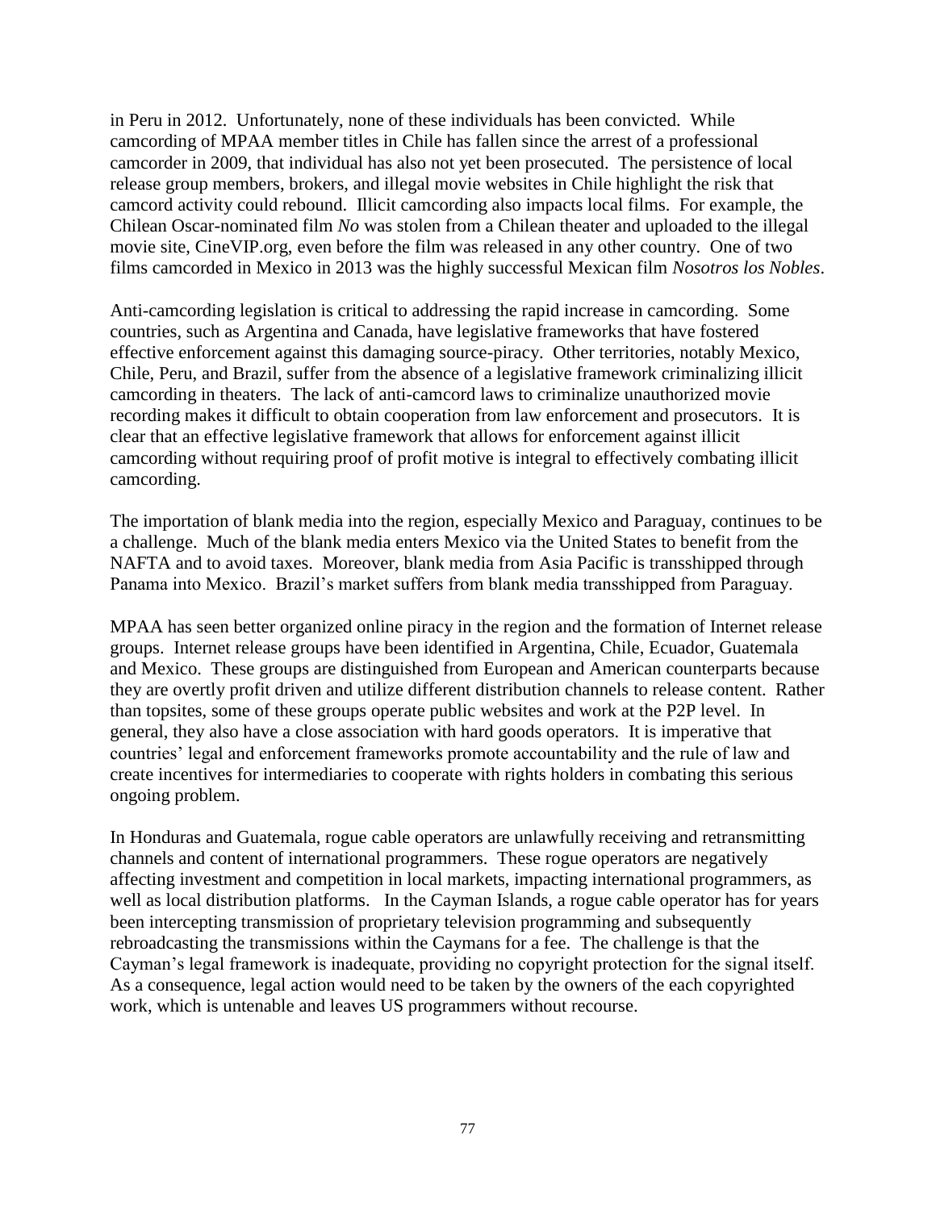in Peru in 2012. Unfortunately, none of these individuals has been convicted. While camcording of MPAA member titles in Chile has fallen since the arrest of a professional camcorder in 2009, that individual has also not yet been prosecuted. The persistence of local release group members, brokers, and illegal movie websites in Chile highlight the risk that camcord activity could rebound. Illicit camcording also impacts local films. For example, the Chilean Oscar-nominated film *No* was stolen from a Chilean theater and uploaded to the illegal movie site, CineVIP.org, even before the film was released in any other country. One of two films camcorded in Mexico in 2013 was the highly successful Mexican film *Nosotros los Nobles*.

Anti-camcording legislation is critical to addressing the rapid increase in camcording. Some countries, such as Argentina and Canada, have legislative frameworks that have fostered effective enforcement against this damaging source-piracy. Other territories, notably Mexico, Chile, Peru, and Brazil, suffer from the absence of a legislative framework criminalizing illicit camcording in theaters. The lack of anti-camcord laws to criminalize unauthorized movie recording makes it difficult to obtain cooperation from law enforcement and prosecutors. It is clear that an effective legislative framework that allows for enforcement against illicit camcording without requiring proof of profit motive is integral to effectively combating illicit camcording.

The importation of blank media into the region, especially Mexico and Paraguay, continues to be a challenge. Much of the blank media enters Mexico via the United States to benefit from the NAFTA and to avoid taxes. Moreover, blank media from Asia Pacific is transshipped through Panama into Mexico. Brazil's market suffers from blank media transshipped from Paraguay.

MPAA has seen better organized online piracy in the region and the formation of Internet release groups. Internet release groups have been identified in Argentina, Chile, Ecuador, Guatemala and Mexico. These groups are distinguished from European and American counterparts because they are overtly profit driven and utilize different distribution channels to release content. Rather than topsites, some of these groups operate public websites and work at the P2P level. In general, they also have a close association with hard goods operators. It is imperative that countries' legal and enforcement frameworks promote accountability and the rule of law and create incentives for intermediaries to cooperate with rights holders in combating this serious ongoing problem.

In Honduras and Guatemala, rogue cable operators are unlawfully receiving and retransmitting channels and content of international programmers. These rogue operators are negatively affecting investment and competition in local markets, impacting international programmers, as well as local distribution platforms. In the Cayman Islands, a rogue cable operator has for years been intercepting transmission of proprietary television programming and subsequently rebroadcasting the transmissions within the Caymans for a fee. The challenge is that the Cayman's legal framework is inadequate, providing no copyright protection for the signal itself. As a consequence, legal action would need to be taken by the owners of the each copyrighted work, which is untenable and leaves US programmers without recourse.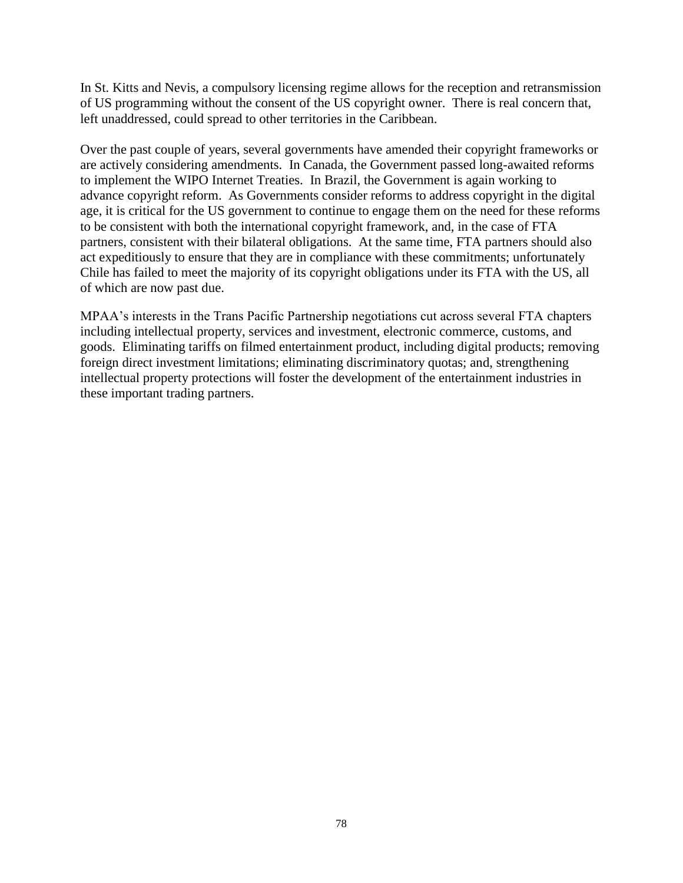In St. Kitts and Nevis, a compulsory licensing regime allows for the reception and retransmission of US programming without the consent of the US copyright owner. There is real concern that, left unaddressed, could spread to other territories in the Caribbean.

Over the past couple of years, several governments have amended their copyright frameworks or are actively considering amendments. In Canada, the Government passed long-awaited reforms to implement the WIPO Internet Treaties. In Brazil, the Government is again working to advance copyright reform. As Governments consider reforms to address copyright in the digital age, it is critical for the US government to continue to engage them on the need for these reforms to be consistent with both the international copyright framework, and, in the case of FTA partners, consistent with their bilateral obligations. At the same time, FTA partners should also act expeditiously to ensure that they are in compliance with these commitments; unfortunately Chile has failed to meet the majority of its copyright obligations under its FTA with the US, all of which are now past due.

MPAA's interests in the Trans Pacific Partnership negotiations cut across several FTA chapters including intellectual property, services and investment, electronic commerce, customs, and goods. Eliminating tariffs on filmed entertainment product, including digital products; removing foreign direct investment limitations; eliminating discriminatory quotas; and, strengthening intellectual property protections will foster the development of the entertainment industries in these important trading partners.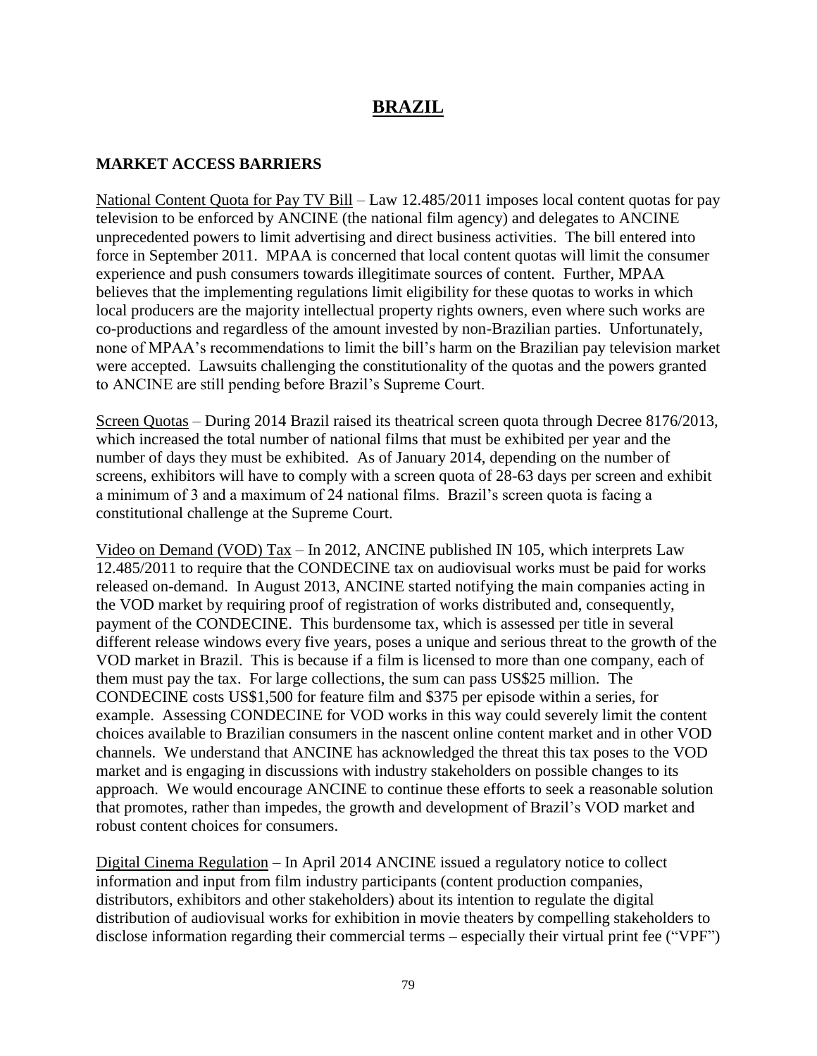# BRAZIL

## MARKET ACCESS BARRIERS

National Content Quota for Pay TV Bill – Law 12.485/2011 imposes local content quotas for pay television to be enforced by ANCINE (the national film agency) and delegates to ANCINE unprecedented powers to limit advertising and direct business activities. The bill entered into force in September 2011. MPAA is concerned that local content quotas will limit the consumer experience and push consumers towards illegitimate sources of content. Further, MPAA believes that the implementing regulations limit eligibility for these quotas to works in which local producers are the majority intellectual property rights owners, even where such works are co-productions and regardless of the amount invested by non-Brazilian parties. Unfortunately, none of MPAA's recommendations to limit the bill's harm on the Brazilian pay television market were accepted. Lawsuits challenging the constitutionality of the quotas and the powers granted to ANCINE are still pending before Brazil's Supreme Court.

Screen Quotas – During 2014 Brazil raised its theatrical screen quota through Decree 8176/2013, which increased the total number of national films that must be exhibited per year and the number of days they must be exhibited. As of January 2014, depending on the number of screens, exhibitors will have to comply with a screen quota of 28-63 days per screen and exhibit a minimum of 3 and a maximum of 24 national films. Brazil's screen quota is facing a constitutional challenge at the Supreme Court.

Video on Demand (VOD) Tax – In 2012, ANCINE published IN 105, which interprets Law 12.485/2011 to require that the CONDECINE tax on audiovisual works must be paid for works released on-demand. In August 2013, ANCINE started notifying the main companies acting in the VOD market by requiring proof of registration of works distributed and, consequently, payment of the CONDECINE. This burdensome tax, which is assessed per title in several different release windows every five years, poses a unique and serious threat to the growth of the VOD market in Brazil. This is because if a film is licensed to more than one company, each of them must pay the tax. For large collections, the sum can pass US$25 million. The CONDECINE costs US$1,500 for feature film and $375 per episode within a series, for example. Assessing CONDECINE for VOD works in this way could severely limit the content choices available to Brazilian consumers in the nascent online content market and in other VOD channels. We understand that ANCINE has acknowledged the threat this tax poses to the VOD market and is engaging in discussions with industry stakeholders on possible changes to its approach. We would encourage ANCINE to continue these efforts to seek a reasonable solution that promotes, rather than impedes, the growth and development of Brazil's VOD market and robust content choices for consumers.

Digital Cinema Regulation – In April 2014 ANCINE issued a regulatory notice to collect information and input from film industry participants (content production companies, distributors, exhibitors and other stakeholders) about its intention to regulate the digital distribution of audiovisual works for exhibition in movie theaters by compelling stakeholders to disclose information regarding their commercial terms – especially their virtual print fee ("VPF")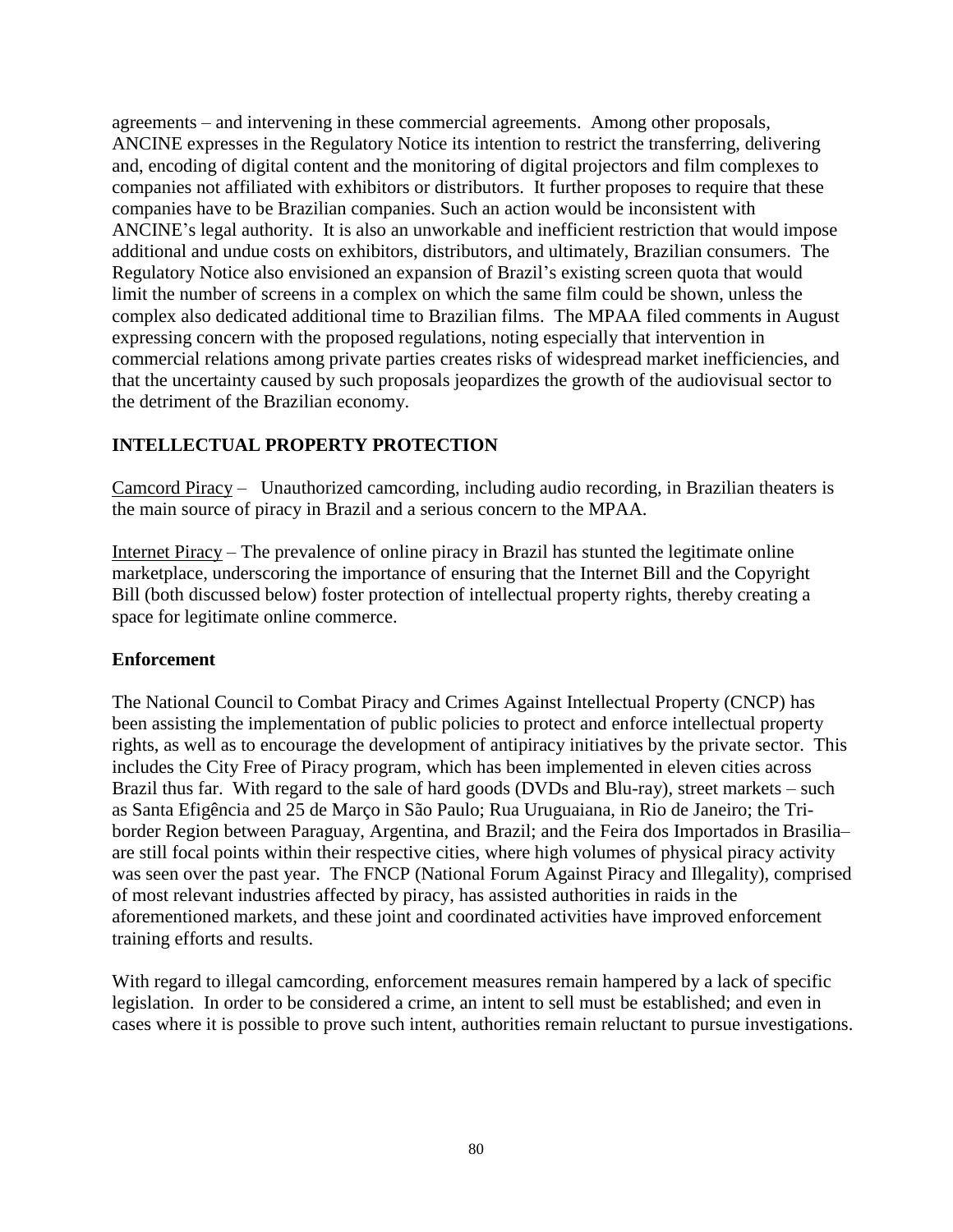agreements – and intervening in these commercial agreements. Among other proposals, ANCINE expresses in the Regulatory Notice its intention to restrict the transferring, delivering and, encoding of digital content and the monitoring of digital projectors and film complexes to companies not affiliated with exhibitors or distributors. It further proposes to require that these companies have to be Brazilian companies. Such an action would be inconsistent with ANCINE's legal authority. It is also an unworkable and inefficient restriction that would impose additional and undue costs on exhibitors, distributors, and ultimately, Brazilian consumers. The Regulatory Notice also envisioned an expansion of Brazil's existing screen quota that would limit the number of screens in a complex on which the same film could be shown, unless the complex also dedicated additional time to Brazilian films. The MPAA filed comments in August expressing concern with the proposed regulations, noting especially that intervention in commercial relations among private parties creates risks of widespread market inefficiencies, and that the uncertainty caused by such proposals jeopardizes the growth of the audiovisual sector to the detriment of the Brazilian economy.

## INTELLECTUAL PROPERTY PROTECTION

Camcord Piracy – Unauthorized camcording, including audio recording, in Brazilian theaters is the main source of piracy in Brazil and a serious concern to the MPAA.

Internet Piracy – The prevalence of online piracy in Brazil has stunted the legitimate online marketplace, underscoring the importance of ensuring that the Internet Bill and the Copyright Bill (both discussed below) foster protection of intellectual property rights, thereby creating a space for legitimate online commerce.

### Enforcement

The National Council to Combat Piracy and Crimes Against Intellectual Property (CNCP) has been assisting the implementation of public policies to protect and enforce intellectual property rights, as well as to encourage the development of antipiracy initiatives by the private sector. This includes the City Free of Piracy program, which has been implemented in eleven cities across Brazil thus far. With regard to the sale of hard goods (DVDs and Blu-ray), street markets – such as Santa Efigência and 25 de Março in São Paulo; Rua Uruguaiana, in Rio de Janeiro; the Tri-border Region between Paraguay, Argentina, and Brazil; and the Feira dos Importados in Brasilia– are still focal points within their respective cities, where high volumes of physical piracy activity was seen over the past year. The FNCP (National Forum Against Piracy and Illegality), comprised of most relevant industries affected by piracy, has assisted authorities in raids in the aforementioned markets, and these joint and coordinated activities have improved enforcement training efforts and results.

With regard to illegal camcording, enforcement measures remain hampered by a lack of specific legislation. In order to be considered a crime, an intent to sell must be established; and even in cases where it is possible to prove such intent, authorities remain reluctant to pursue investigations.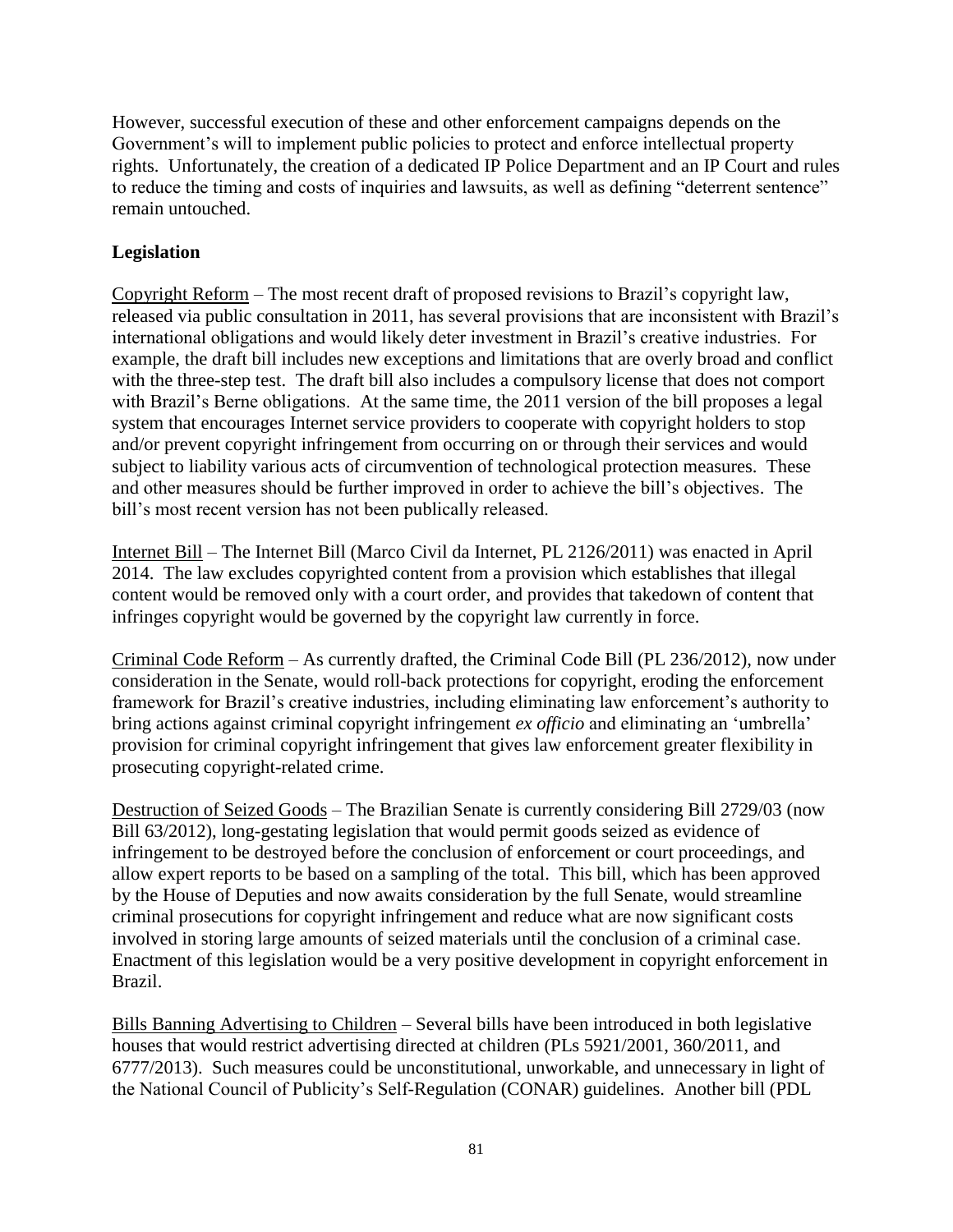However, successful execution of these and other enforcement campaigns depends on the Government's will to implement public policies to protect and enforce intellectual property rights. Unfortunately, the creation of a dedicated IP Police Department and an IP Court and rules to reduce the timing and costs of inquiries and lawsuits, as well as defining "deterrent sentence" remain untouched.

**Legislation**

Copyright Reform – The most recent draft of proposed revisions to Brazil's copyright law, released via public consultation in 2011, has several provisions that are inconsistent with Brazil's international obligations and would likely deter investment in Brazil's creative industries. For example, the draft bill includes new exceptions and limitations that are overly broad and conflict with the three-step test. The draft bill also includes a compulsory license that does not comport with Brazil's Berne obligations. At the same time, the 2011 version of the bill proposes a legal system that encourages Internet service providers to cooperate with copyright holders to stop and/or prevent copyright infringement from occurring on or through their services and would subject to liability various acts of circumvention of technological protection measures. These and other measures should be further improved in order to achieve the bill's objectives. The bill's most recent version has not been publically released.

Internet Bill – The Internet Bill (Marco Civil da Internet, PL 2126/2011) was enacted in April 2014. The law excludes copyrighted content from a provision which establishes that illegal content would be removed only with a court order, and provides that takedown of content that infringes copyright would be governed by the copyright law currently in force.

Criminal Code Reform – As currently drafted, the Criminal Code Bill (PL 236/2012), now under consideration in the Senate, would roll-back protections for copyright, eroding the enforcement framework for Brazil's creative industries, including eliminating law enforcement's authority to bring actions against criminal copyright infringement *ex officio* and eliminating an 'umbrella' provision for criminal copyright infringement that gives law enforcement greater flexibility in prosecuting copyright-related crime.

Destruction of Seized Goods – The Brazilian Senate is currently considering Bill 2729/03 (now Bill 63/2012), long-gestating legislation that would permit goods seized as evidence of infringement to be destroyed before the conclusion of enforcement or court proceedings, and allow expert reports to be based on a sampling of the total. This bill, which has been approved by the House of Deputies and now awaits consideration by the full Senate, would streamline criminal prosecutions for copyright infringement and reduce what are now significant costs involved in storing large amounts of seized materials until the conclusion of a criminal case. Enactment of this legislation would be a very positive development in copyright enforcement in Brazil.

Bills Banning Advertising to Children – Several bills have been introduced in both legislative houses that would restrict advertising directed at children (PLs 5921/2001, 360/2011, and 6777/2013). Such measures could be unconstitutional, unworkable, and unnecessary in light of the National Council of Publicity's Self-Regulation (CONAR) guidelines. Another bill (PDL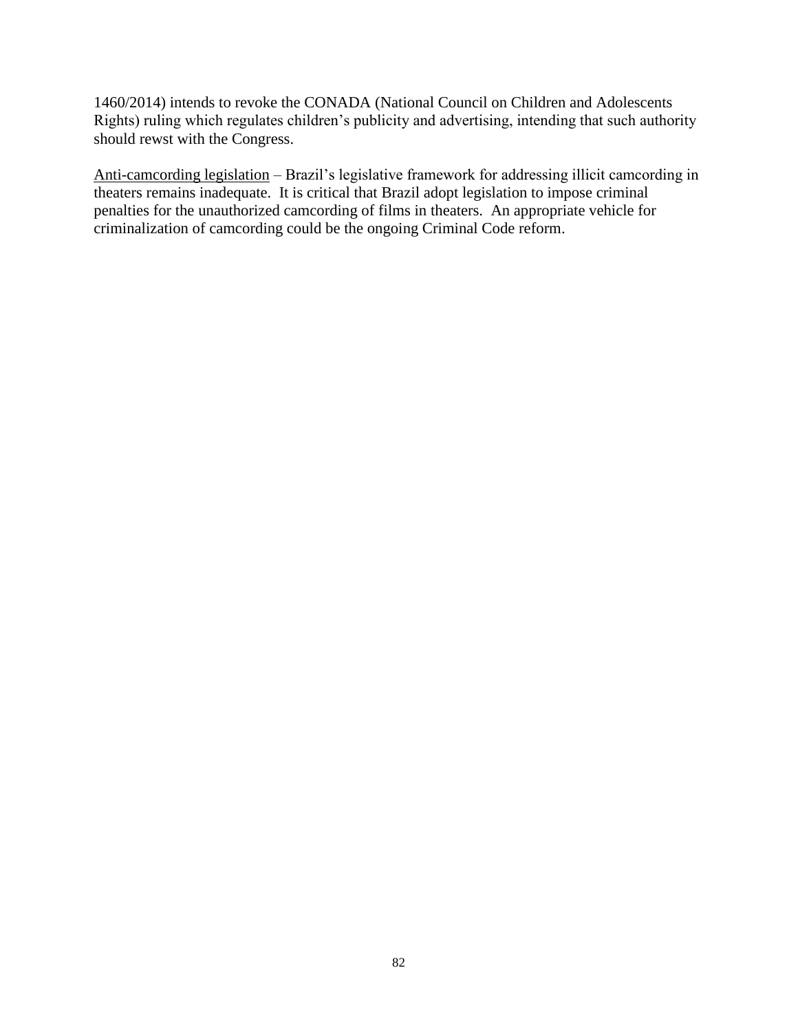1460/2014) intends to revoke the CONADA (National Council on Children and Adolescents Rights) ruling which regulates children's publicity and advertising, intending that such authority should rewst with the Congress.

<u>Anti-camcording legislation</u> – Brazil's legislative framework for addressing illicit camcording in theaters remains inadequate. It is critical that Brazil adopt legislation to impose criminal penalties for the unauthorized camcording of films in theaters. An appropriate vehicle for criminalization of camcording could be the ongoing Criminal Code reform.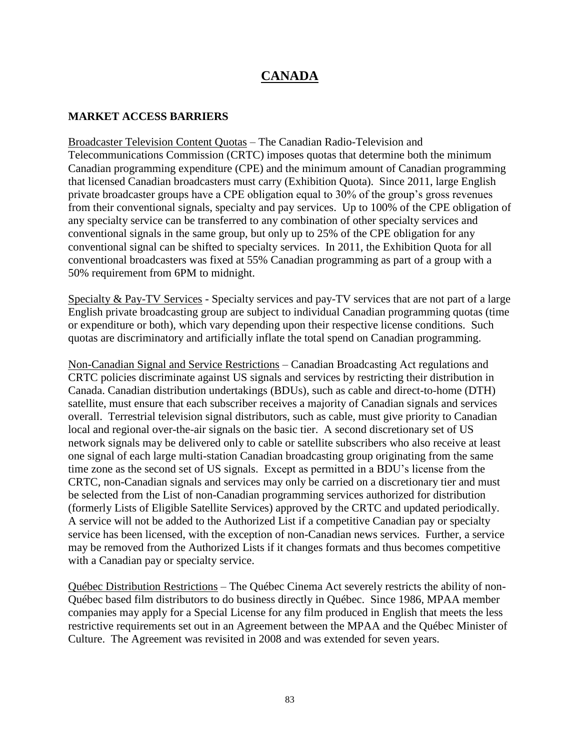# CANADA

## MARKET ACCESS BARRIERS

Broadcaster Television Content Quotas – The Canadian Radio-Television and Telecommunications Commission (CRTC) imposes quotas that determine both the minimum Canadian programming expenditure (CPE) and the minimum amount of Canadian programming that licensed Canadian broadcasters must carry (Exhibition Quota). Since 2011, large English private broadcaster groups have a CPE obligation equal to 30% of the group's gross revenues from their conventional signals, specialty and pay services. Up to 100% of the CPE obligation of any specialty service can be transferred to any combination of other specialty services and conventional signals in the same group, but only up to 25% of the CPE obligation for any conventional signal can be shifted to specialty services. In 2011, the Exhibition Quota for all conventional broadcasters was fixed at 55% Canadian programming as part of a group with a 50% requirement from 6PM to midnight.

Specialty & Pay-TV Services - Specialty services and pay-TV services that are not part of a large English private broadcasting group are subject to individual Canadian programming quotas (time or expenditure or both), which vary depending upon their respective license conditions. Such quotas are discriminatory and artificially inflate the total spend on Canadian programming.

Non-Canadian Signal and Service Restrictions – Canadian Broadcasting Act regulations and CRTC policies discriminate against US signals and services by restricting their distribution in Canada. Canadian distribution undertakings (BDUs), such as cable and direct-to-home (DTH) satellite, must ensure that each subscriber receives a majority of Canadian signals and services overall. Terrestrial television signal distributors, such as cable, must give priority to Canadian local and regional over-the-air signals on the basic tier. A second discretionary set of US network signals may be delivered only to cable or satellite subscribers who also receive at least one signal of each large multi-station Canadian broadcasting group originating from the same time zone as the second set of US signals. Except as permitted in a BDU's license from the CRTC, non-Canadian signals and services may only be carried on a discretionary tier and must be selected from the List of non-Canadian programming services authorized for distribution (formerly Lists of Eligible Satellite Services) approved by the CRTC and updated periodically. A service will not be added to the Authorized List if a competitive Canadian pay or specialty service has been licensed, with the exception of non-Canadian news services. Further, a service may be removed from the Authorized Lists if it changes formats and thus becomes competitive with a Canadian pay or specialty service.

Québec Distribution Restrictions – The Québec Cinema Act severely restricts the ability of non-Québec based film distributors to do business directly in Québec. Since 1986, MPAA member companies may apply for a Special License for any film produced in English that meets the less restrictive requirements set out in an Agreement between the MPAA and the Québec Minister of Culture. The Agreement was revisited in 2008 and was extended for seven years.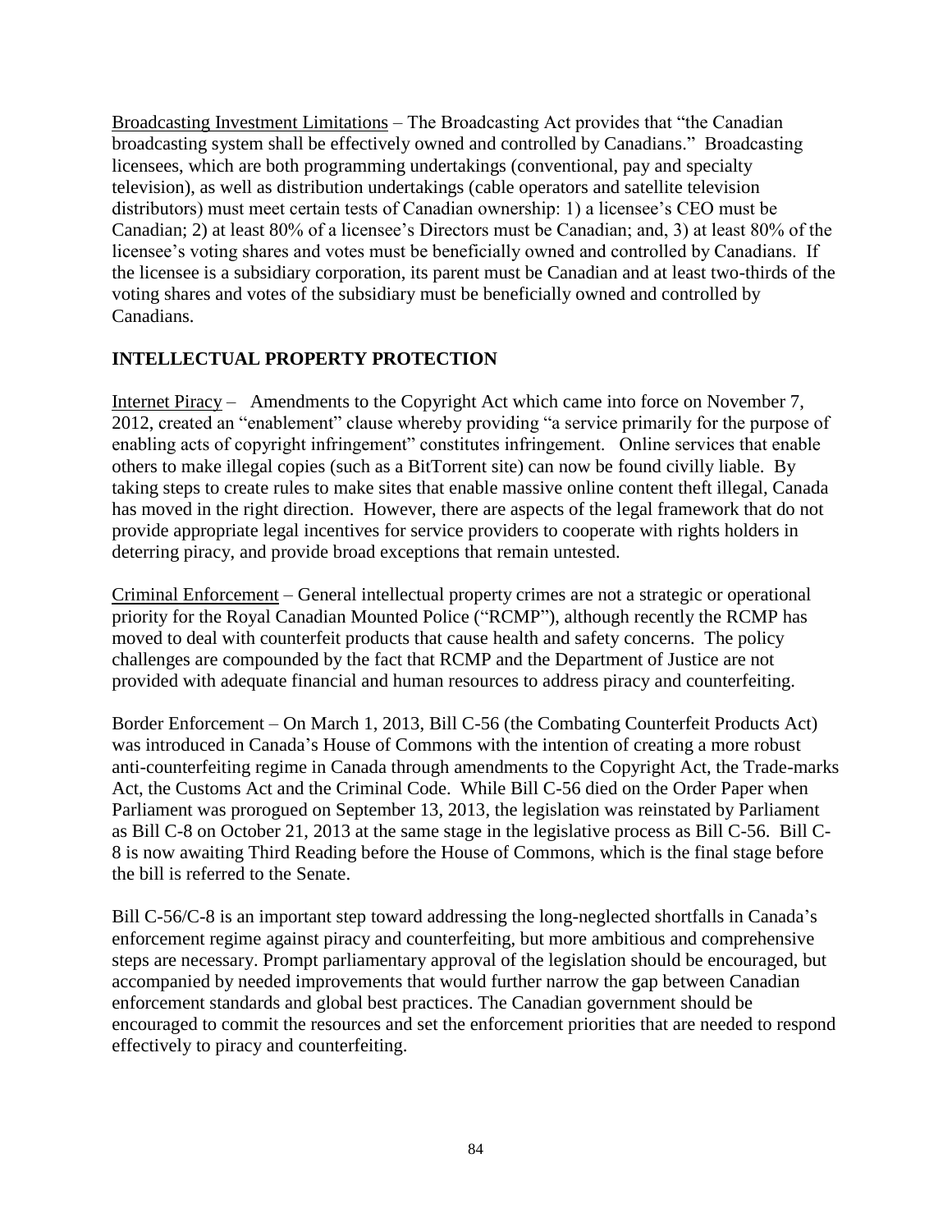Broadcasting Investment Limitations – The Broadcasting Act provides that "the Canadian broadcasting system shall be effectively owned and controlled by Canadians." Broadcasting licensees, which are both programming undertakings (conventional, pay and specialty television), as well as distribution undertakings (cable operators and satellite television distributors) must meet certain tests of Canadian ownership: 1) a licensee's CEO must be Canadian; 2) at least 80% of a licensee's Directors must be Canadian; and, 3) at least 80% of the licensee's voting shares and votes must be beneficially owned and controlled by Canadians. If the licensee is a subsidiary corporation, its parent must be Canadian and at least two-thirds of the voting shares and votes of the subsidiary must be beneficially owned and controlled by Canadians.

## INTELLECTUAL PROPERTY PROTECTION

Internet Piracy – Amendments to the Copyright Act which came into force on November 7, 2012, created an "enablement" clause whereby providing "a service primarily for the purpose of enabling acts of copyright infringement" constitutes infringement. Online services that enable others to make illegal copies (such as a BitTorrent site) can now be found civilly liable. By taking steps to create rules to make sites that enable massive online content theft illegal, Canada has moved in the right direction. However, there are aspects of the legal framework that do not provide appropriate legal incentives for service providers to cooperate with rights holders in deterring piracy, and provide broad exceptions that remain untested.

Criminal Enforcement – General intellectual property crimes are not a strategic or operational priority for the Royal Canadian Mounted Police ("RCMP"), although recently the RCMP has moved to deal with counterfeit products that cause health and safety concerns. The policy challenges are compounded by the fact that RCMP and the Department of Justice are not provided with adequate financial and human resources to address piracy and counterfeiting.

Border Enforcement – On March 1, 2013, Bill C-56 (the Combating Counterfeit Products Act) was introduced in Canada's House of Commons with the intention of creating a more robust anti-counterfeiting regime in Canada through amendments to the Copyright Act, the Trade-marks Act, the Customs Act and the Criminal Code. While Bill C-56 died on the Order Paper when Parliament was prorogued on September 13, 2013, the legislation was reinstated by Parliament as Bill C-8 on October 21, 2013 at the same stage in the legislative process as Bill C-56. Bill C-8 is now awaiting Third Reading before the House of Commons, which is the final stage before the bill is referred to the Senate.

Bill C-56/C-8 is an important step toward addressing the long-neglected shortfalls in Canada's enforcement regime against piracy and counterfeiting, but more ambitious and comprehensive steps are necessary. Prompt parliamentary approval of the legislation should be encouraged, but accompanied by needed improvements that would further narrow the gap between Canadian enforcement standards and global best practices. The Canadian government should be encouraged to commit the resources and set the enforcement priorities that are needed to respond effectively to piracy and counterfeiting.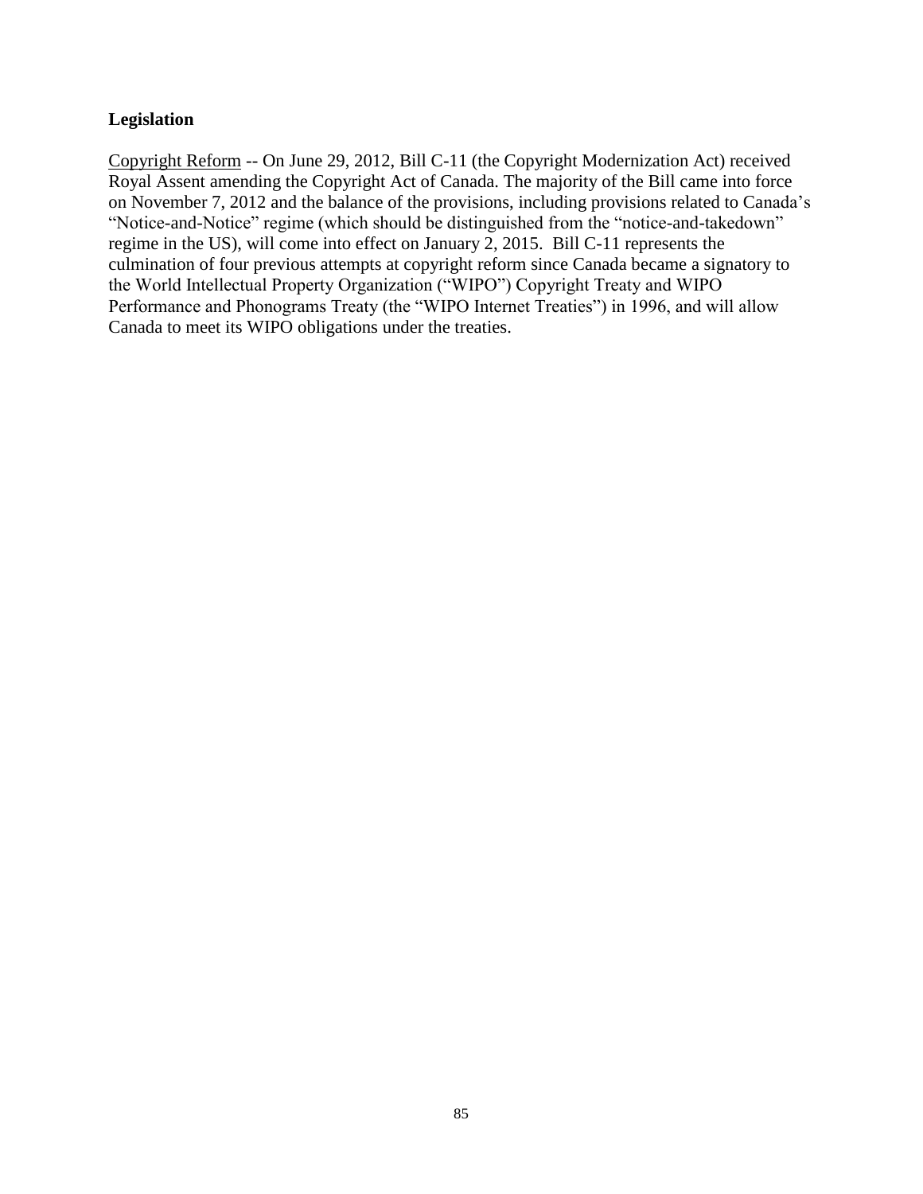**Legislation**

Copyright Reform -- On June 29, 2012, Bill C-11 (the Copyright Modernization Act) received Royal Assent amending the Copyright Act of Canada. The majority of the Bill came into force on November 7, 2012 and the balance of the provisions, including provisions related to Canada's "Notice-and-Notice" regime (which should be distinguished from the "notice-and-takedown" regime in the US), will come into effect on January 2, 2015. Bill C-11 represents the culmination of four previous attempts at copyright reform since Canada became a signatory to the World Intellectual Property Organization ("WIPO") Copyright Treaty and WIPO Performance and Phonograms Treaty (the "WIPO Internet Treaties") in 1996, and will allow Canada to meet its WIPO obligations under the treaties.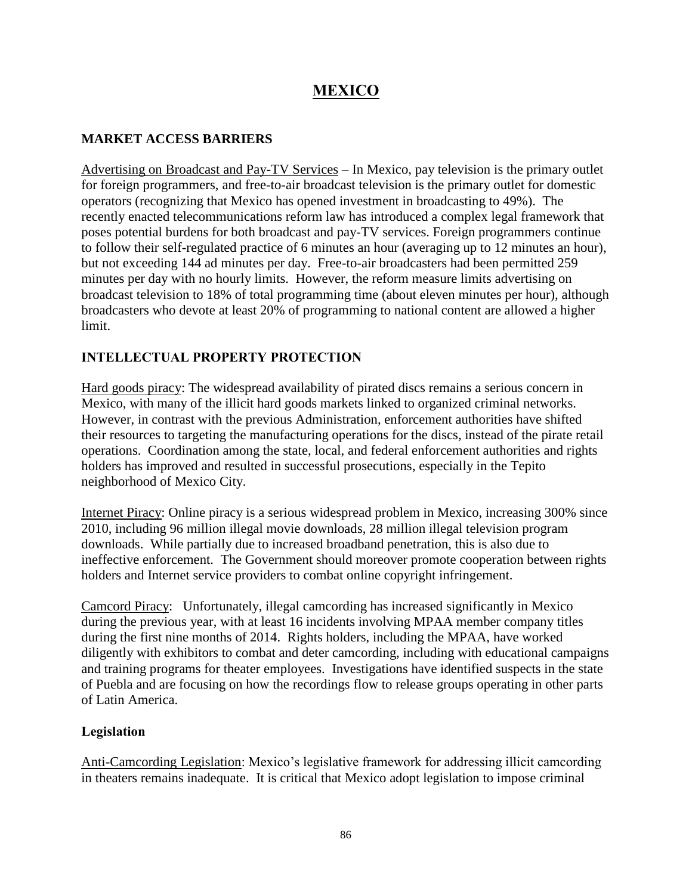# MEXICO

## MARKET ACCESS BARRIERS

Advertising on Broadcast and Pay-TV Services – In Mexico, pay television is the primary outlet for foreign programmers, and free-to-air broadcast television is the primary outlet for domestic operators (recognizing that Mexico has opened investment in broadcasting to 49%). The recently enacted telecommunications reform law has introduced a complex legal framework that poses potential burdens for both broadcast and pay-TV services. Foreign programmers continue to follow their self-regulated practice of 6 minutes an hour (averaging up to 12 minutes an hour), but not exceeding 144 ad minutes per day. Free-to-air broadcasters had been permitted 259 minutes per day with no hourly limits. However, the reform measure limits advertising on broadcast television to 18% of total programming time (about eleven minutes per hour), although broadcasters who devote at least 20% of programming to national content are allowed a higher limit.

## INTELLECTUAL PROPERTY PROTECTION

Hard goods piracy: The widespread availability of pirated discs remains a serious concern in Mexico, with many of the illicit hard goods markets linked to organized criminal networks. However, in contrast with the previous Administration, enforcement authorities have shifted their resources to targeting the manufacturing operations for the discs, instead of the pirate retail operations. Coordination among the state, local, and federal enforcement authorities and rights holders has improved and resulted in successful prosecutions, especially in the Tepito neighborhood of Mexico City.

Internet Piracy: Online piracy is a serious widespread problem in Mexico, increasing 300% since 2010, including 96 million illegal movie downloads, 28 million illegal television program downloads. While partially due to increased broadband penetration, this is also due to ineffective enforcement. The Government should moreover promote cooperation between rights holders and Internet service providers to combat online copyright infringement.

Camcord Piracy: Unfortunately, illegal camcording has increased significantly in Mexico during the previous year, with at least 16 incidents involving MPAA member company titles during the first nine months of 2014. Rights holders, including the MPAA, have worked diligently with exhibitors to combat and deter camcording, including with educational campaigns and training programs for theater employees. Investigations have identified suspects in the state of Puebla and are focusing on how the recordings flow to release groups operating in other parts of Latin America.

### Legislation

Anti-Camcording Legislation: Mexico's legislative framework for addressing illicit camcording in theaters remains inadequate. It is critical that Mexico adopt legislation to impose criminal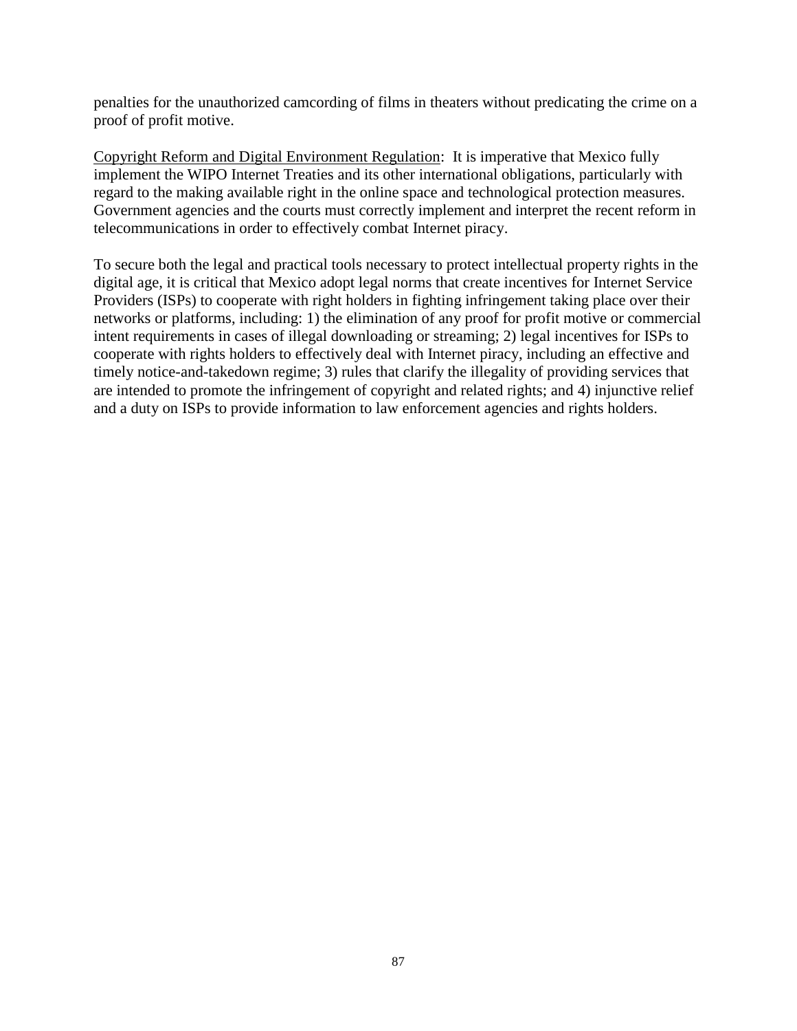penalties for the unauthorized camcording of films in theaters without predicating the crime on a proof of profit motive.

<u>Copyright Reform and Digital Environment Regulation</u>: It is imperative that Mexico fully implement the WIPO Internet Treaties and its other international obligations, particularly with regard to the making available right in the online space and technological protection measures. Government agencies and the courts must correctly implement and interpret the recent reform in telecommunications in order to effectively combat Internet piracy.

To secure both the legal and practical tools necessary to protect intellectual property rights in the digital age, it is critical that Mexico adopt legal norms that create incentives for Internet Service Providers (ISPs) to cooperate with right holders in fighting infringement taking place over their networks or platforms, including: 1) the elimination of any proof for profit motive or commercial intent requirements in cases of illegal downloading or streaming; 2) legal incentives for ISPs to cooperate with rights holders to effectively deal with Internet piracy, including an effective and timely notice-and-takedown regime; 3) rules that clarify the illegality of providing services that are intended to promote the infringement of copyright and related rights; and 4) injunctive relief and a duty on ISPs to provide information to law enforcement agencies and rights holders.